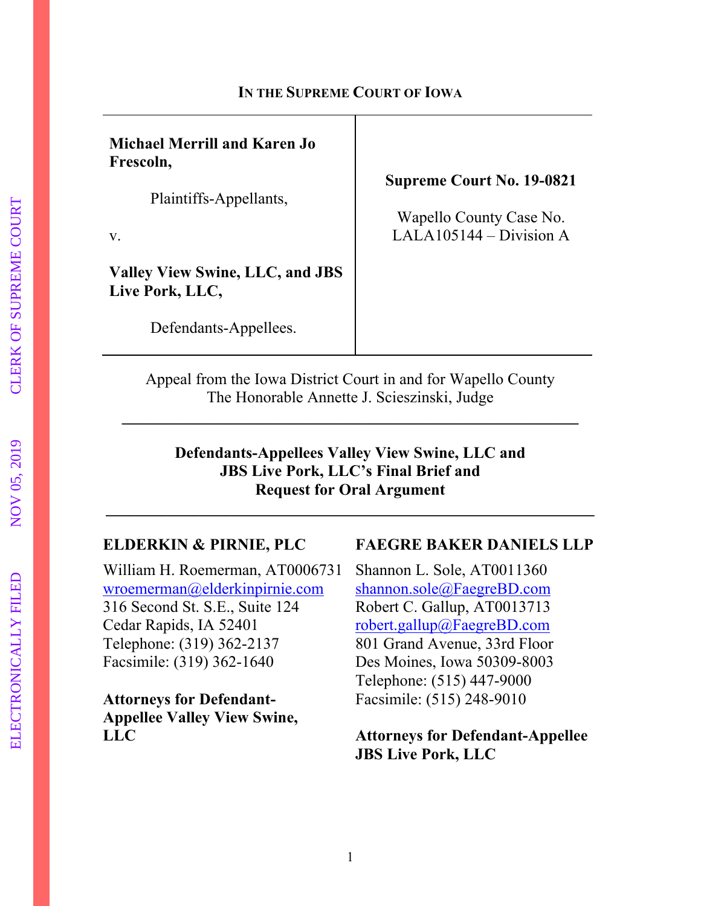**IN THE SUPREME COURT OF IOWA**

| | |
|---|---|
| **Michael Merrill and Karen Jo Frescoln,**<br><br>Plaintiffs-Appellants,<br><br>v.<br><br>**Valley View Swine, LLC, and JBS Live Pork, LLC,**<br><br>Defendants-Appellees. | **Supreme Court No. 19-0821**<br><br>Wapello County Case No. LALA105144 – Division A |

Appeal from the Iowa District Court in and for Wapello County
The Honorable Annette J. Scieszinski, Judge

---

**Defendants-Appellees Valley View Swine, LLC and JBS Live Pork, LLC's Final Brief and Request for Oral Argument**

---

**ELDERKIN & PIRNIE, PLC**

William H. Roemerman, AT0006731
wroemerman@elderkinpirnie.com
316 Second St. S.E., Suite 124
Cedar Rapids, IA 52401
Telephone: (319) 362-2137
Facsimile: (319) 362-1640

**Attorneys for Defendant-Appellee Valley View Swine, LLC**

**FAEGRE BAKER DANIELS LLP**

Shannon L. Sole, AT0011360
shannon.sole@FaegreBD.com
Robert C. Gallup, AT0013713
robert.gallup@FaegreBD.com
801 Grand Avenue, 33rd Floor
Des Moines, Iowa 50309-8003
Telephone: (515) 447-9000
Facsimile: (515) 248-9010

**Attorneys for Defendant-Appellee JBS Live Pork, LLC**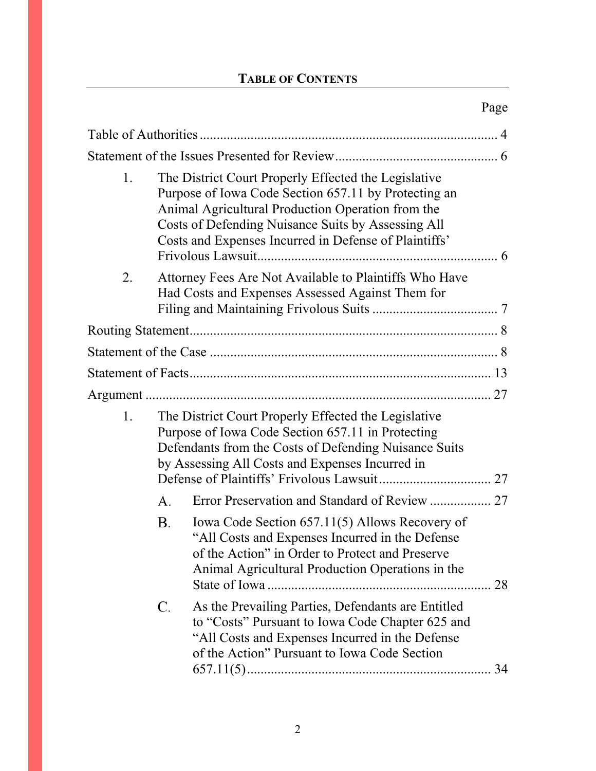# TABLE OF CONTENTS

| | Page |
|---|---|
| Table of Authorities | 4 |
| Statement of the Issues Presented for Review | 6 |
| 1. The District Court Properly Effected the Legislative Purpose of Iowa Code Section 657.11 by Protecting an Animal Agricultural Production Operation from the Costs of Defending Nuisance Suits by Assessing All Costs and Expenses Incurred in Defense of Plaintiffs' Frivolous Lawsuit | 6 |
| 2. Attorney Fees Are Not Available to Plaintiffs Who Have Had Costs and Expenses Assessed Against Them for Filing and Maintaining Frivolous Suits | 7 |
| Routing Statement | 8 |
| Statement of the Case | 8 |
| Statement of Facts | 13 |
| Argument | 27 |
| 1. The District Court Properly Effected the Legislative Purpose of Iowa Code Section 657.11 in Protecting Defendants from the Costs of Defending Nuisance Suits by Assessing All Costs and Expenses Incurred in Defense of Plaintiffs' Frivolous Lawsuit | 27 |
| A. Error Preservation and Standard of Review | 27 |
| B. Iowa Code Section 657.11(5) Allows Recovery of "All Costs and Expenses Incurred in the Defense of the Action" in Order to Protect and Preserve Animal Agricultural Production Operations in the State of Iowa | 28 |
| C. As the Prevailing Parties, Defendants are Entitled to "Costs" Pursuant to Iowa Code Chapter 625 and "All Costs and Expenses Incurred in the Defense of the Action" Pursuant to Iowa Code Section 657.11(5) | 34 |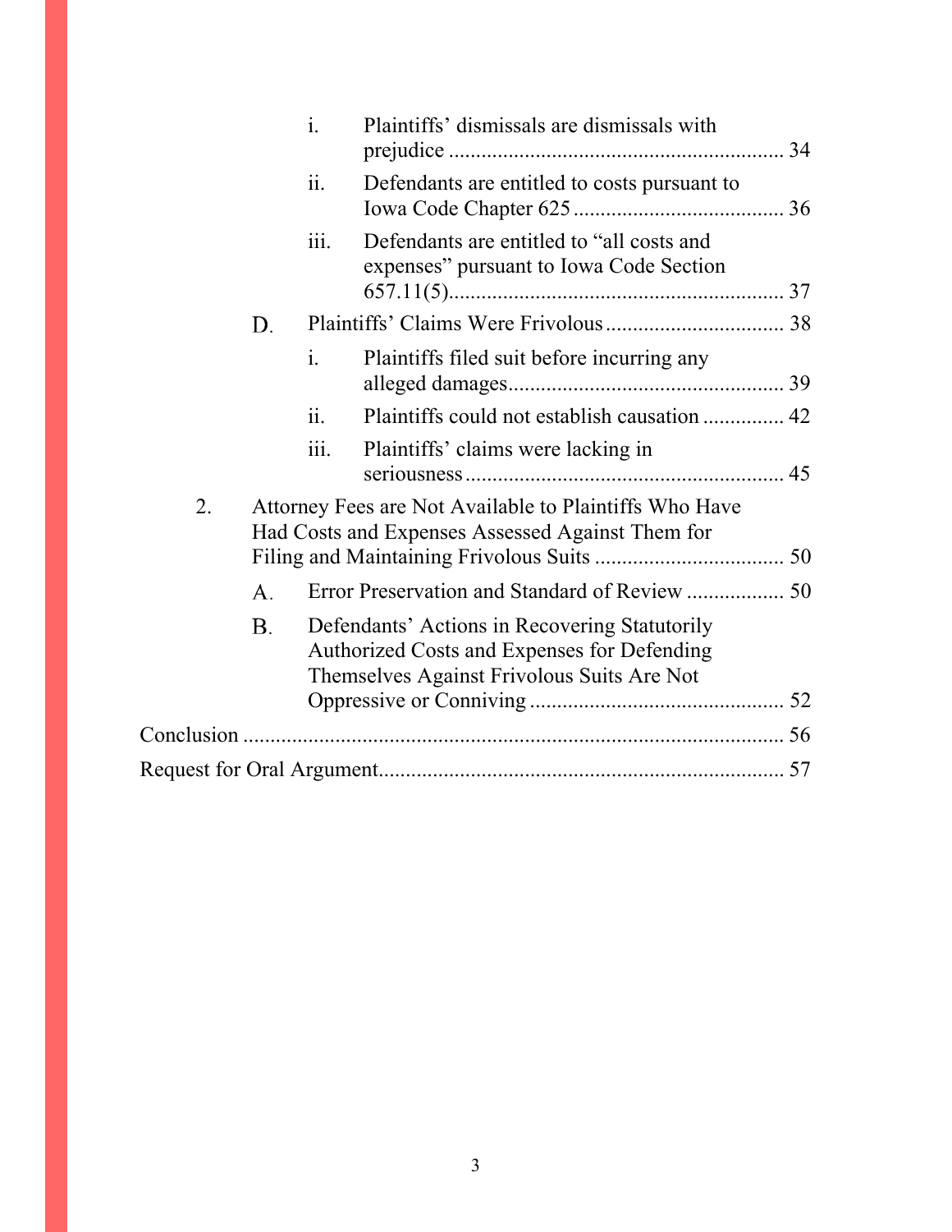- i. Plaintiffs' dismissals are dismissals with prejudice ............ 34
- ii. Defendants are entitled to costs pursuant to Iowa Code Chapter 625 ............ 36
- iii. Defendants are entitled to "all costs and expenses" pursuant to Iowa Code Section 657.11(5) ............ 37

D. Plaintiffs' Claims Were Frivolous ............ 38

- i. Plaintiffs filed suit before incurring any alleged damages ............ 39
- ii. Plaintiffs could not establish causation ............ 42
- iii. Plaintiffs' claims were lacking in seriousness ............ 45

2. Attorney Fees are Not Available to Plaintiffs Who Have Had Costs and Expenses Assessed Against Them for Filing and Maintaining Frivolous Suits ............ 50

A. Error Preservation and Standard of Review ............ 50

B. Defendants' Actions in Recovering Statutorily Authorized Costs and Expenses for Defending Themselves Against Frivolous Suits Are Not Oppressive or Conniving ............ 52

Conclusion ............ 56

Request for Oral Argument ............ 57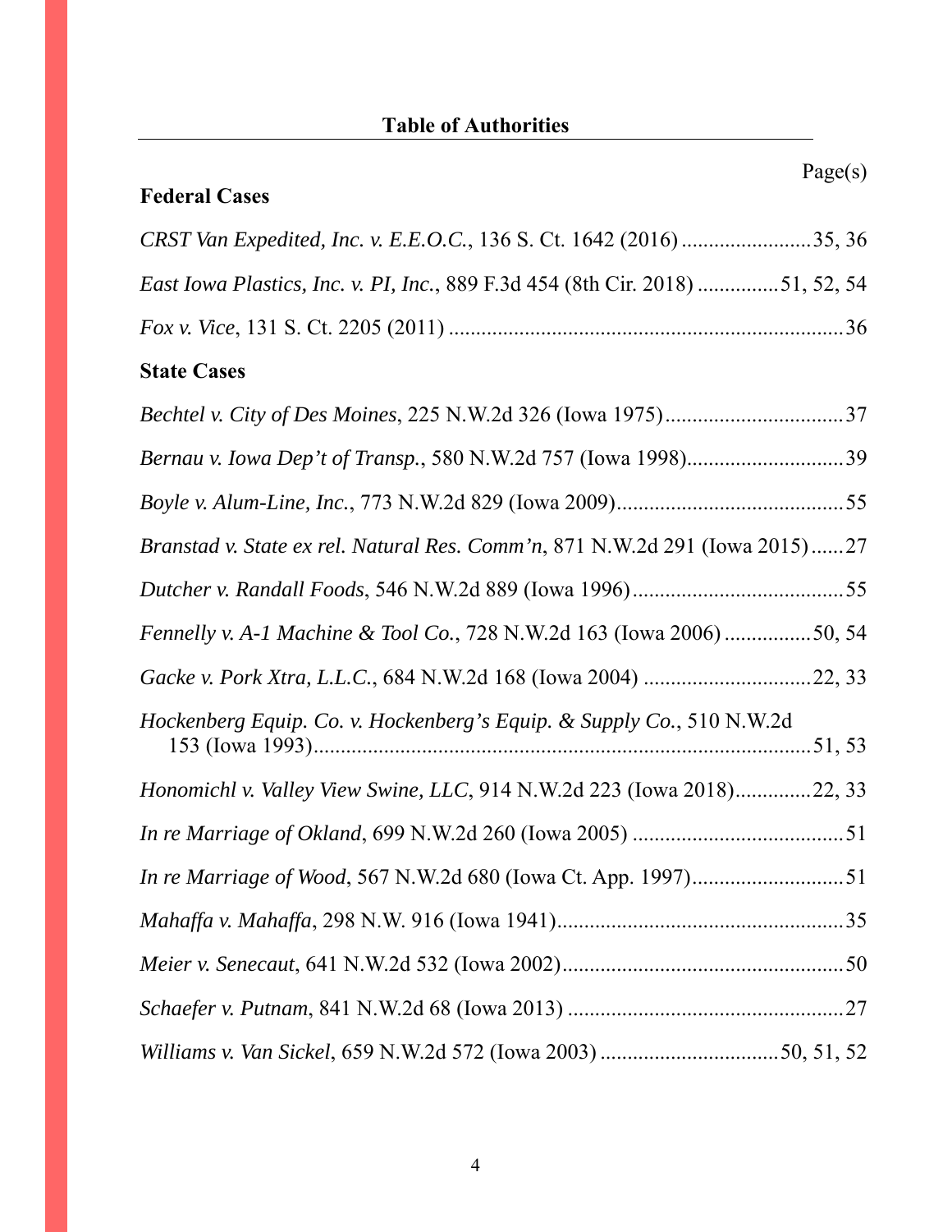## Table of Authorities

Page(s)

**Federal Cases**

*CRST Van Expedited, Inc. v. E.E.O.C.*, 136 S. Ct. 1642 (2016) ........................35, 36

*East Iowa Plastics, Inc. v. PI, Inc.*, 889 F.3d 454 (8th Cir. 2018) ..............51, 52, 54

*Fox v. Vice*, 131 S. Ct. 2205 (2011) ........................................................................36

**State Cases**

*Bechtel v. City of Des Moines*, 225 N.W.2d 326 (Iowa 1975) .................................37

*Bernau v. Iowa Dep't of Transp.*, 580 N.W.2d 757 (Iowa 1998) ............................39

*Boyle v. Alum-Line, Inc.*, 773 N.W.2d 829 (Iowa 2009) ..........................................55

*Branstad v. State ex rel. Natural Res. Comm'n*, 871 N.W.2d 291 (Iowa 2015) ......27

*Dutcher v. Randall Foods*, 546 N.W.2d 889 (Iowa 1996) .......................................55

*Fennelly v. A-1 Machine & Tool Co.*, 728 N.W.2d 163 (Iowa 2006) ................50, 54

*Gacke v. Pork Xtra, L.L.C.*, 684 N.W.2d 168 (Iowa 2004) ...............................22, 33

*Hockenberg Equip. Co. v. Hockenberg's Equip. & Supply Co.*, 510 N.W.2d 153 (Iowa 1993) .............................................................................................51, 53

*Honomichl v. Valley View Swine, LLC*, 914 N.W.2d 223 (Iowa 2018) .............22, 33

*In re Marriage of Okland*, 699 N.W.2d 260 (Iowa 2005) .......................................51

*In re Marriage of Wood*, 567 N.W.2d 680 (Iowa Ct. App. 1997) ............................51

*Mahaffa v. Mahaffa*, 298 N.W. 916 (Iowa 1941) .....................................................35

*Meier v. Senecaut*, 641 N.W.2d 532 (Iowa 2002) .....................................................50

*Schaefer v. Putnam*, 841 N.W.2d 68 (Iowa 2013) ....................................................27

*Williams v. Van Sickel*, 659 N.W.2d 572 (Iowa 2003) .................................50, 51, 52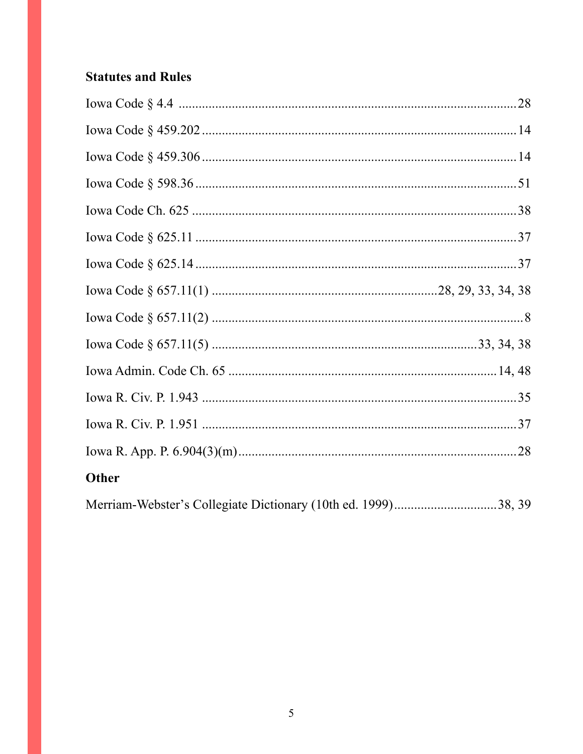**Statutes and Rules**

Iowa Code § 4.4 ..................................................................................................28

Iowa Code § 459.202 .........................................................................................14

Iowa Code § 459.306 .........................................................................................14

Iowa Code § 598.36 ...........................................................................................51

Iowa Code Ch. 625 ............................................................................................38

Iowa Code § 625.11 ...........................................................................................37

Iowa Code § 625.14 ...........................................................................................37

Iowa Code § 657.11(1) ..................................................................28, 29, 33, 34, 38

Iowa Code § 657.11(2) ..........................................................................................8

Iowa Code § 657.11(5) .........................................................................33, 34, 38

Iowa Admin. Code Ch. 65 ...........................................................................14, 48

Iowa R. Civ. P. 1.943 ........................................................................................35

Iowa R. Civ. P. 1.951 ........................................................................................37

Iowa R. App. P. 6.904(3)(m) ...............................................................................28

**Other**

Merriam-Webster's Collegiate Dictionary (10th ed. 1999).............................38, 39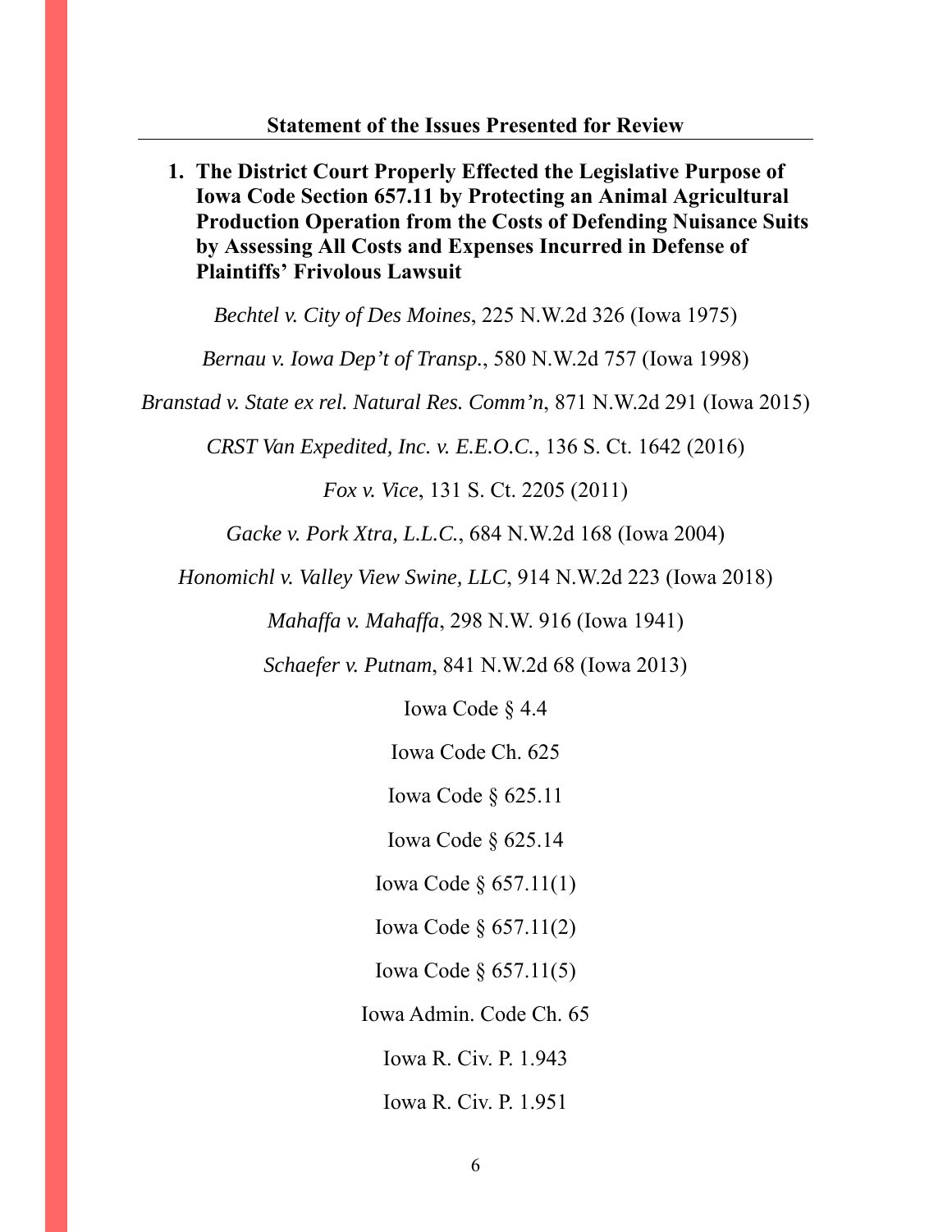## Statement of the Issues Presented for Review

1. **The District Court Properly Effected the Legislative Purpose of Iowa Code Section 657.11 by Protecting an Animal Agricultural Production Operation from the Costs of Defending Nuisance Suits by Assessing All Costs and Expenses Incurred in Defense of Plaintiffs' Frivolous Lawsuit**

*Bechtel v. City of Des Moines*, 225 N.W.2d 326 (Iowa 1975)

*Bernau v. Iowa Dep't of Transp.*, 580 N.W.2d 757 (Iowa 1998)

*Branstad v. State ex rel. Natural Res. Comm'n*, 871 N.W.2d 291 (Iowa 2015)

*CRST Van Expedited, Inc. v. E.E.O.C.*, 136 S. Ct. 1642 (2016)

*Fox v. Vice*, 131 S. Ct. 2205 (2011)

*Gacke v. Pork Xtra, L.L.C.*, 684 N.W.2d 168 (Iowa 2004)

*Honomichl v. Valley View Swine, LLC*, 914 N.W.2d 223 (Iowa 2018)

*Mahaffa v. Mahaffa*, 298 N.W. 916 (Iowa 1941)

*Schaefer v. Putnam*, 841 N.W.2d 68 (Iowa 2013)

Iowa Code § 4.4

Iowa Code Ch. 625

Iowa Code § 625.11

Iowa Code § 625.14

Iowa Code § 657.11(1)

Iowa Code § 657.11(2)

Iowa Code § 657.11(5)

Iowa Admin. Code Ch. 65

Iowa R. Civ. P. 1.943

Iowa R. Civ. P. 1.951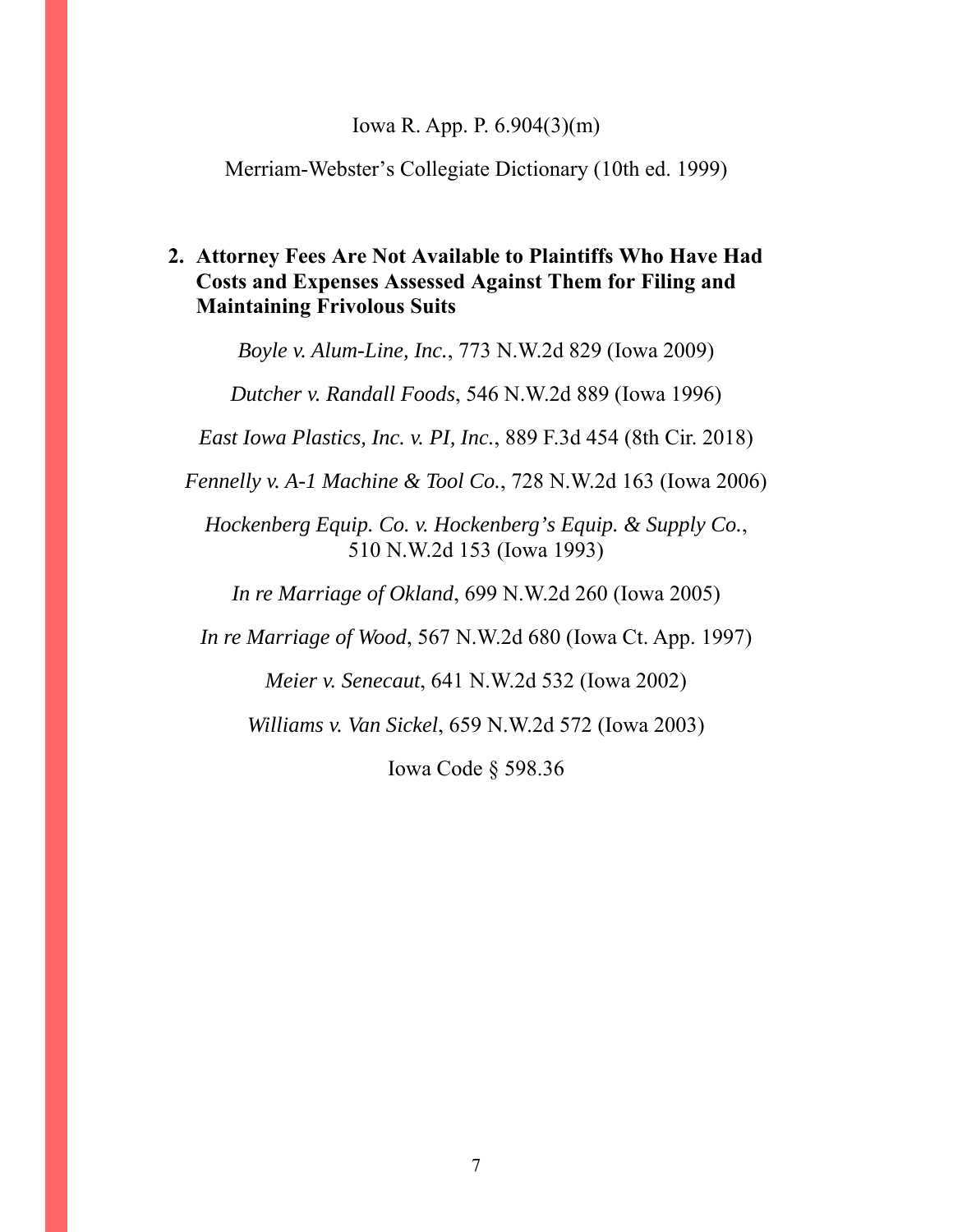Iowa R. App. P. 6.904(3)(m)

Merriam-Webster's Collegiate Dictionary (10th ed. 1999)

**2. Attorney Fees Are Not Available to Plaintiffs Who Have Had Costs and Expenses Assessed Against Them for Filing and Maintaining Frivolous Suits**

*Boyle v. Alum-Line, Inc.*, 773 N.W.2d 829 (Iowa 2009)

*Dutcher v. Randall Foods*, 546 N.W.2d 889 (Iowa 1996)

*East Iowa Plastics, Inc. v. PI, Inc.*, 889 F.3d 454 (8th Cir. 2018)

*Fennelly v. A-1 Machine & Tool Co.*, 728 N.W.2d 163 (Iowa 2006)

*Hockenberg Equip. Co. v. Hockenberg's Equip. & Supply Co.*, 510 N.W.2d 153 (Iowa 1993)

*In re Marriage of Okland*, 699 N.W.2d 260 (Iowa 2005)

*In re Marriage of Wood*, 567 N.W.2d 680 (Iowa Ct. App. 1997)

*Meier v. Senecaut*, 641 N.W.2d 532 (Iowa 2002)

*Williams v. Van Sickel*, 659 N.W.2d 572 (Iowa 2003)

Iowa Code § 598.36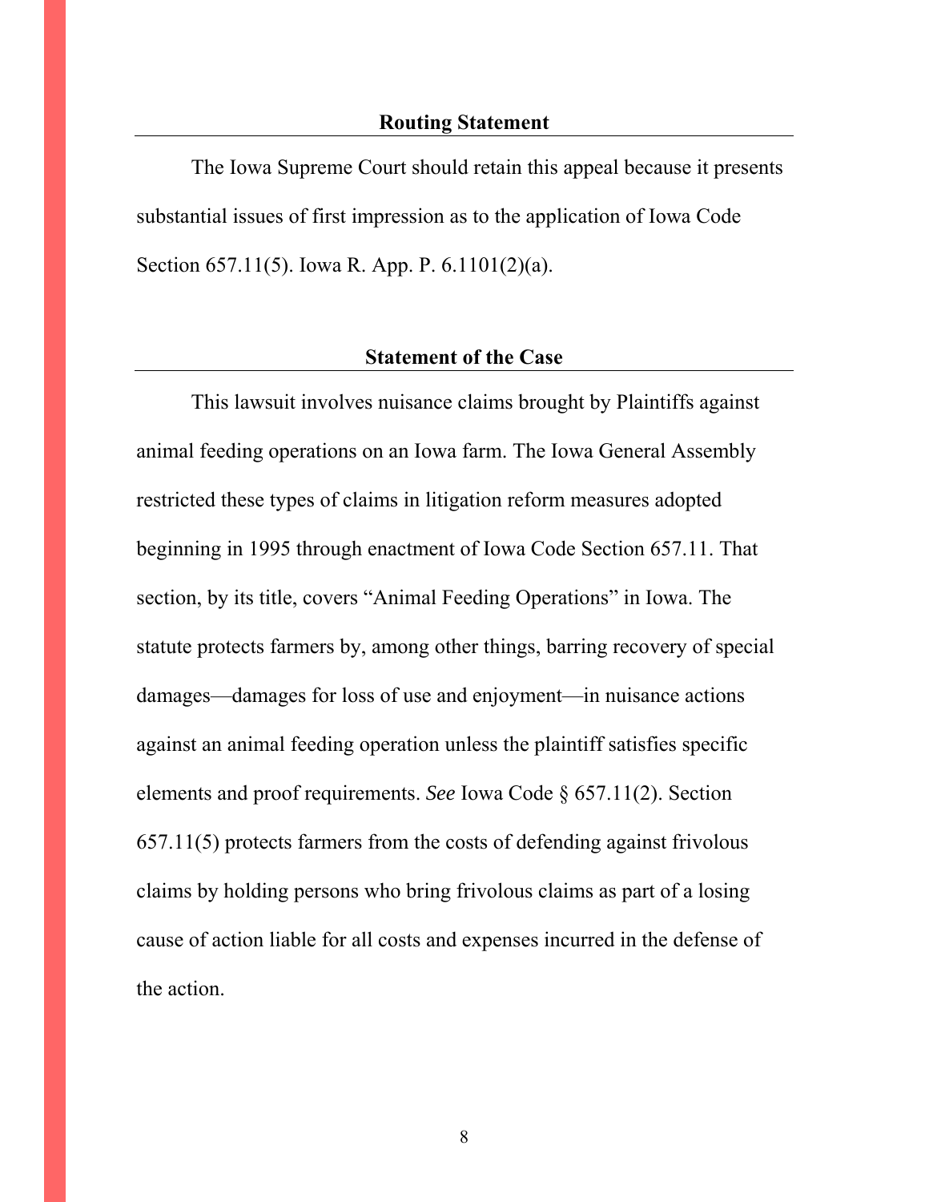## Routing Statement

The Iowa Supreme Court should retain this appeal because it presents substantial issues of first impression as to the application of Iowa Code Section 657.11(5). Iowa R. App. P. 6.1101(2)(a).

## Statement of the Case

This lawsuit involves nuisance claims brought by Plaintiffs against animal feeding operations on an Iowa farm. The Iowa General Assembly restricted these types of claims in litigation reform measures adopted beginning in 1995 through enactment of Iowa Code Section 657.11. That section, by its title, covers "Animal Feeding Operations" in Iowa. The statute protects farmers by, among other things, barring recovery of special damages—damages for loss of use and enjoyment—in nuisance actions against an animal feeding operation unless the plaintiff satisfies specific elements and proof requirements. *See* Iowa Code § 657.11(2). Section 657.11(5) protects farmers from the costs of defending against frivolous claims by holding persons who bring frivolous claims as part of a losing cause of action liable for all costs and expenses incurred in the defense of the action.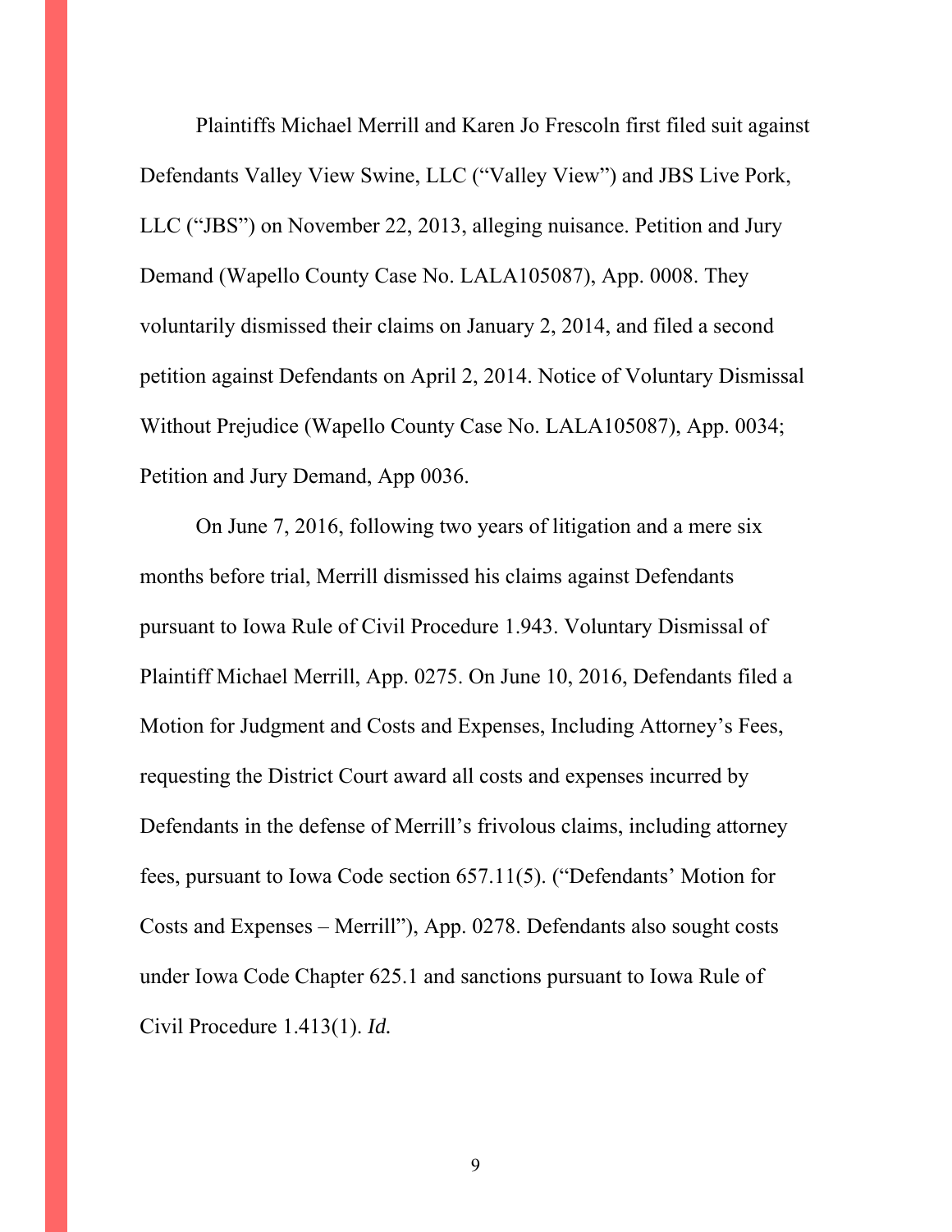Plaintiffs Michael Merrill and Karen Jo Frescoln first filed suit against Defendants Valley View Swine, LLC ("Valley View") and JBS Live Pork, LLC ("JBS") on November 22, 2013, alleging nuisance. Petition and Jury Demand (Wapello County Case No. LALA105087), App. 0008. They voluntarily dismissed their claims on January 2, 2014, and filed a second petition against Defendants on April 2, 2014. Notice of Voluntary Dismissal Without Prejudice (Wapello County Case No. LALA105087), App. 0034; Petition and Jury Demand, App 0036.

On June 7, 2016, following two years of litigation and a mere six months before trial, Merrill dismissed his claims against Defendants pursuant to Iowa Rule of Civil Procedure 1.943. Voluntary Dismissal of Plaintiff Michael Merrill, App. 0275. On June 10, 2016, Defendants filed a Motion for Judgment and Costs and Expenses, Including Attorney's Fees, requesting the District Court award all costs and expenses incurred by Defendants in the defense of Merrill's frivolous claims, including attorney fees, pursuant to Iowa Code section 657.11(5). ("Defendants' Motion for Costs and Expenses – Merrill"), App. 0278. Defendants also sought costs under Iowa Code Chapter 625.1 and sanctions pursuant to Iowa Rule of Civil Procedure 1.413(1). *Id.*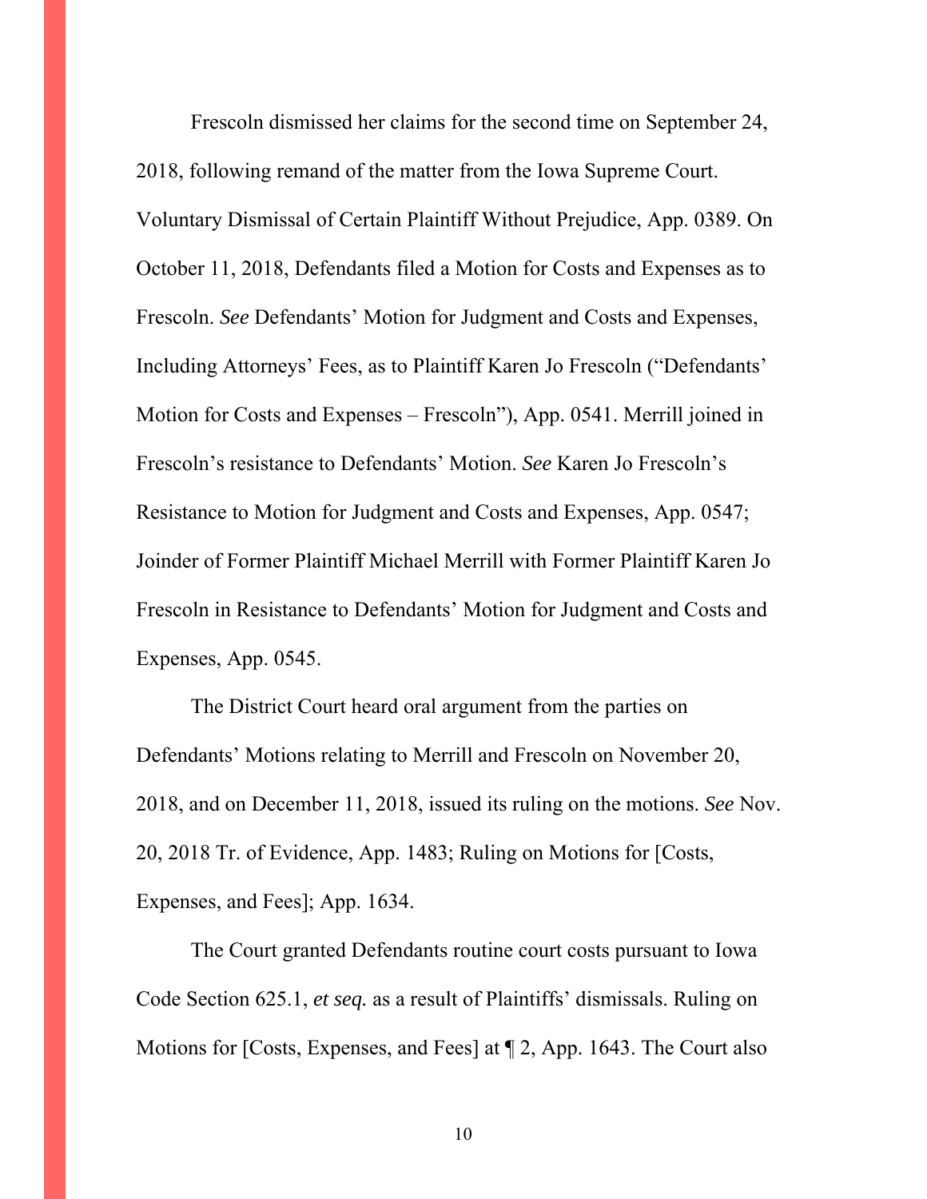Frescoln dismissed her claims for the second time on September 24, 2018, following remand of the matter from the Iowa Supreme Court. Voluntary Dismissal of Certain Plaintiff Without Prejudice, App. 0389. On October 11, 2018, Defendants filed a Motion for Costs and Expenses as to Frescoln. *See* Defendants' Motion for Judgment and Costs and Expenses, Including Attorneys' Fees, as to Plaintiff Karen Jo Frescoln ("Defendants' Motion for Costs and Expenses – Frescoln"), App. 0541. Merrill joined in Frescoln's resistance to Defendants' Motion. *See* Karen Jo Frescoln's Resistance to Motion for Judgment and Costs and Expenses, App. 0547; Joinder of Former Plaintiff Michael Merrill with Former Plaintiff Karen Jo Frescoln in Resistance to Defendants' Motion for Judgment and Costs and Expenses, App. 0545.

The District Court heard oral argument from the parties on Defendants' Motions relating to Merrill and Frescoln on November 20, 2018, and on December 11, 2018, issued its ruling on the motions. *See* Nov. 20, 2018 Tr. of Evidence, App. 1483; Ruling on Motions for [Costs, Expenses, and Fees]; App. 1634.

The Court granted Defendants routine court costs pursuant to Iowa Code Section 625.1, *et seq.* as a result of Plaintiffs' dismissals. Ruling on Motions for [Costs, Expenses, and Fees] at ¶ 2, App. 1643. The Court also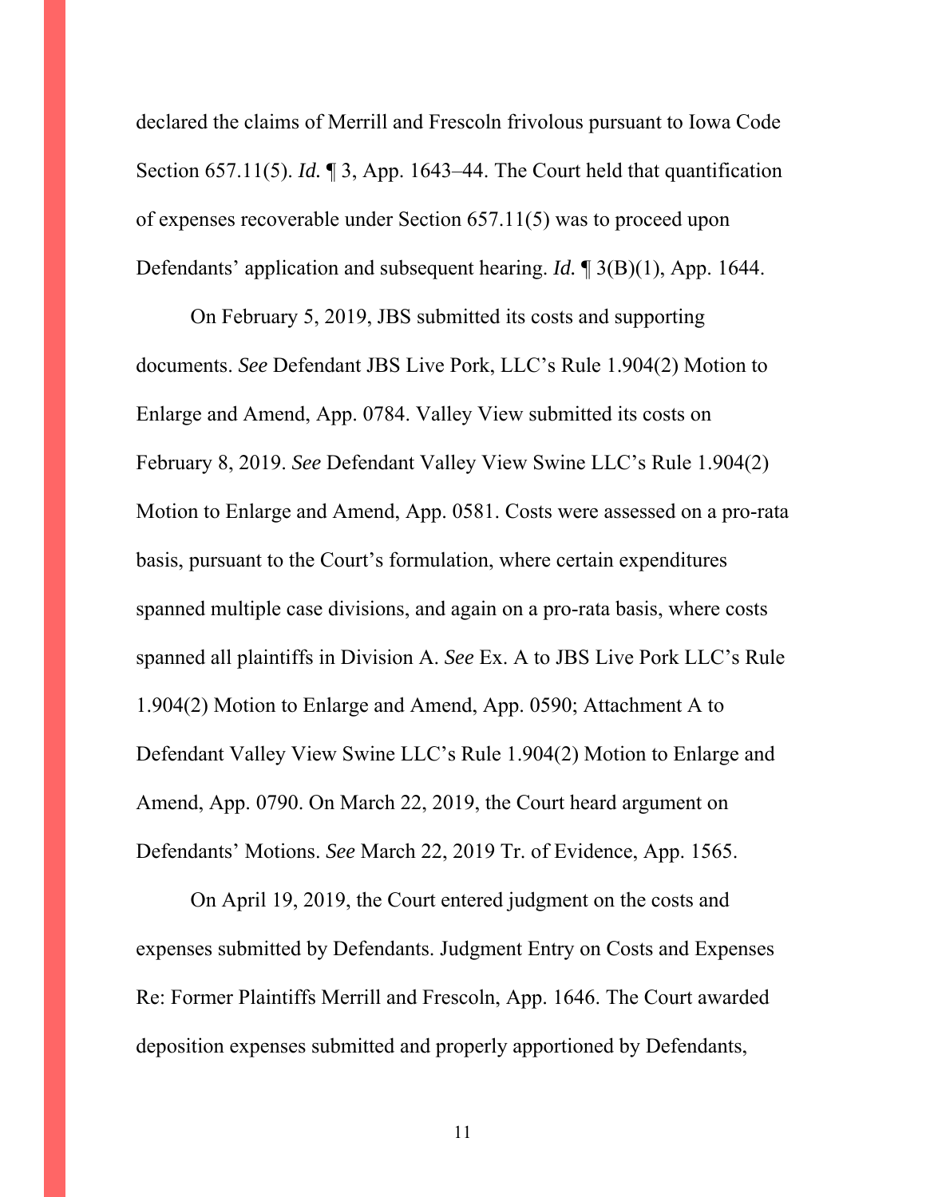declared the claims of Merrill and Frescoln frivolous pursuant to Iowa Code Section 657.11(5). *Id.* ¶ 3, App. 1643–44. The Court held that quantification of expenses recoverable under Section 657.11(5) was to proceed upon Defendants' application and subsequent hearing. *Id.* ¶ 3(B)(1), App. 1644.

On February 5, 2019, JBS submitted its costs and supporting documents. *See* Defendant JBS Live Pork, LLC's Rule 1.904(2) Motion to Enlarge and Amend, App. 0784. Valley View submitted its costs on February 8, 2019. *See* Defendant Valley View Swine LLC's Rule 1.904(2) Motion to Enlarge and Amend, App. 0581. Costs were assessed on a pro-rata basis, pursuant to the Court's formulation, where certain expenditures spanned multiple case divisions, and again on a pro-rata basis, where costs spanned all plaintiffs in Division A. *See* Ex. A to JBS Live Pork LLC's Rule 1.904(2) Motion to Enlarge and Amend, App. 0590; Attachment A to Defendant Valley View Swine LLC's Rule 1.904(2) Motion to Enlarge and Amend, App. 0790. On March 22, 2019, the Court heard argument on Defendants' Motions. *See* March 22, 2019 Tr. of Evidence, App. 1565.

On April 19, 2019, the Court entered judgment on the costs and expenses submitted by Defendants. Judgment Entry on Costs and Expenses Re: Former Plaintiffs Merrill and Frescoln, App. 1646. The Court awarded deposition expenses submitted and properly apportioned by Defendants,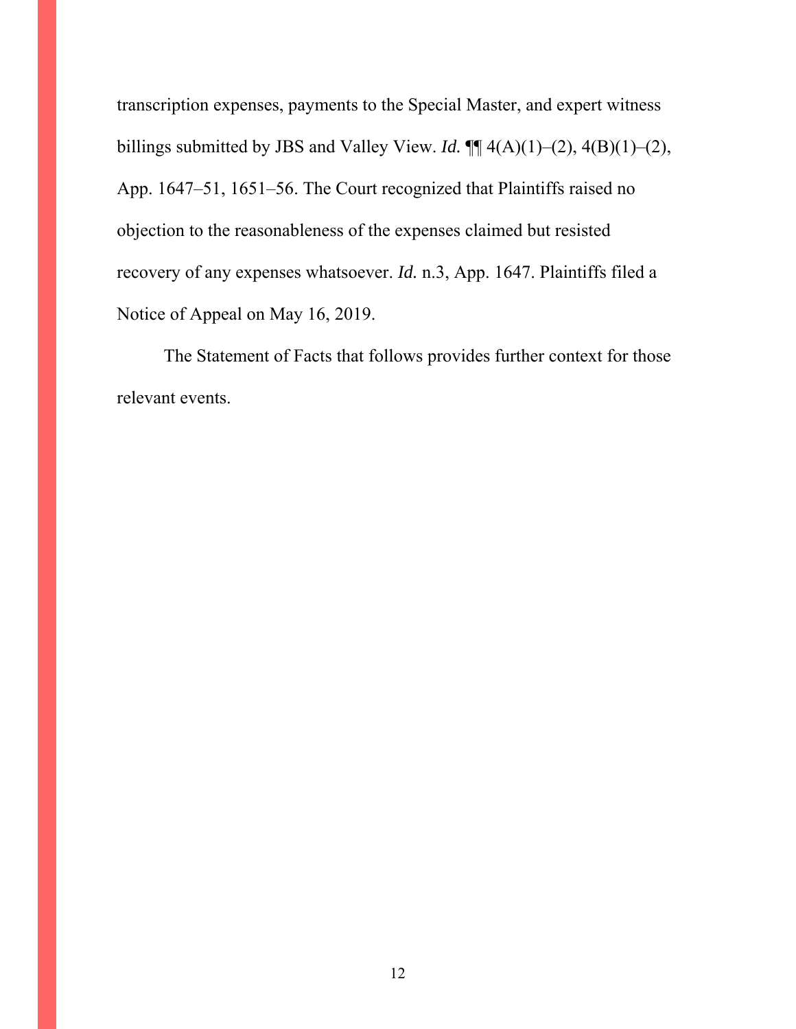transcription expenses, payments to the Special Master, and expert witness billings submitted by JBS and Valley View. *Id.* ¶¶ 4(A)(1)–(2), 4(B)(1)–(2), App. 1647–51, 1651–56. The Court recognized that Plaintiffs raised no objection to the reasonableness of the expenses claimed but resisted recovery of any expenses whatsoever. *Id.* n.3, App. 1647. Plaintiffs filed a Notice of Appeal on May 16, 2019.

The Statement of Facts that follows provides further context for those relevant events.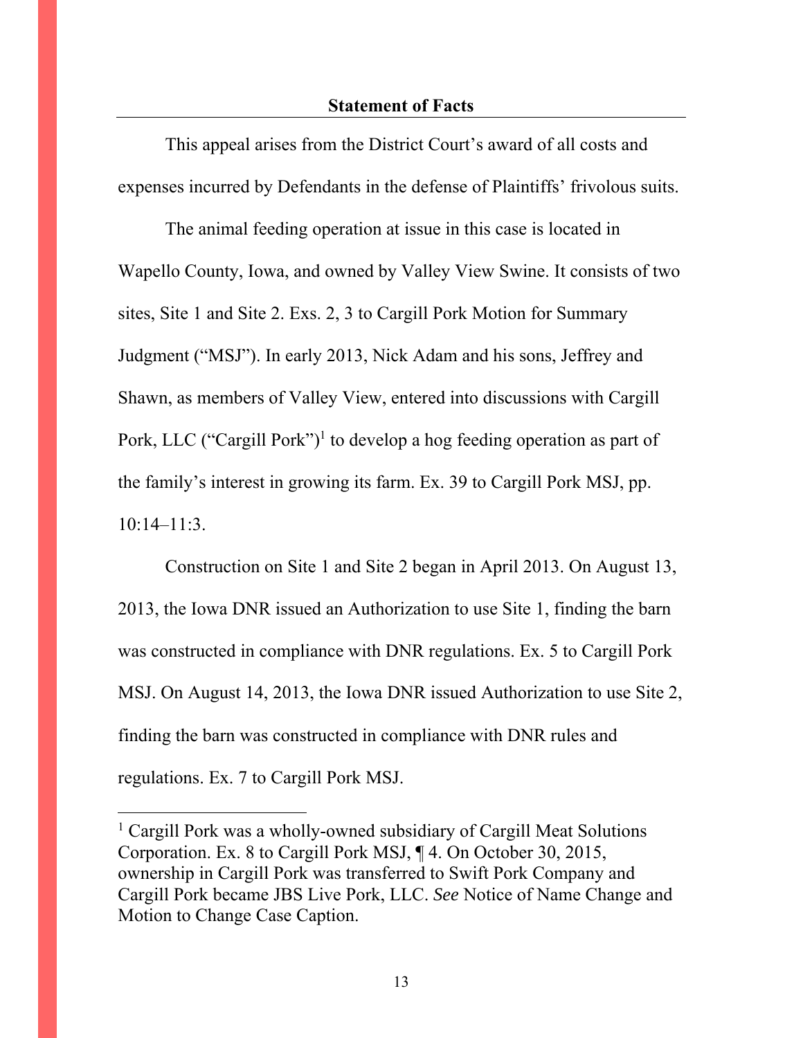## Statement of Facts

This appeal arises from the District Court's award of all costs and expenses incurred by Defendants in the defense of Plaintiffs' frivolous suits.

The animal feeding operation at issue in this case is located in Wapello County, Iowa, and owned by Valley View Swine. It consists of two sites, Site 1 and Site 2. Exs. 2, 3 to Cargill Pork Motion for Summary Judgment ("MSJ"). In early 2013, Nick Adam and his sons, Jeffrey and Shawn, as members of Valley View, entered into discussions with Cargill Pork, LLC ("Cargill Pork")[1] to develop a hog feeding operation as part of the family's interest in growing its farm. Ex. 39 to Cargill Pork MSJ, pp. 10:14–11:3.

Construction on Site 1 and Site 2 began in April 2013. On August 13, 2013, the Iowa DNR issued an Authorization to use Site 1, finding the barn was constructed in compliance with DNR regulations. Ex. 5 to Cargill Pork MSJ. On August 14, 2013, the Iowa DNR issued Authorization to use Site 2, finding the barn was constructed in compliance with DNR rules and regulations. Ex. 7 to Cargill Pork MSJ.

---

[1] Cargill Pork was a wholly-owned subsidiary of Cargill Meat Solutions Corporation. Ex. 8 to Cargill Pork MSJ, ¶ 4. On October 30, 2015, ownership in Cargill Pork was transferred to Swift Pork Company and Cargill Pork became JBS Live Pork, LLC. *See* Notice of Name Change and Motion to Change Case Caption.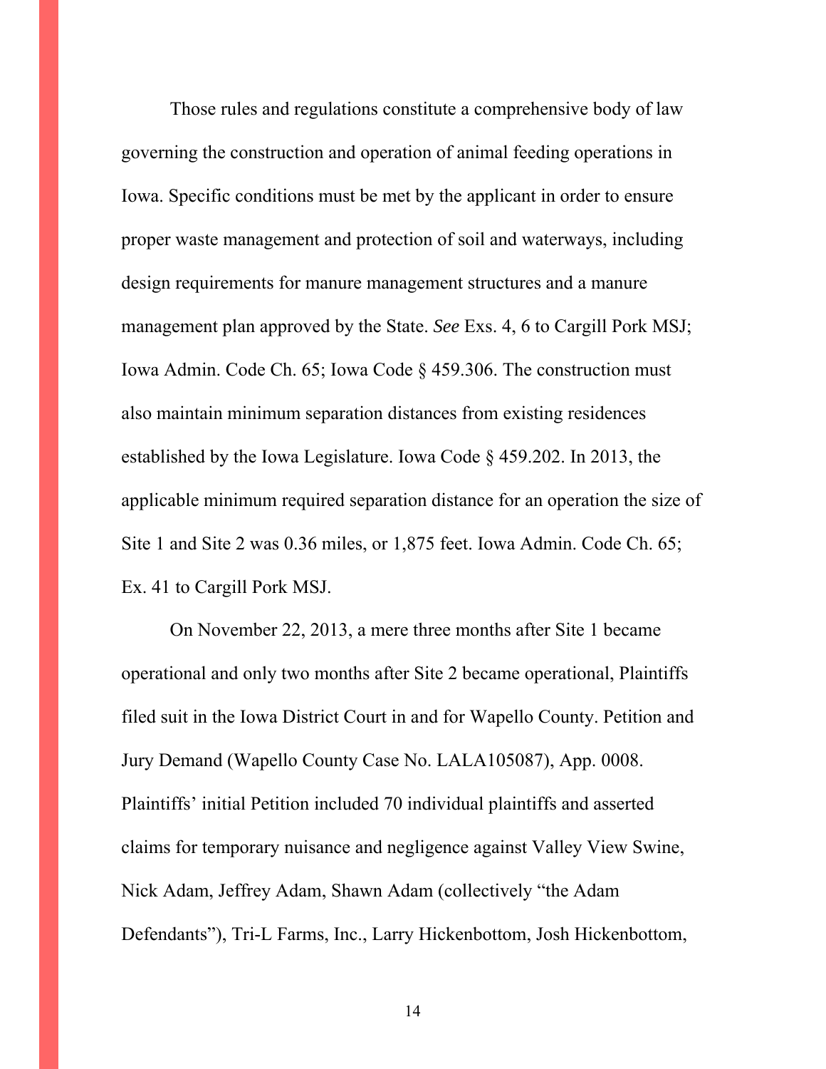Those rules and regulations constitute a comprehensive body of law governing the construction and operation of animal feeding operations in Iowa. Specific conditions must be met by the applicant in order to ensure proper waste management and protection of soil and waterways, including design requirements for manure management structures and a manure management plan approved by the State. *See* Exs. 4, 6 to Cargill Pork MSJ; Iowa Admin. Code Ch. 65; Iowa Code § 459.306. The construction must also maintain minimum separation distances from existing residences established by the Iowa Legislature. Iowa Code § 459.202. In 2013, the applicable minimum required separation distance for an operation the size of Site 1 and Site 2 was 0.36 miles, or 1,875 feet. Iowa Admin. Code Ch. 65; Ex. 41 to Cargill Pork MSJ.

On November 22, 2013, a mere three months after Site 1 became operational and only two months after Site 2 became operational, Plaintiffs filed suit in the Iowa District Court in and for Wapello County. Petition and Jury Demand (Wapello County Case No. LALA105087), App. 0008. Plaintiffs' initial Petition included 70 individual plaintiffs and asserted claims for temporary nuisance and negligence against Valley View Swine, Nick Adam, Jeffrey Adam, Shawn Adam (collectively "the Adam Defendants"), Tri-L Farms, Inc., Larry Hickenbottom, Josh Hickenbottom,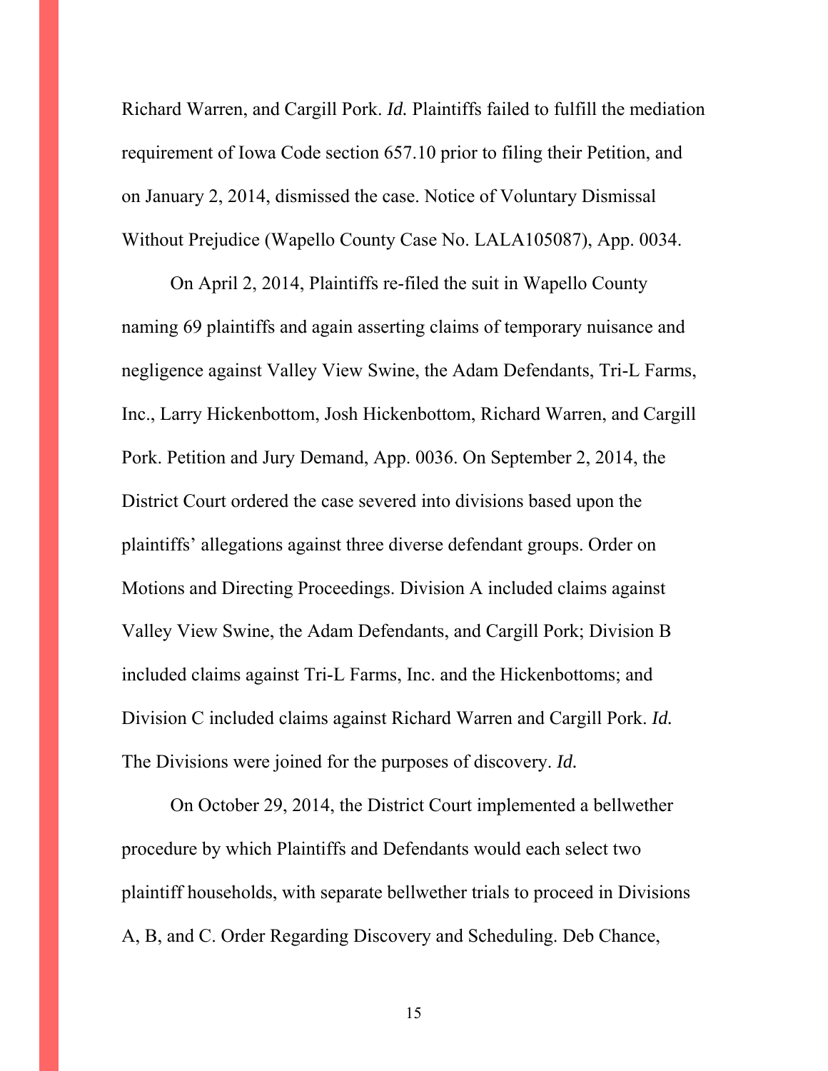Richard Warren, and Cargill Pork. *Id.* Plaintiffs failed to fulfill the mediation requirement of Iowa Code section 657.10 prior to filing their Petition, and on January 2, 2014, dismissed the case. Notice of Voluntary Dismissal Without Prejudice (Wapello County Case No. LALA105087), App. 0034.

On April 2, 2014, Plaintiffs re-filed the suit in Wapello County naming 69 plaintiffs and again asserting claims of temporary nuisance and negligence against Valley View Swine, the Adam Defendants, Tri-L Farms, Inc., Larry Hickenbottom, Josh Hickenbottom, Richard Warren, and Cargill Pork. Petition and Jury Demand, App. 0036. On September 2, 2014, the District Court ordered the case severed into divisions based upon the plaintiffs' allegations against three diverse defendant groups. Order on Motions and Directing Proceedings. Division A included claims against Valley View Swine, the Adam Defendants, and Cargill Pork; Division B included claims against Tri-L Farms, Inc. and the Hickenbottoms; and Division C included claims against Richard Warren and Cargill Pork. *Id.* The Divisions were joined for the purposes of discovery. *Id.*

On October 29, 2014, the District Court implemented a bellwether procedure by which Plaintiffs and Defendants would each select two plaintiff households, with separate bellwether trials to proceed in Divisions A, B, and C. Order Regarding Discovery and Scheduling. Deb Chance,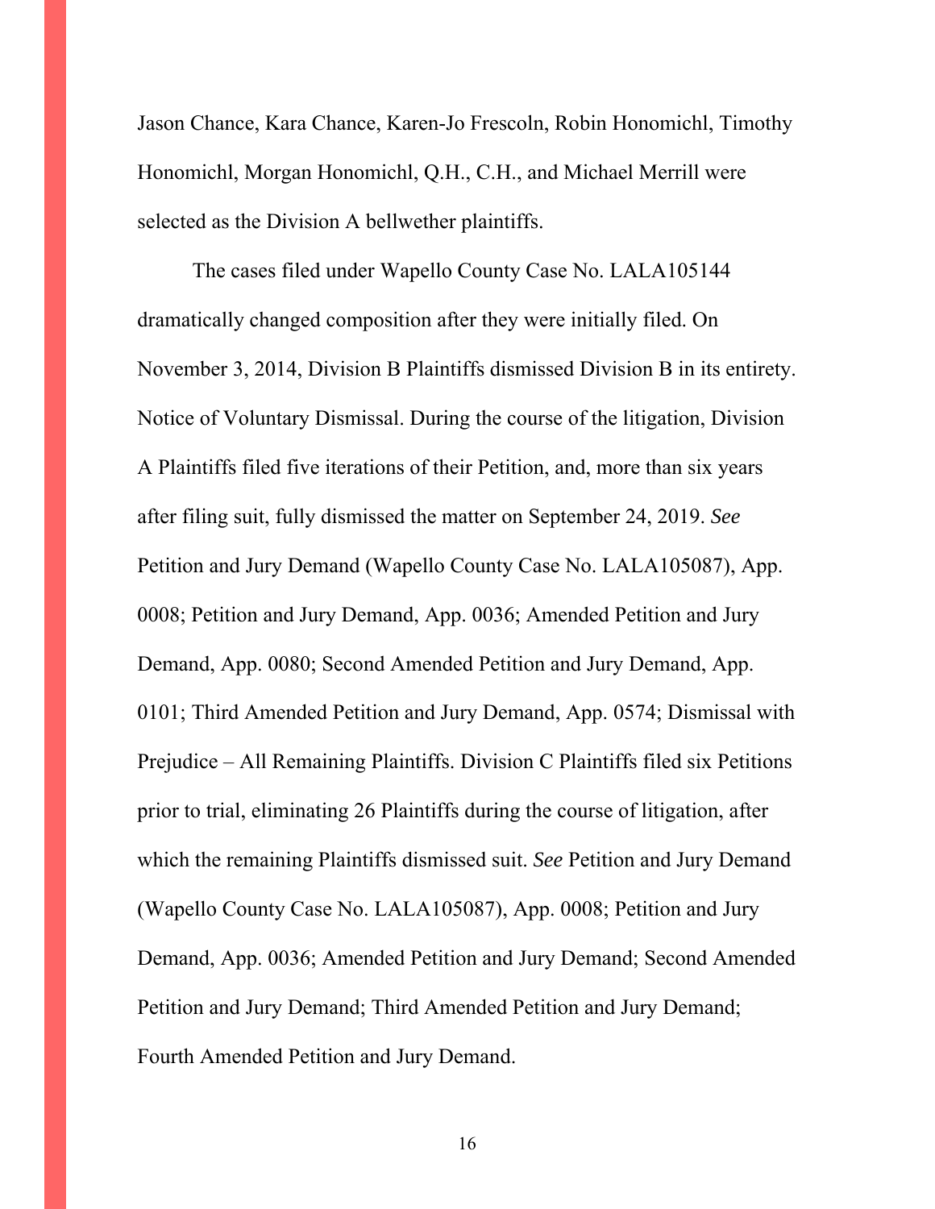Jason Chance, Kara Chance, Karen-Jo Frescoln, Robin Honomichl, Timothy Honomichl, Morgan Honomichl, Q.H., C.H., and Michael Merrill were selected as the Division A bellwether plaintiffs.

The cases filed under Wapello County Case No. LALA105144 dramatically changed composition after they were initially filed. On November 3, 2014, Division B Plaintiffs dismissed Division B in its entirety. Notice of Voluntary Dismissal. During the course of the litigation, Division A Plaintiffs filed five iterations of their Petition, and, more than six years after filing suit, fully dismissed the matter on September 24, 2019. *See* Petition and Jury Demand (Wapello County Case No. LALA105087), App. 0008; Petition and Jury Demand, App. 0036; Amended Petition and Jury Demand, App. 0080; Second Amended Petition and Jury Demand, App. 0101; Third Amended Petition and Jury Demand, App. 0574; Dismissal with Prejudice – All Remaining Plaintiffs. Division C Plaintiffs filed six Petitions prior to trial, eliminating 26 Plaintiffs during the course of litigation, after which the remaining Plaintiffs dismissed suit. *See* Petition and Jury Demand (Wapello County Case No. LALA105087), App. 0008; Petition and Jury Demand, App. 0036; Amended Petition and Jury Demand; Second Amended Petition and Jury Demand; Third Amended Petition and Jury Demand; Fourth Amended Petition and Jury Demand.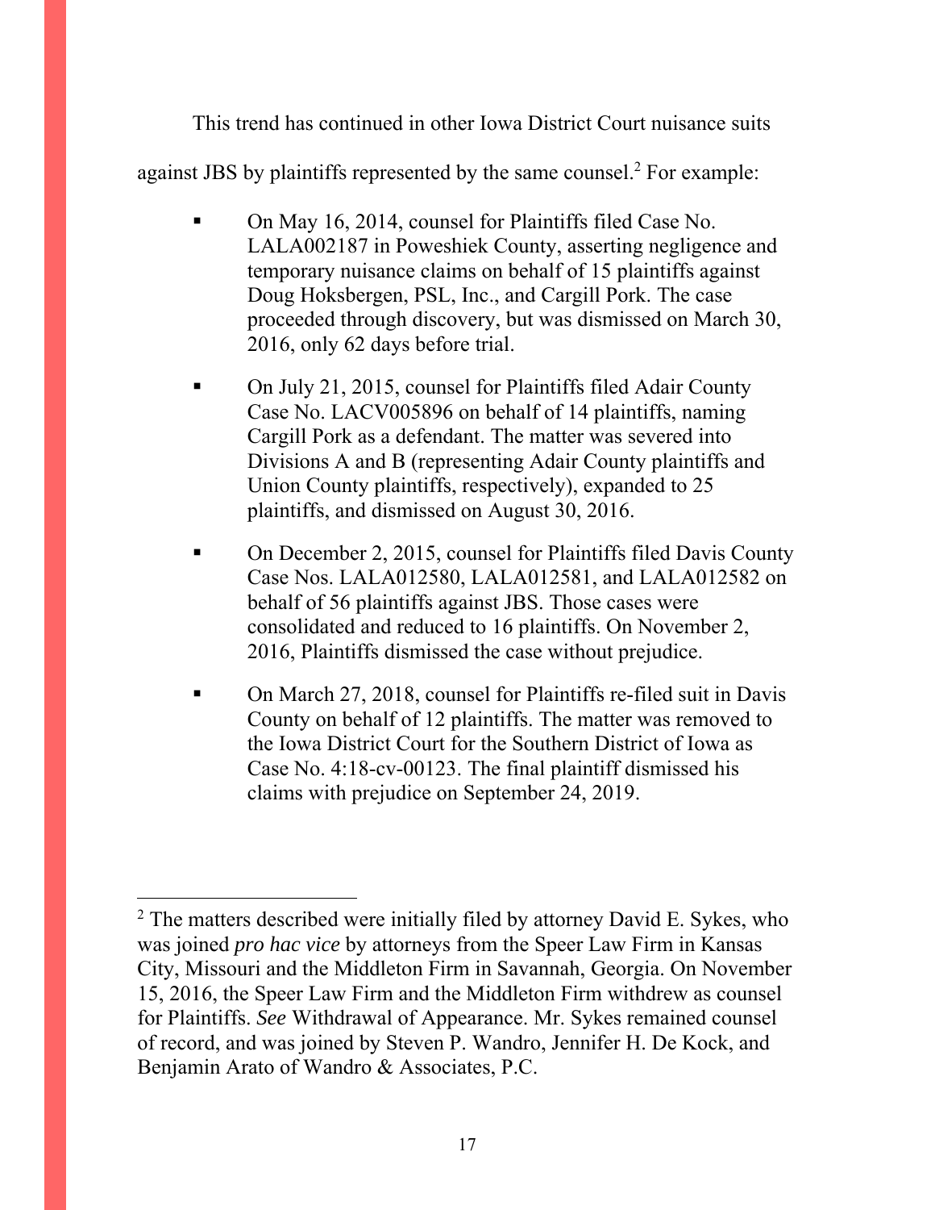This trend has continued in other Iowa District Court nuisance suits against JBS by plaintiffs represented by the same counsel.[2] For example:

- On May 16, 2014, counsel for Plaintiffs filed Case No. LALA002187 in Poweshiek County, asserting negligence and temporary nuisance claims on behalf of 15 plaintiffs against Doug Hoksbergen, PSL, Inc., and Cargill Pork. The case proceeded through discovery, but was dismissed on March 30, 2016, only 62 days before trial.

- On July 21, 2015, counsel for Plaintiffs filed Adair County Case No. LACV005896 on behalf of 14 plaintiffs, naming Cargill Pork as a defendant. The matter was severed into Divisions A and B (representing Adair County plaintiffs and Union County plaintiffs, respectively), expanded to 25 plaintiffs, and dismissed on August 30, 2016.

- On December 2, 2015, counsel for Plaintiffs filed Davis County Case Nos. LALA012580, LALA012581, and LALA012582 on behalf of 56 plaintiffs against JBS. Those cases were consolidated and reduced to 16 plaintiffs. On November 2, 2016, Plaintiffs dismissed the case without prejudice.

- On March 27, 2018, counsel for Plaintiffs re-filed suit in Davis County on behalf of 12 plaintiffs. The matter was removed to the Iowa District Court for the Southern District of Iowa as Case No. 4:18-cv-00123. The final plaintiff dismissed his claims with prejudice on September 24, 2019.

---

[2] The matters described were initially filed by attorney David E. Sykes, who was joined *pro hac vice* by attorneys from the Speer Law Firm in Kansas City, Missouri and the Middleton Firm in Savannah, Georgia. On November 15, 2016, the Speer Law Firm and the Middleton Firm withdrew as counsel for Plaintiffs. *See* Withdrawal of Appearance. Mr. Sykes remained counsel of record, and was joined by Steven P. Wandro, Jennifer H. De Kock, and Benjamin Arato of Wandro & Associates, P.C.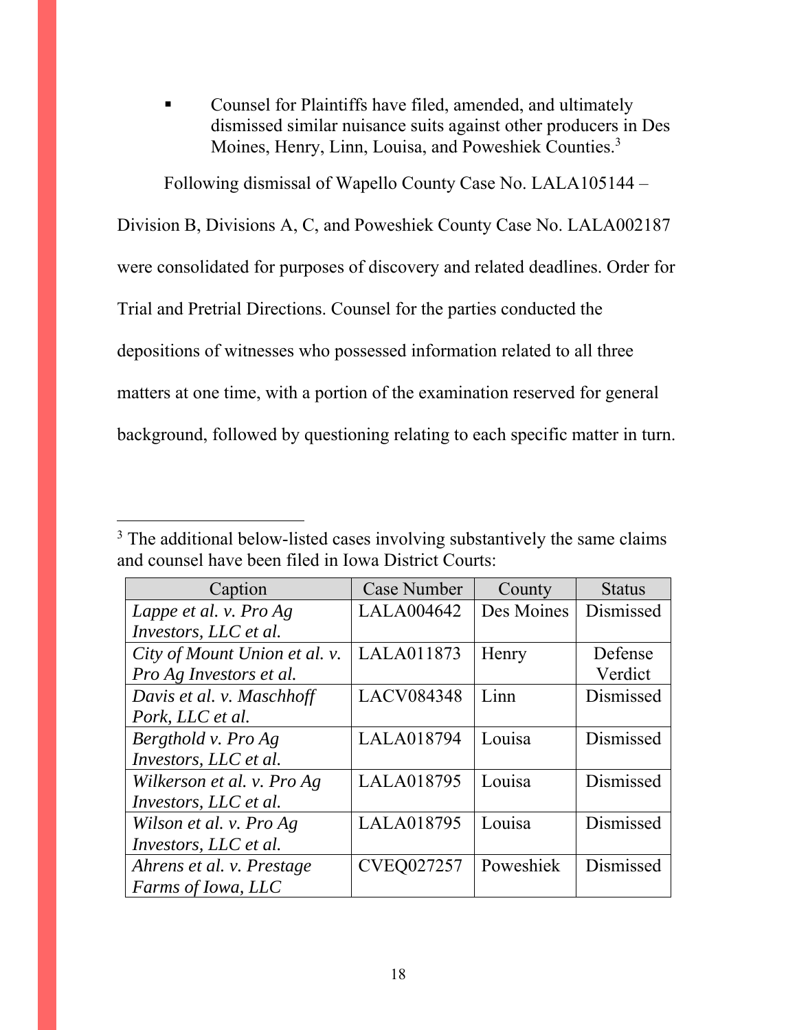- Counsel for Plaintiffs have filed, amended, and ultimately dismissed similar nuisance suits against other producers in Des Moines, Henry, Linn, Louisa, and Poweshiek Counties.[3]

Following dismissal of Wapello County Case No. LALA105144 – Division B, Divisions A, C, and Poweshiek County Case No. LALA002187 were consolidated for purposes of discovery and related deadlines. Order for Trial and Pretrial Directions. Counsel for the parties conducted the depositions of witnesses who possessed information related to all three matters at one time, with a portion of the examination reserved for general background, followed by questioning relating to each specific matter in turn.

---

[3] The additional below-listed cases involving substantively the same claims and counsel have been filed in Iowa District Courts:

| Caption | Case Number | County | Status |
| --- | --- | --- | --- |
| *Lappe et al. v. Pro Ag Investors, LLC et al.* | LALA004642 | Des Moines | Dismissed |
| *City of Mount Union et al. v. Pro Ag Investors et al.* | LALA011873 | Henry | Defense Verdict |
| *Davis et al. v. Maschhoff Pork, LLC et al.* | LACV084348 | Linn | Dismissed |
| *Bergthold v. Pro Ag Investors, LLC et al.* | LALA018794 | Louisa | Dismissed |
| *Wilkerson et al. v. Pro Ag Investors, LLC et al.* | LALA018795 | Louisa | Dismissed |
| *Wilson et al. v. Pro Ag Investors, LLC et al.* | LALA018795 | Louisa | Dismissed |
| *Ahrens et al. v. Prestage Farms of Iowa, LLC* | CVEQ027257 | Poweshiek | Dismissed |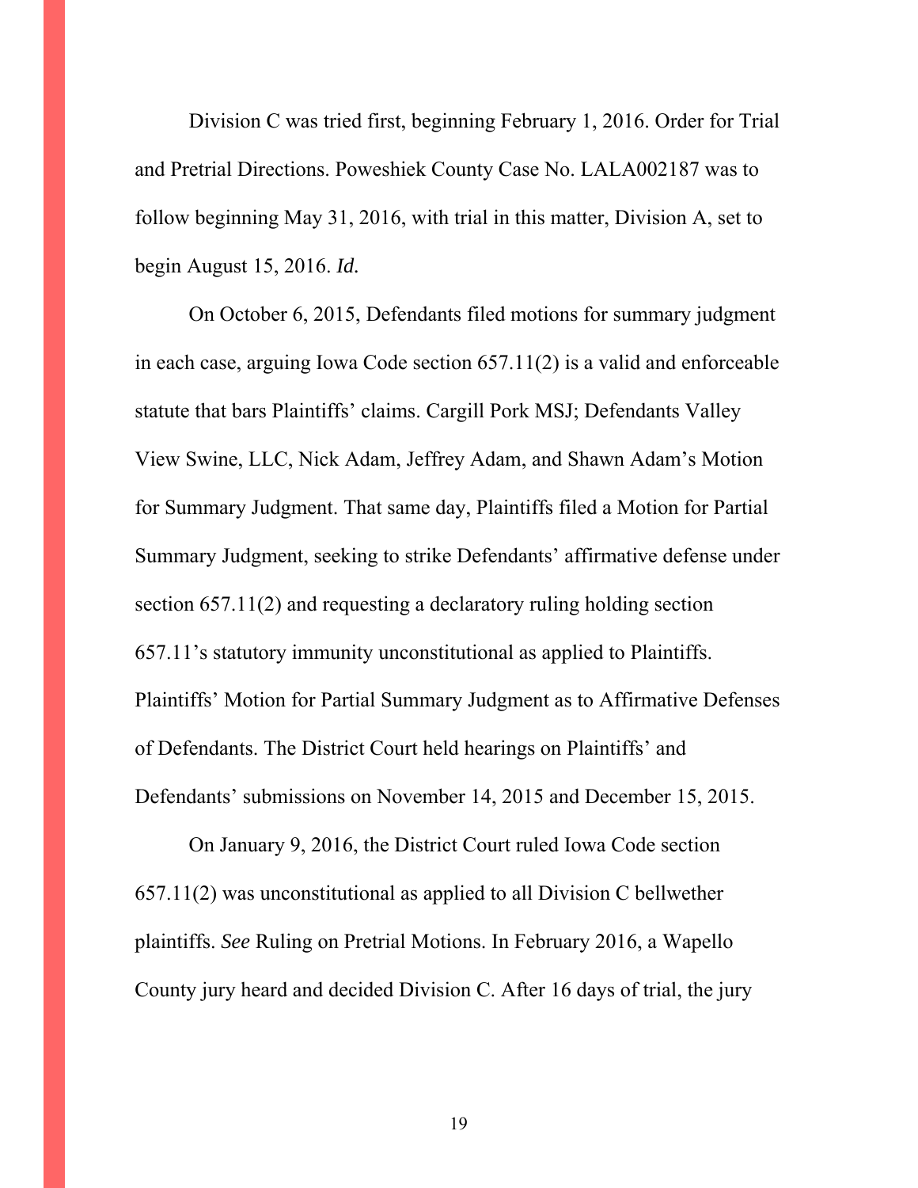Division C was tried first, beginning February 1, 2016. Order for Trial and Pretrial Directions. Poweshiek County Case No. LALA002187 was to follow beginning May 31, 2016, with trial in this matter, Division A, set to begin August 15, 2016. *Id.*

On October 6, 2015, Defendants filed motions for summary judgment in each case, arguing Iowa Code section 657.11(2) is a valid and enforceable statute that bars Plaintiffs' claims. Cargill Pork MSJ; Defendants Valley View Swine, LLC, Nick Adam, Jeffrey Adam, and Shawn Adam's Motion for Summary Judgment. That same day, Plaintiffs filed a Motion for Partial Summary Judgment, seeking to strike Defendants' affirmative defense under section 657.11(2) and requesting a declaratory ruling holding section 657.11's statutory immunity unconstitutional as applied to Plaintiffs. Plaintiffs' Motion for Partial Summary Judgment as to Affirmative Defenses of Defendants. The District Court held hearings on Plaintiffs' and Defendants' submissions on November 14, 2015 and December 15, 2015.

On January 9, 2016, the District Court ruled Iowa Code section 657.11(2) was unconstitutional as applied to all Division C bellwether plaintiffs. *See* Ruling on Pretrial Motions. In February 2016, a Wapello County jury heard and decided Division C. After 16 days of trial, the jury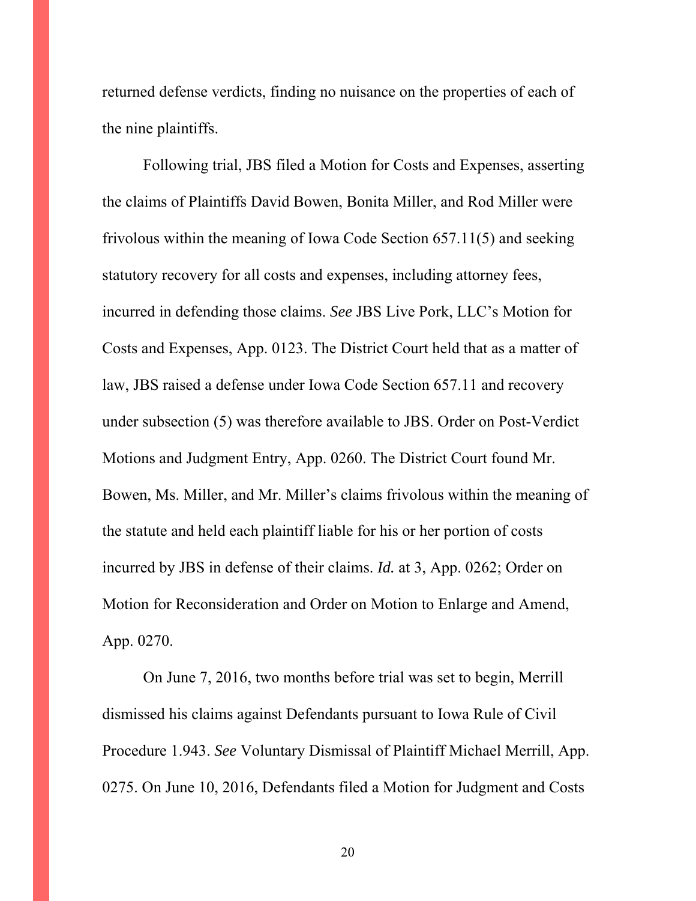returned defense verdicts, finding no nuisance on the properties of each of the nine plaintiffs.

Following trial, JBS filed a Motion for Costs and Expenses, asserting the claims of Plaintiffs David Bowen, Bonita Miller, and Rod Miller were frivolous within the meaning of Iowa Code Section 657.11(5) and seeking statutory recovery for all costs and expenses, including attorney fees, incurred in defending those claims. *See* JBS Live Pork, LLC's Motion for Costs and Expenses, App. 0123. The District Court held that as a matter of law, JBS raised a defense under Iowa Code Section 657.11 and recovery under subsection (5) was therefore available to JBS. Order on Post-Verdict Motions and Judgment Entry, App. 0260. The District Court found Mr. Bowen, Ms. Miller, and Mr. Miller's claims frivolous within the meaning of the statute and held each plaintiff liable for his or her portion of costs incurred by JBS in defense of their claims. *Id.* at 3, App. 0262; Order on Motion for Reconsideration and Order on Motion to Enlarge and Amend, App. 0270.

On June 7, 2016, two months before trial was set to begin, Merrill dismissed his claims against Defendants pursuant to Iowa Rule of Civil Procedure 1.943. *See* Voluntary Dismissal of Plaintiff Michael Merrill, App. 0275. On June 10, 2016, Defendants filed a Motion for Judgment and Costs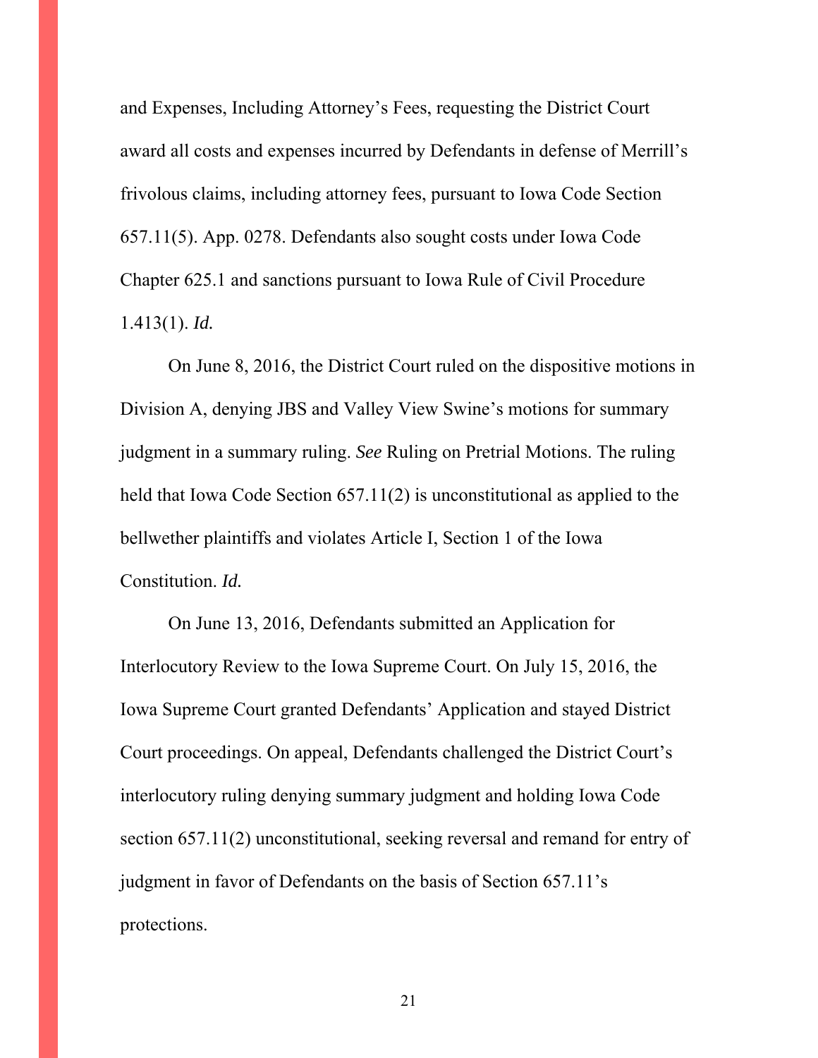and Expenses, Including Attorney's Fees, requesting the District Court award all costs and expenses incurred by Defendants in defense of Merrill's frivolous claims, including attorney fees, pursuant to Iowa Code Section 657.11(5). App. 0278. Defendants also sought costs under Iowa Code Chapter 625.1 and sanctions pursuant to Iowa Rule of Civil Procedure 1.413(1). *Id.*

On June 8, 2016, the District Court ruled on the dispositive motions in Division A, denying JBS and Valley View Swine's motions for summary judgment in a summary ruling. *See* Ruling on Pretrial Motions. The ruling held that Iowa Code Section 657.11(2) is unconstitutional as applied to the bellwether plaintiffs and violates Article I, Section 1 of the Iowa Constitution. *Id.*

On June 13, 2016, Defendants submitted an Application for Interlocutory Review to the Iowa Supreme Court. On July 15, 2016, the Iowa Supreme Court granted Defendants' Application and stayed District Court proceedings. On appeal, Defendants challenged the District Court's interlocutory ruling denying summary judgment and holding Iowa Code section 657.11(2) unconstitutional, seeking reversal and remand for entry of judgment in favor of Defendants on the basis of Section 657.11's protections.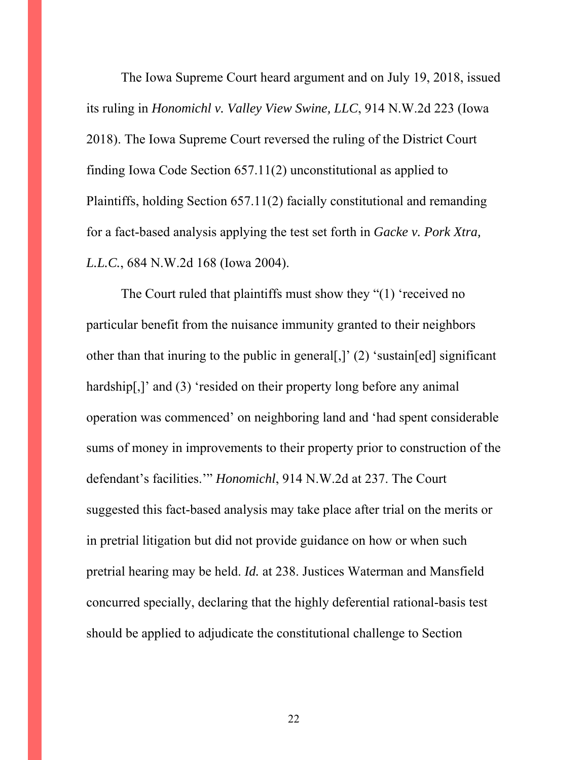The Iowa Supreme Court heard argument and on July 19, 2018, issued its ruling in *Honomichl v. Valley View Swine, LLC*, 914 N.W.2d 223 (Iowa 2018). The Iowa Supreme Court reversed the ruling of the District Court finding Iowa Code Section 657.11(2) unconstitutional as applied to Plaintiffs, holding Section 657.11(2) facially constitutional and remanding for a fact-based analysis applying the test set forth in *Gacke v. Pork Xtra, L.L.C.*, 684 N.W.2d 168 (Iowa 2004).

The Court ruled that plaintiffs must show they "(1) 'received no particular benefit from the nuisance immunity granted to their neighbors other than that inuring to the public in general[,]' (2) 'sustain[ed] significant hardship[,]' and (3) 'resided on their property long before any animal operation was commenced' on neighboring land and 'had spent considerable sums of money in improvements to their property prior to construction of the defendant's facilities.'" *Honomichl*, 914 N.W.2d at 237. The Court suggested this fact-based analysis may take place after trial on the merits or in pretrial litigation but did not provide guidance on how or when such pretrial hearing may be held. *Id.* at 238. Justices Waterman and Mansfield concurred specially, declaring that the highly deferential rational-basis test should be applied to adjudicate the constitutional challenge to Section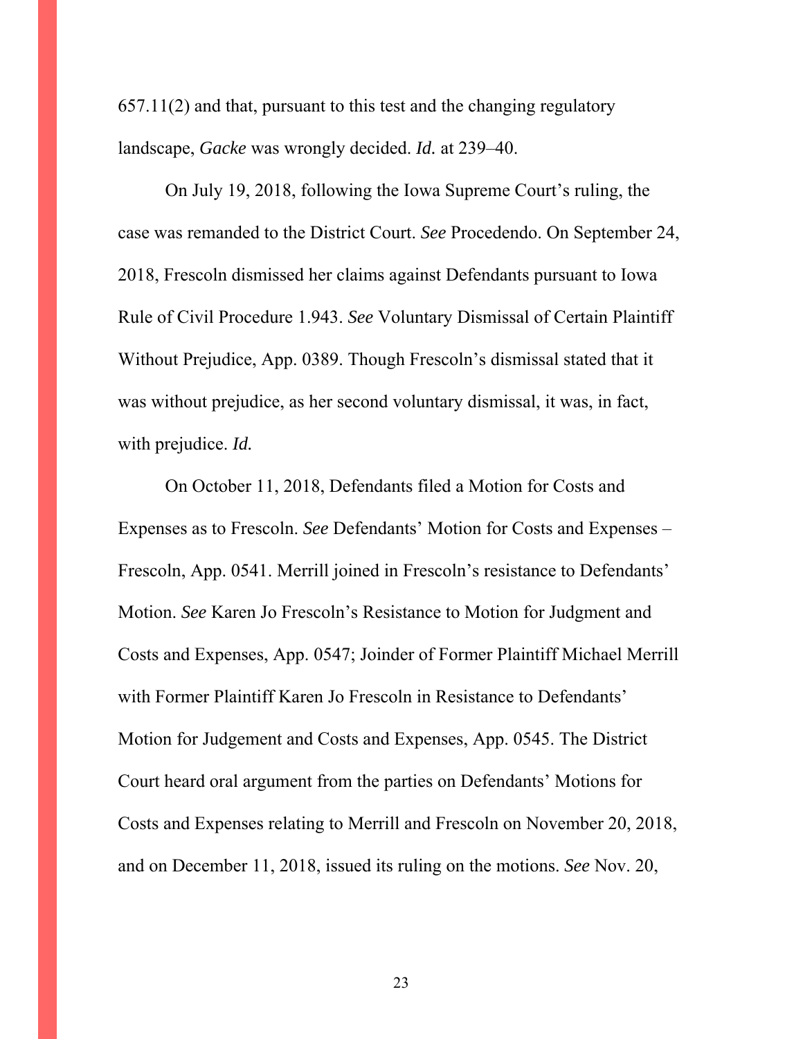657.11(2) and that, pursuant to this test and the changing regulatory landscape, *Gacke* was wrongly decided. *Id.* at 239–40.

On July 19, 2018, following the Iowa Supreme Court's ruling, the case was remanded to the District Court. *See* Procedendo. On September 24, 2018, Frescoln dismissed her claims against Defendants pursuant to Iowa Rule of Civil Procedure 1.943. *See* Voluntary Dismissal of Certain Plaintiff Without Prejudice, App. 0389. Though Frescoln's dismissal stated that it was without prejudice, as her second voluntary dismissal, it was, in fact, with prejudice. *Id.*

On October 11, 2018, Defendants filed a Motion for Costs and Expenses as to Frescoln. *See* Defendants' Motion for Costs and Expenses – Frescoln, App. 0541. Merrill joined in Frescoln's resistance to Defendants' Motion. *See* Karen Jo Frescoln's Resistance to Motion for Judgment and Costs and Expenses, App. 0547; Joinder of Former Plaintiff Michael Merrill with Former Plaintiff Karen Jo Frescoln in Resistance to Defendants' Motion for Judgement and Costs and Expenses, App. 0545. The District Court heard oral argument from the parties on Defendants' Motions for Costs and Expenses relating to Merrill and Frescoln on November 20, 2018, and on December 11, 2018, issued its ruling on the motions. *See* Nov. 20,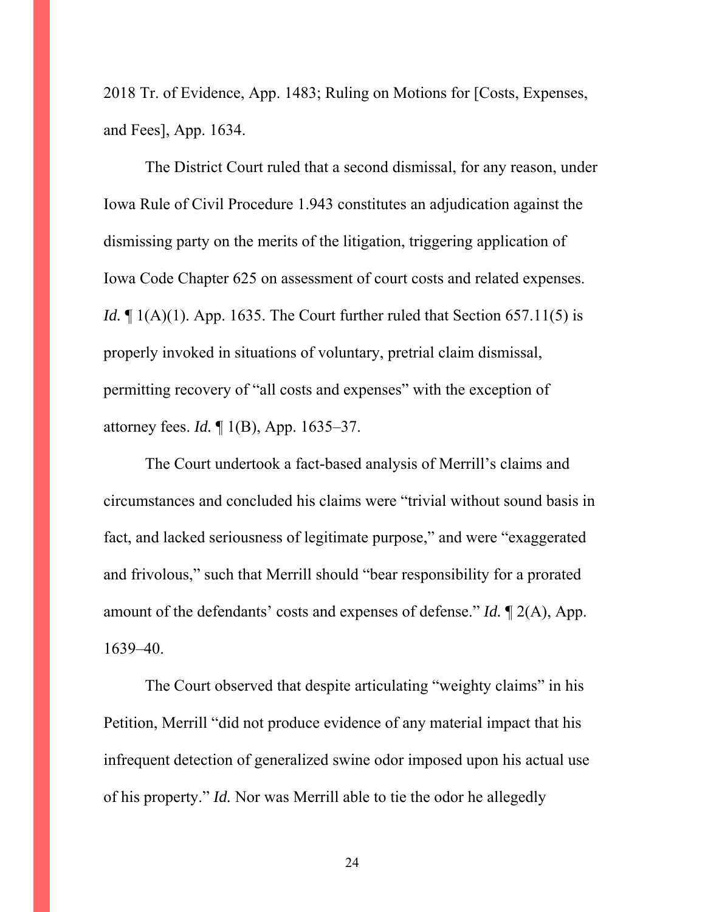2018 Tr. of Evidence, App. 1483; Ruling on Motions for [Costs, Expenses, and Fees], App. 1634.

The District Court ruled that a second dismissal, for any reason, under Iowa Rule of Civil Procedure 1.943 constitutes an adjudication against the dismissing party on the merits of the litigation, triggering application of Iowa Code Chapter 625 on assessment of court costs and related expenses. *Id.* ¶ 1(A)(1). App. 1635. The Court further ruled that Section 657.11(5) is properly invoked in situations of voluntary, pretrial claim dismissal, permitting recovery of "all costs and expenses" with the exception of attorney fees. *Id.* ¶ 1(B), App. 1635–37.

The Court undertook a fact-based analysis of Merrill's claims and circumstances and concluded his claims were "trivial without sound basis in fact, and lacked seriousness of legitimate purpose," and were "exaggerated and frivolous," such that Merrill should "bear responsibility for a prorated amount of the defendants' costs and expenses of defense." *Id.* ¶ 2(A), App. 1639–40.

The Court observed that despite articulating "weighty claims" in his Petition, Merrill "did not produce evidence of any material impact that his infrequent detection of generalized swine odor imposed upon his actual use of his property." *Id.* Nor was Merrill able to tie the odor he allegedly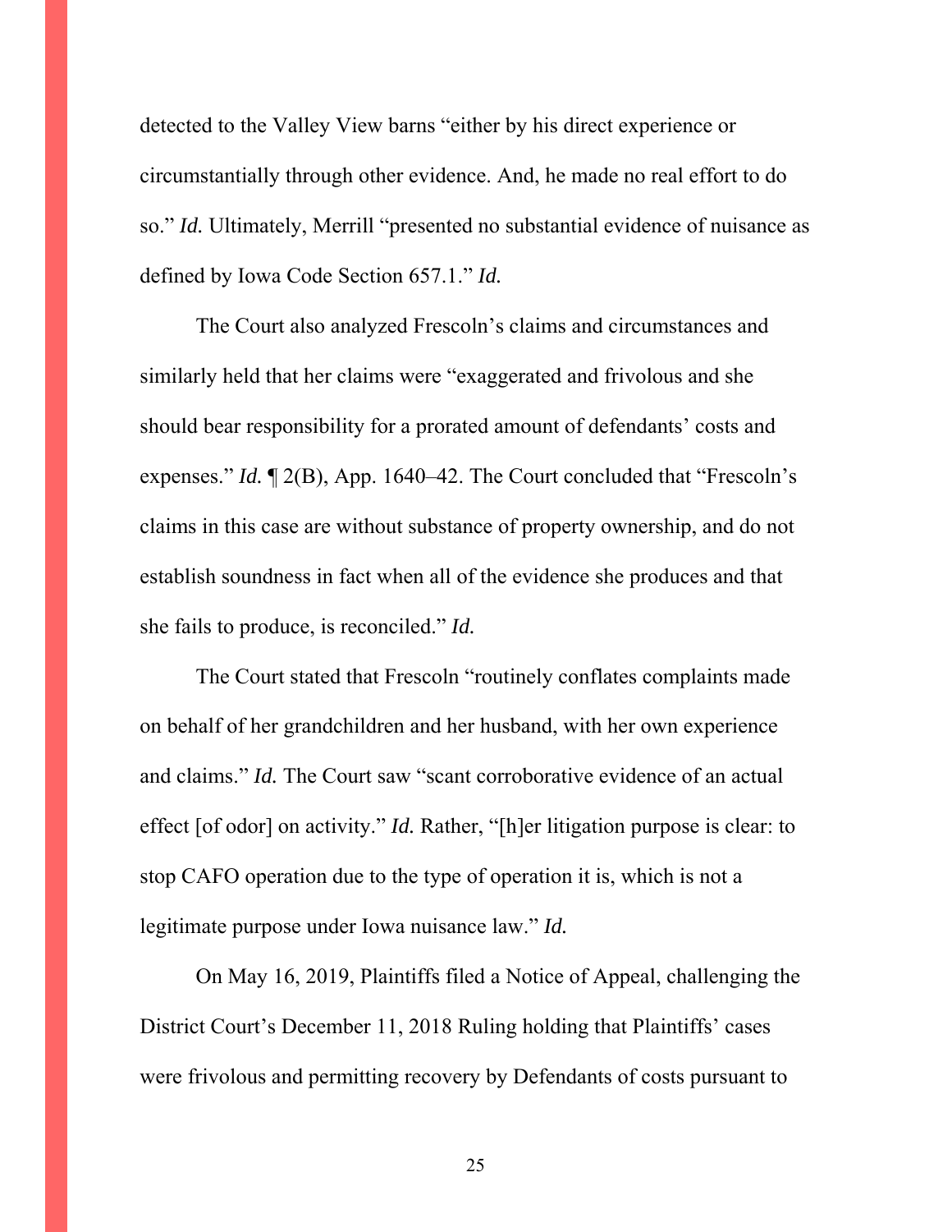detected to the Valley View barns "either by his direct experience or circumstantially through other evidence. And, he made no real effort to do so." *Id.* Ultimately, Merrill "presented no substantial evidence of nuisance as defined by Iowa Code Section 657.1." *Id.*

The Court also analyzed Frescoln's claims and circumstances and similarly held that her claims were "exaggerated and frivolous and she should bear responsibility for a prorated amount of defendants' costs and expenses." *Id.* ¶ 2(B), App. 1640–42. The Court concluded that "Frescoln's claims in this case are without substance of property ownership, and do not establish soundness in fact when all of the evidence she produces and that she fails to produce, is reconciled." *Id.*

The Court stated that Frescoln "routinely conflates complaints made on behalf of her grandchildren and her husband, with her own experience and claims." *Id.* The Court saw "scant corroborative evidence of an actual effect [of odor] on activity." *Id.* Rather, "[h]er litigation purpose is clear: to stop CAFO operation due to the type of operation it is, which is not a legitimate purpose under Iowa nuisance law." *Id.*

On May 16, 2019, Plaintiffs filed a Notice of Appeal, challenging the District Court's December 11, 2018 Ruling holding that Plaintiffs' cases were frivolous and permitting recovery by Defendants of costs pursuant to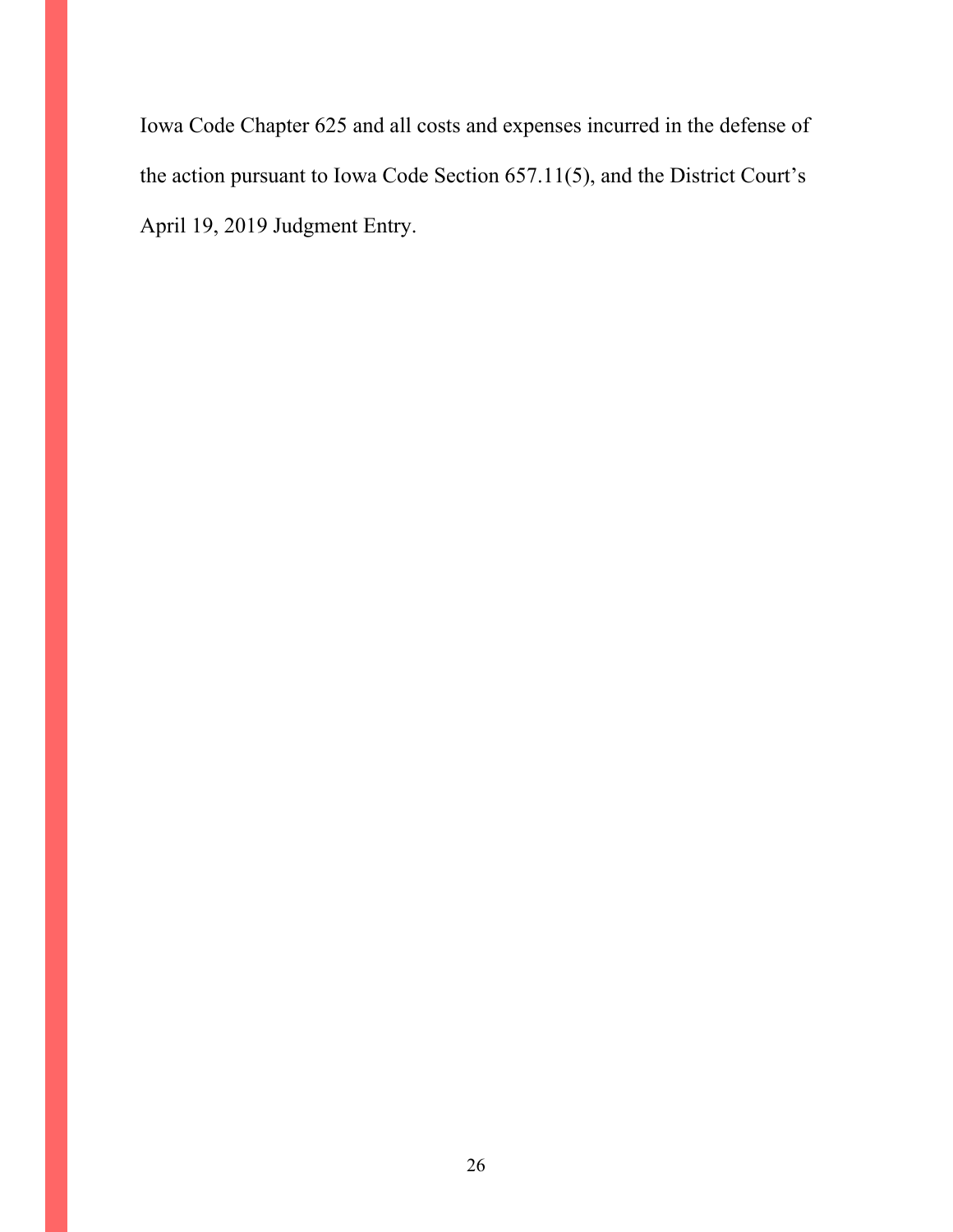Iowa Code Chapter 625 and all costs and expenses incurred in the defense of the action pursuant to Iowa Code Section 657.11(5), and the District Court's April 19, 2019 Judgment Entry.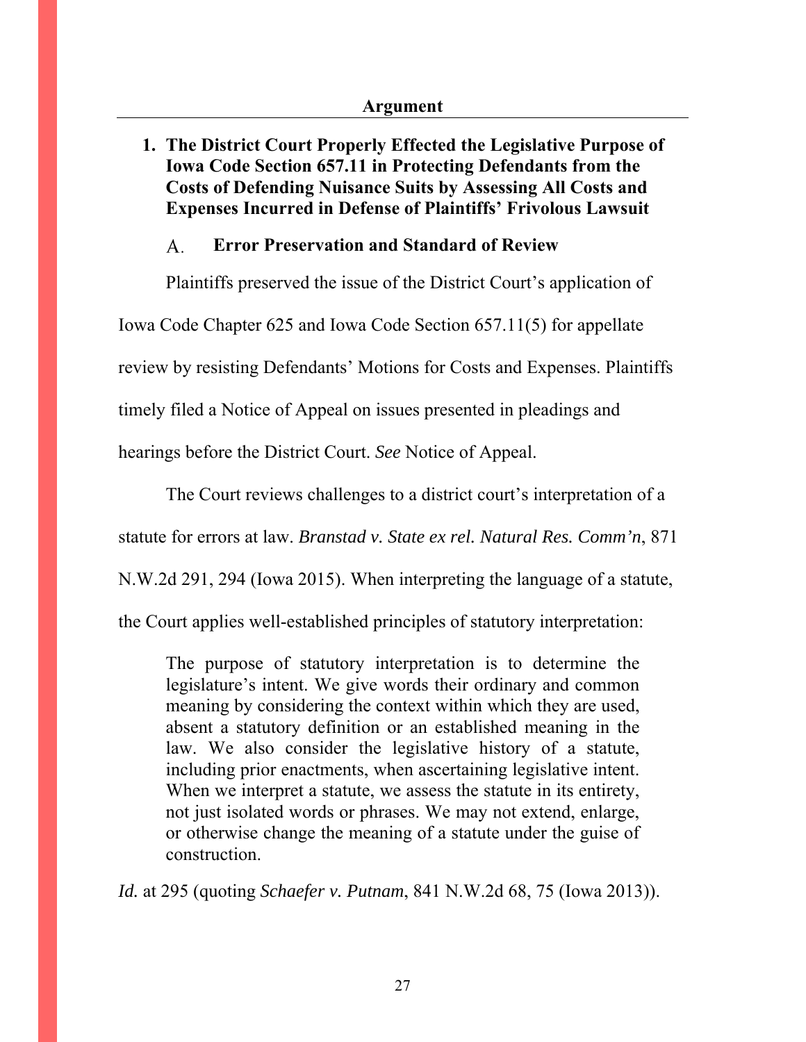## Argument

### 1. The District Court Properly Effected the Legislative Purpose of Iowa Code Section 657.11 in Protecting Defendants from the Costs of Defending Nuisance Suits by Assessing All Costs and Expenses Incurred in Defense of Plaintiffs' Frivolous Lawsuit

#### A. Error Preservation and Standard of Review

Plaintiffs preserved the issue of the District Court's application of Iowa Code Chapter 625 and Iowa Code Section 657.11(5) for appellate review by resisting Defendants' Motions for Costs and Expenses. Plaintiffs timely filed a Notice of Appeal on issues presented in pleadings and hearings before the District Court. *See* Notice of Appeal.

The Court reviews challenges to a district court's interpretation of a statute for errors at law. *Branstad v. State ex rel. Natural Res. Comm'n*, 871 N.W.2d 291, 294 (Iowa 2015). When interpreting the language of a statute, the Court applies well-established principles of statutory interpretation:

> The purpose of statutory interpretation is to determine the legislature's intent. We give words their ordinary and common meaning by considering the context within which they are used, absent a statutory definition or an established meaning in the law. We also consider the legislative history of a statute, including prior enactments, when ascertaining legislative intent. When we interpret a statute, we assess the statute in its entirety, not just isolated words or phrases. We may not extend, enlarge, or otherwise change the meaning of a statute under the guise of construction.

*Id.* at 295 (quoting *Schaefer v. Putnam*, 841 N.W.2d 68, 75 (Iowa 2013)).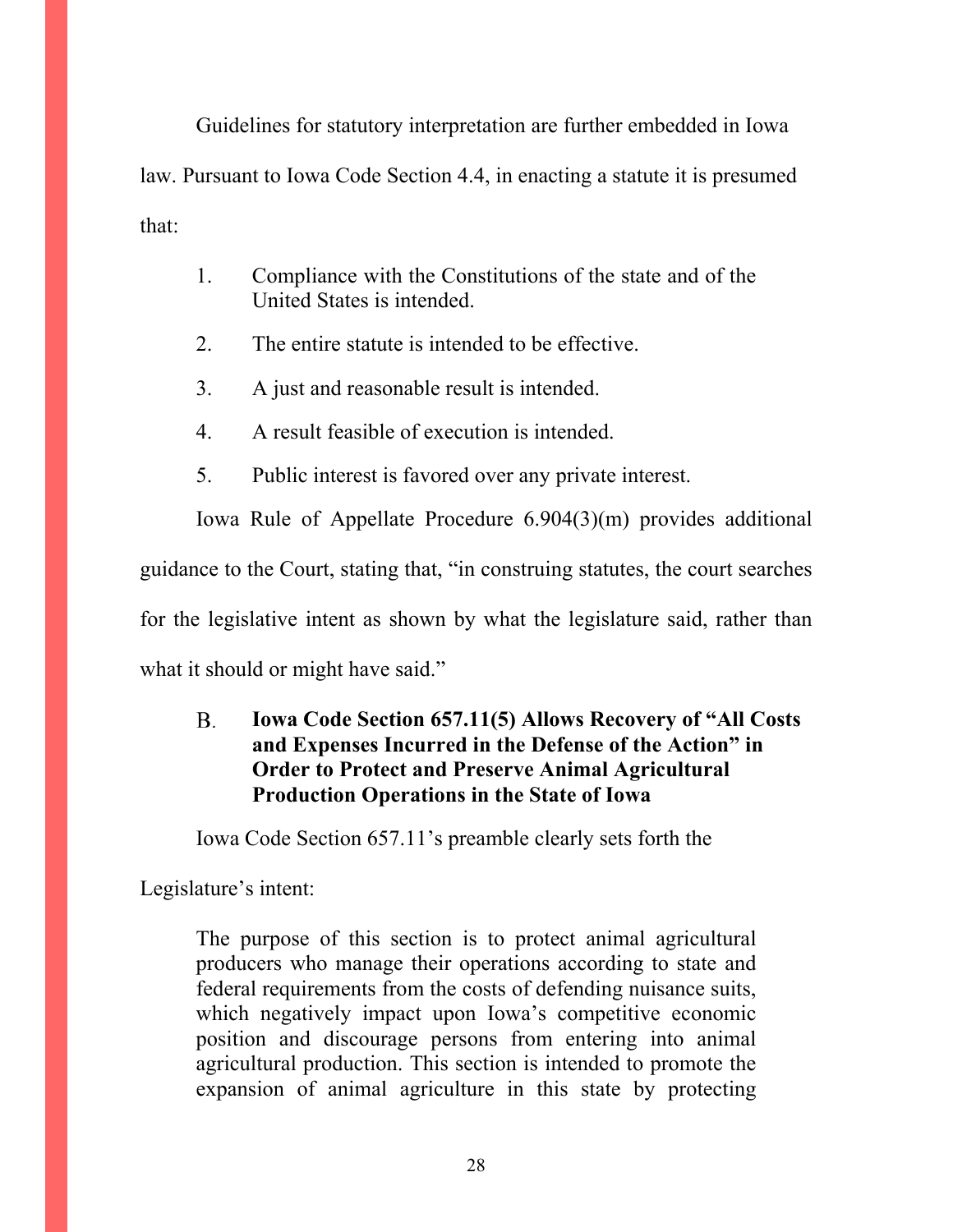Guidelines for statutory interpretation are further embedded in Iowa law. Pursuant to Iowa Code Section 4.4, in enacting a statute it is presumed that:

1. Compliance with the Constitutions of the state and of the United States is intended.
2. The entire statute is intended to be effective.
3. A just and reasonable result is intended.
4. A result feasible of execution is intended.
5. Public interest is favored over any private interest.

Iowa Rule of Appellate Procedure 6.904(3)(m) provides additional guidance to the Court, stating that, "in construing statutes, the court searches for the legislative intent as shown by what the legislature said, rather than what it should or might have said."

### B. Iowa Code Section 657.11(5) Allows Recovery of "All Costs and Expenses Incurred in the Defense of the Action" in Order to Protect and Preserve Animal Agricultural Production Operations in the State of Iowa

Iowa Code Section 657.11's preamble clearly sets forth the Legislature's intent:

> The purpose of this section is to protect animal agricultural producers who manage their operations according to state and federal requirements from the costs of defending nuisance suits, which negatively impact upon Iowa's competitive economic position and discourage persons from entering into animal agricultural production. This section is intended to promote the expansion of animal agriculture in this state by protecting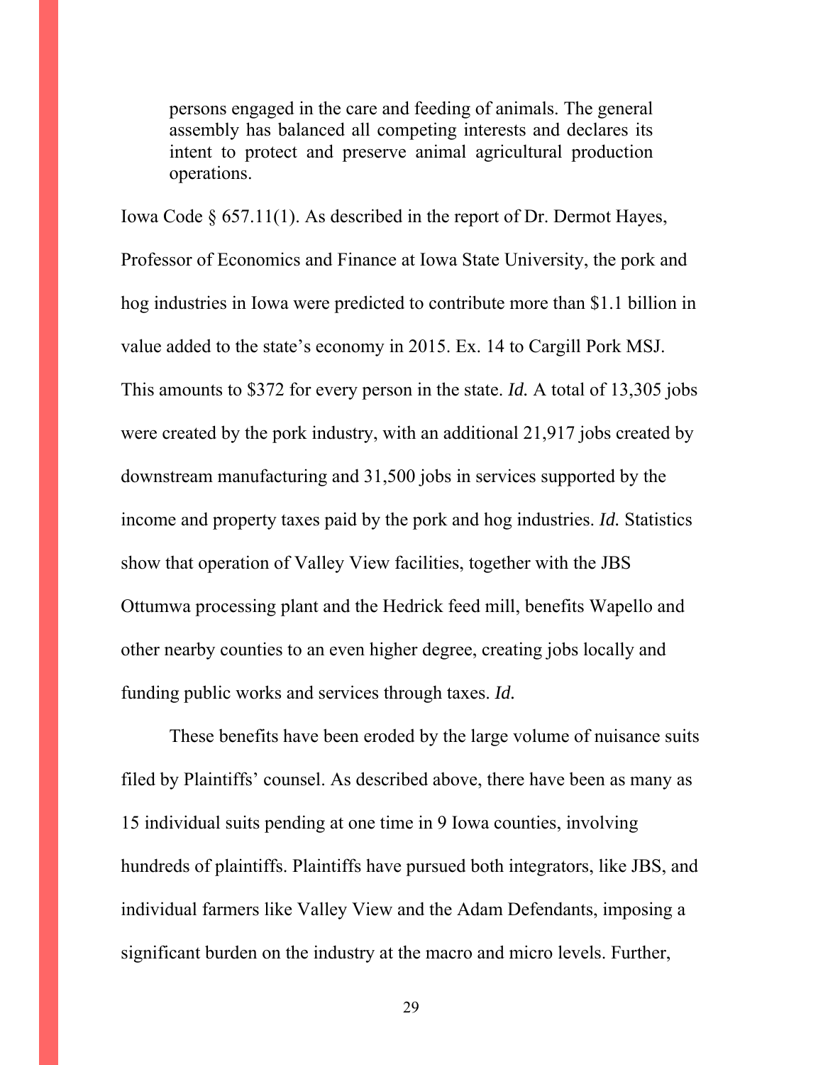> persons engaged in the care and feeding of animals. The general assembly has balanced all competing interests and declares its intent to protect and preserve animal agricultural production operations.

Iowa Code § 657.11(1). As described in the report of Dr. Dermot Hayes, Professor of Economics and Finance at Iowa State University, the pork and hog industries in Iowa were predicted to contribute more than $1.1 billion in value added to the state's economy in 2015. Ex. 14 to Cargill Pork MSJ. This amounts to $372 for every person in the state. *Id.* A total of 13,305 jobs were created by the pork industry, with an additional 21,917 jobs created by downstream manufacturing and 31,500 jobs in services supported by the income and property taxes paid by the pork and hog industries. *Id.* Statistics show that operation of Valley View facilities, together with the JBS Ottumwa processing plant and the Hedrick feed mill, benefits Wapello and other nearby counties to an even higher degree, creating jobs locally and funding public works and services through taxes. *Id.*

These benefits have been eroded by the large volume of nuisance suits filed by Plaintiffs' counsel. As described above, there have been as many as 15 individual suits pending at one time in 9 Iowa counties, involving hundreds of plaintiffs. Plaintiffs have pursued both integrators, like JBS, and individual farmers like Valley View and the Adam Defendants, imposing a significant burden on the industry at the macro and micro levels. Further,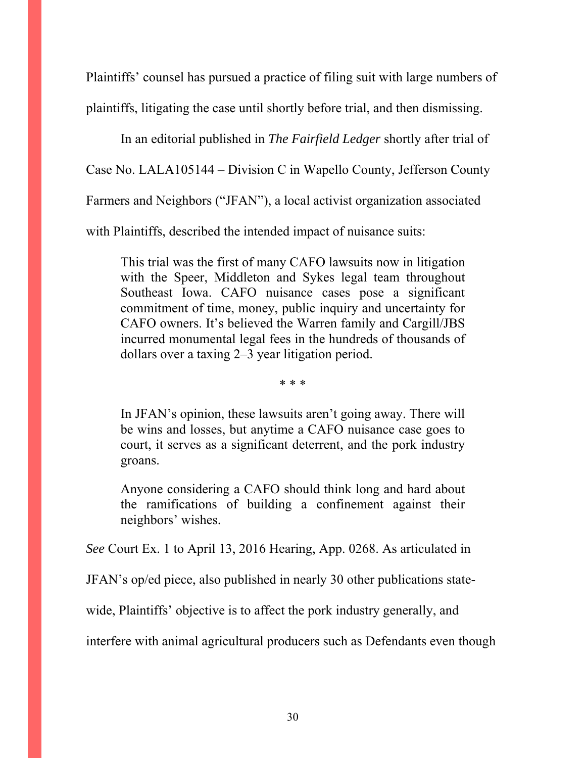Plaintiffs' counsel has pursued a practice of filing suit with large numbers of plaintiffs, litigating the case until shortly before trial, and then dismissing.

In an editorial published in *The Fairfield Ledger* shortly after trial of Case No. LALA105144 – Division C in Wapello County, Jefferson County Farmers and Neighbors ("JFAN"), a local activist organization associated with Plaintiffs, described the intended impact of nuisance suits:

> This trial was the first of many CAFO lawsuits now in litigation with the Speer, Middleton and Sykes legal team throughout Southeast Iowa. CAFO nuisance cases pose a significant commitment of time, money, public inquiry and uncertainty for CAFO owners. It's believed the Warren family and Cargill/JBS incurred monumental legal fees in the hundreds of thousands of dollars over a taxing 2–3 year litigation period.
>
> \* \* \*
>
> In JFAN's opinion, these lawsuits aren't going away. There will be wins and losses, but anytime a CAFO nuisance case goes to court, it serves as a significant deterrent, and the pork industry groans.
>
> Anyone considering a CAFO should think long and hard about the ramifications of building a confinement against their neighbors' wishes.

*See* Court Ex. 1 to April 13, 2016 Hearing, App. 0268. As articulated in JFAN's op/ed piece, also published in nearly 30 other publications state-wide, Plaintiffs' objective is to affect the pork industry generally, and interfere with animal agricultural producers such as Defendants even though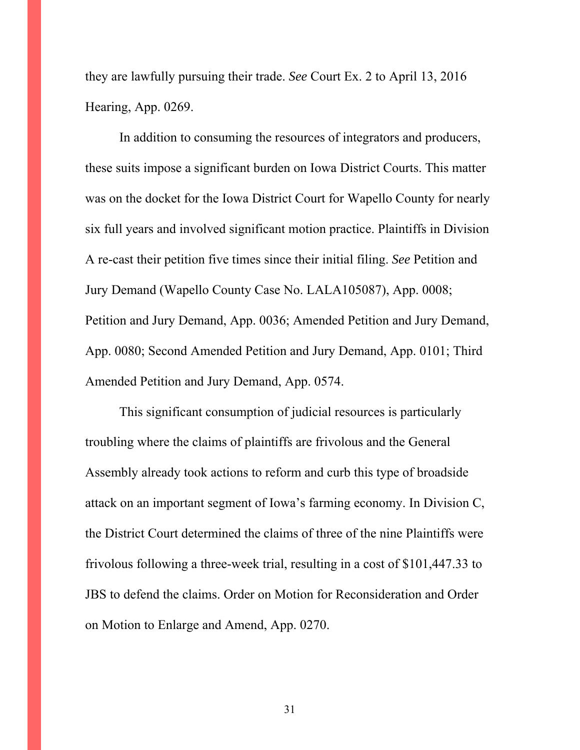they are lawfully pursuing their trade. *See* Court Ex. 2 to April 13, 2016 Hearing, App. 0269.

In addition to consuming the resources of integrators and producers, these suits impose a significant burden on Iowa District Courts. This matter was on the docket for the Iowa District Court for Wapello County for nearly six full years and involved significant motion practice. Plaintiffs in Division A re-cast their petition five times since their initial filing. *See* Petition and Jury Demand (Wapello County Case No. LALA105087), App. 0008; Petition and Jury Demand, App. 0036; Amended Petition and Jury Demand, App. 0080; Second Amended Petition and Jury Demand, App. 0101; Third Amended Petition and Jury Demand, App. 0574.

This significant consumption of judicial resources is particularly troubling where the claims of plaintiffs are frivolous and the General Assembly already took actions to reform and curb this type of broadside attack on an important segment of Iowa's farming economy. In Division C, the District Court determined the claims of three of the nine Plaintiffs were frivolous following a three-week trial, resulting in a cost of $101,447.33 to JBS to defend the claims. Order on Motion for Reconsideration and Order on Motion to Enlarge and Amend, App. 0270.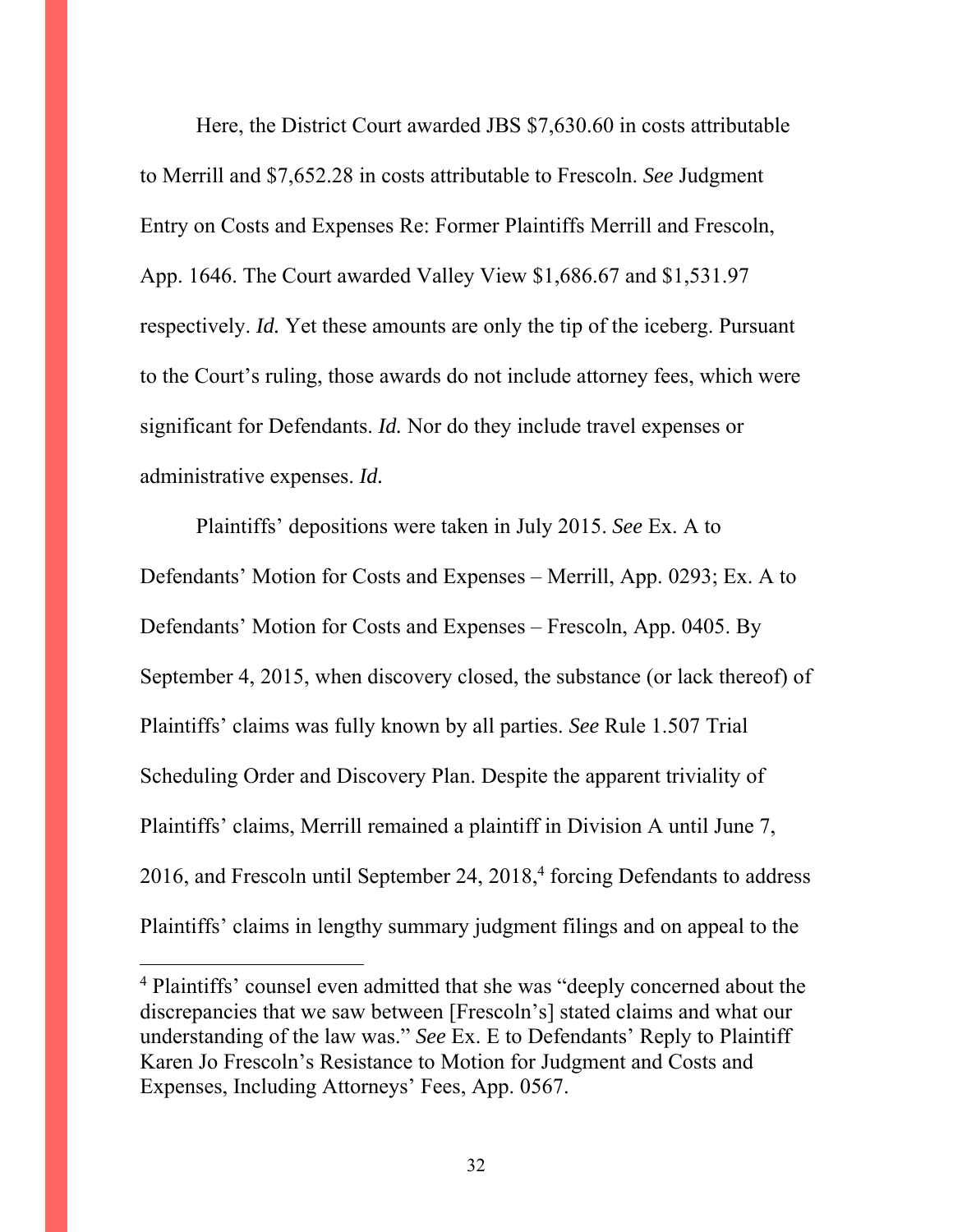Here, the District Court awarded JBS $7,630.60 in costs attributable to Merrill and $7,652.28 in costs attributable to Frescoln. *See* Judgment Entry on Costs and Expenses Re: Former Plaintiffs Merrill and Frescoln, App. 1646. The Court awarded Valley View $1,686.67 and $1,531.97 respectively. *Id.* Yet these amounts are only the tip of the iceberg. Pursuant to the Court's ruling, those awards do not include attorney fees, which were significant for Defendants. *Id.* Nor do they include travel expenses or administrative expenses. *Id.*

Plaintiffs' depositions were taken in July 2015. *See* Ex. A to Defendants' Motion for Costs and Expenses – Merrill, App. 0293; Ex. A to Defendants' Motion for Costs and Expenses – Frescoln, App. 0405. By September 4, 2015, when discovery closed, the substance (or lack thereof) of Plaintiffs' claims was fully known by all parties. *See* Rule 1.507 Trial Scheduling Order and Discovery Plan. Despite the apparent triviality of Plaintiffs' claims, Merrill remained a plaintiff in Division A until June 7, 2016, and Frescoln until September 24, 2018,[4] forcing Defendants to address Plaintiffs' claims in lengthy summary judgment filings and on appeal to the

[4] Plaintiffs' counsel even admitted that she was "deeply concerned about the discrepancies that we saw between [Frescoln's] stated claims and what our understanding of the law was." *See* Ex. E to Defendants' Reply to Plaintiff Karen Jo Frescoln's Resistance to Motion for Judgment and Costs and Expenses, Including Attorneys' Fees, App. 0567.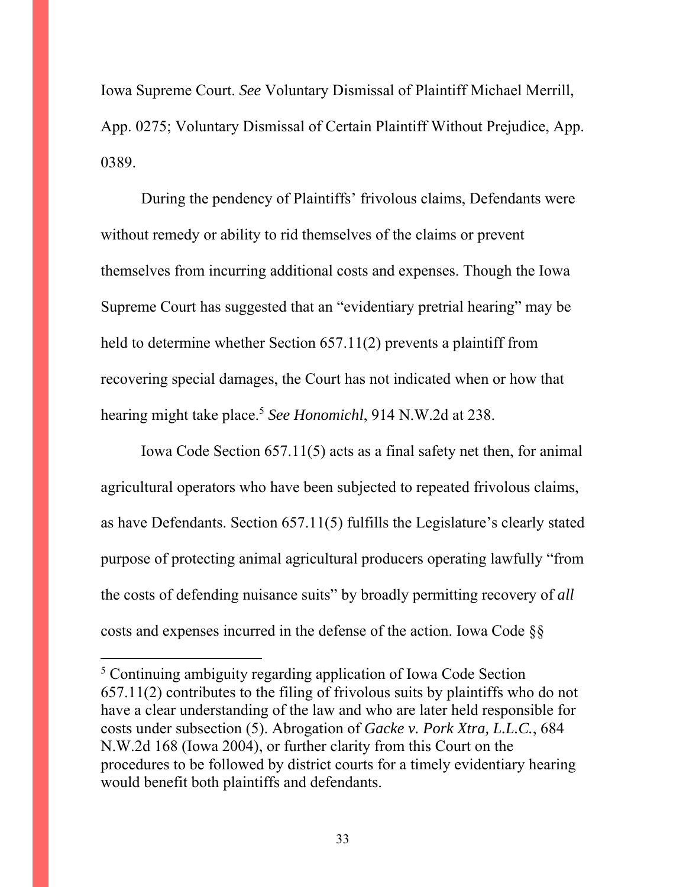Iowa Supreme Court. *See* Voluntary Dismissal of Plaintiff Michael Merrill, App. 0275; Voluntary Dismissal of Certain Plaintiff Without Prejudice, App. 0389.

During the pendency of Plaintiffs' frivolous claims, Defendants were without remedy or ability to rid themselves of the claims or prevent themselves from incurring additional costs and expenses. Though the Iowa Supreme Court has suggested that an "evidentiary pretrial hearing" may be held to determine whether Section 657.11(2) prevents a plaintiff from recovering special damages, the Court has not indicated when or how that hearing might take place.[5] *See Honomichl*, 914 N.W.2d at 238.

Iowa Code Section 657.11(5) acts as a final safety net then, for animal agricultural operators who have been subjected to repeated frivolous claims, as have Defendants. Section 657.11(5) fulfills the Legislature's clearly stated purpose of protecting animal agricultural producers operating lawfully "from the costs of defending nuisance suits" by broadly permitting recovery of *all* costs and expenses incurred in the defense of the action. Iowa Code §§

---

[5] Continuing ambiguity regarding application of Iowa Code Section 657.11(2) contributes to the filing of frivolous suits by plaintiffs who do not have a clear understanding of the law and who are later held responsible for costs under subsection (5). Abrogation of *Gacke v. Pork Xtra, L.L.C.*, 684 N.W.2d 168 (Iowa 2004), or further clarity from this Court on the procedures to be followed by district courts for a timely evidentiary hearing would benefit both plaintiffs and defendants.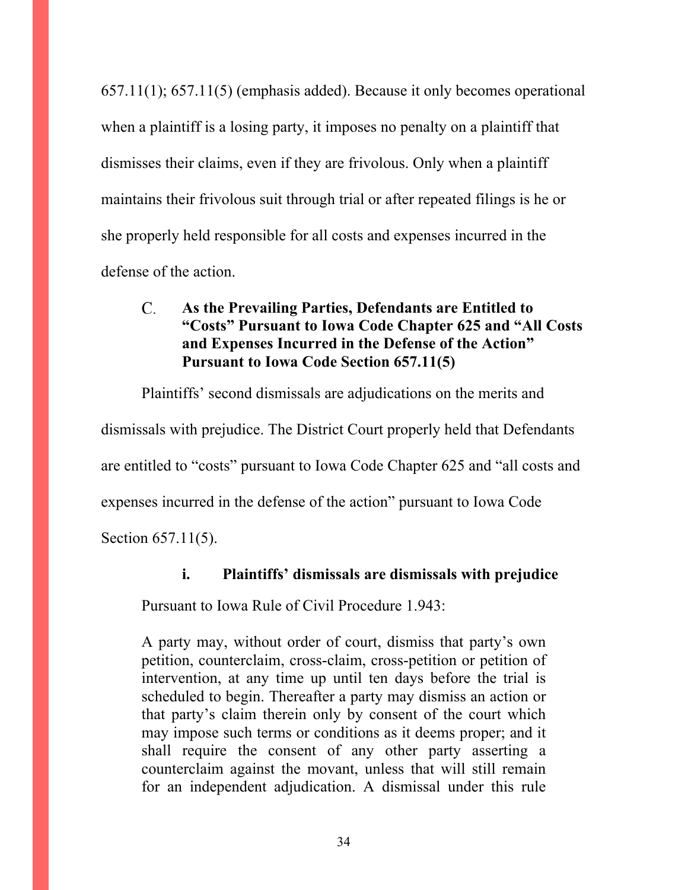657.11(1); 657.11(5) (emphasis added). Because it only becomes operational when a plaintiff is a losing party, it imposes no penalty on a plaintiff that dismisses their claims, even if they are frivolous. Only when a plaintiff maintains their frivolous suit through trial or after repeated filings is he or she properly held responsible for all costs and expenses incurred in the defense of the action.

### C. As the Prevailing Parties, Defendants are Entitled to "Costs" Pursuant to Iowa Code Chapter 625 and "All Costs and Expenses Incurred in the Defense of the Action" Pursuant to Iowa Code Section 657.11(5)

Plaintiffs' second dismissals are adjudications on the merits and dismissals with prejudice. The District Court properly held that Defendants are entitled to "costs" pursuant to Iowa Code Chapter 625 and "all costs and expenses incurred in the defense of the action" pursuant to Iowa Code Section 657.11(5).

#### i. Plaintiffs' dismissals are dismissals with prejudice

Pursuant to Iowa Rule of Civil Procedure 1.943:

> A party may, without order of court, dismiss that party's own petition, counterclaim, cross-claim, cross-petition or petition of intervention, at any time up until ten days before the trial is scheduled to begin. Thereafter a party may dismiss an action or that party's claim therein only by consent of the court which may impose such terms or conditions as it deems proper; and it shall require the consent of any other party asserting a counterclaim against the movant, unless that will still remain for an independent adjudication. A dismissal under this rule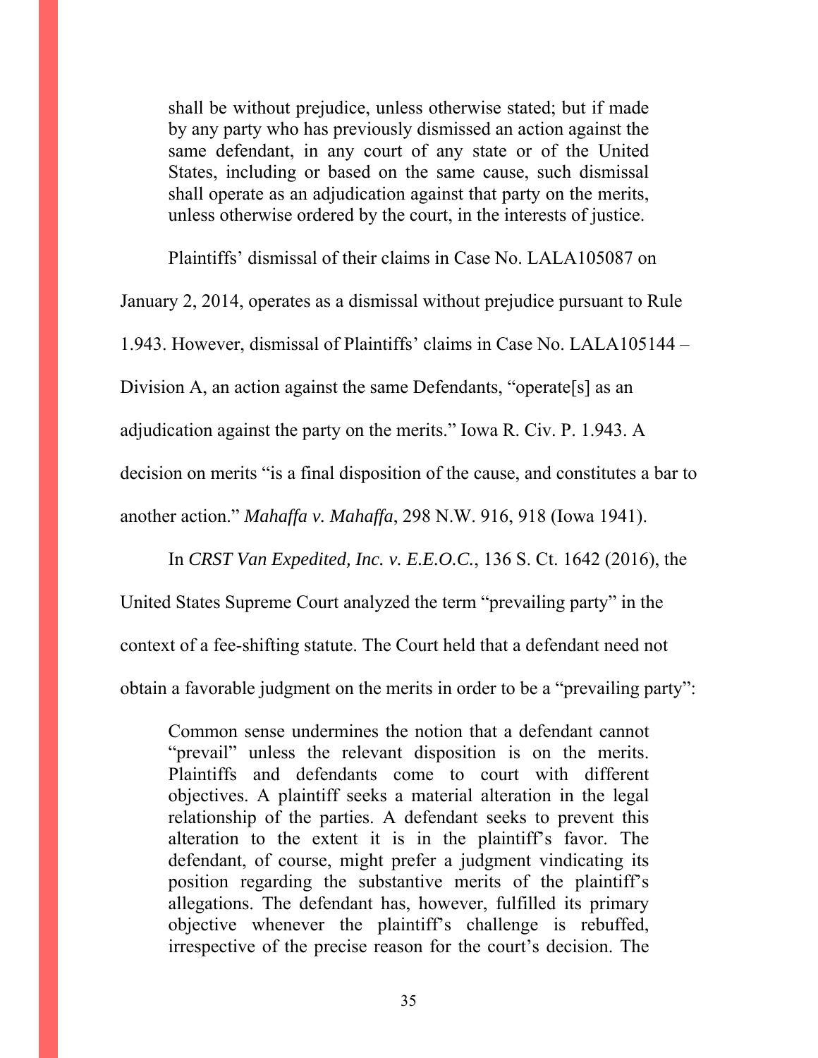> shall be without prejudice, unless otherwise stated; but if made by any party who has previously dismissed an action against the same defendant, in any court of any state or of the United States, including or based on the same cause, such dismissal shall operate as an adjudication against that party on the merits, unless otherwise ordered by the court, in the interests of justice.

Plaintiffs' dismissal of their claims in Case No. LALA105087 on January 2, 2014, operates as a dismissal without prejudice pursuant to Rule 1.943. However, dismissal of Plaintiffs' claims in Case No. LALA105144 – Division A, an action against the same Defendants, "operate[s] as an adjudication against the party on the merits." Iowa R. Civ. P. 1.943. A decision on merits "is a final disposition of the cause, and constitutes a bar to another action." *Mahaffa v. Mahaffa*, 298 N.W. 916, 918 (Iowa 1941).

In *CRST Van Expedited, Inc. v. E.E.O.C.*, 136 S. Ct. 1642 (2016), the United States Supreme Court analyzed the term "prevailing party" in the context of a fee-shifting statute. The Court held that a defendant need not obtain a favorable judgment on the merits in order to be a "prevailing party":

> Common sense undermines the notion that a defendant cannot "prevail" unless the relevant disposition is on the merits. Plaintiffs and defendants come to court with different objectives. A plaintiff seeks a material alteration in the legal relationship of the parties. A defendant seeks to prevent this alteration to the extent it is in the plaintiff's favor. The defendant, of course, might prefer a judgment vindicating its position regarding the substantive merits of the plaintiff's allegations. The defendant has, however, fulfilled its primary objective whenever the plaintiff's challenge is rebuffed, irrespective of the precise reason for the court's decision. The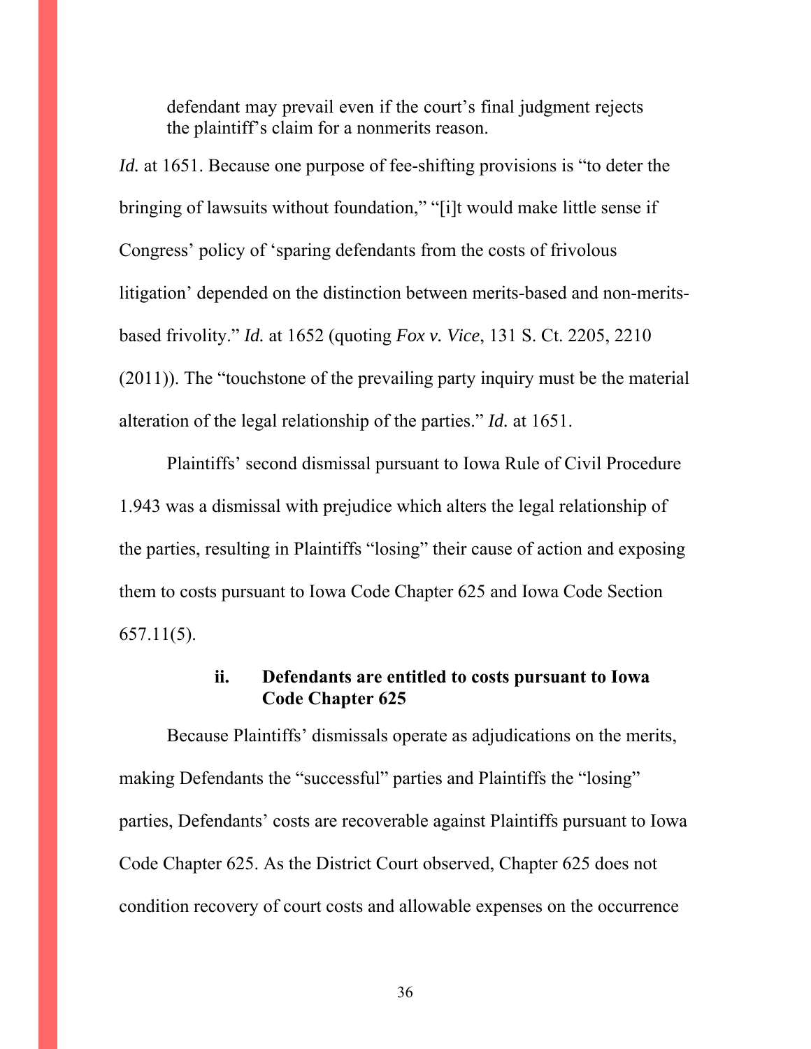> defendant may prevail even if the court's final judgment rejects the plaintiff's claim for a nonmerits reason.

*Id.* at 1651. Because one purpose of fee-shifting provisions is "to deter the bringing of lawsuits without foundation," "[i]t would make little sense if Congress' policy of 'sparing defendants from the costs of frivolous litigation' depended on the distinction between merits-based and non-merits-based frivolity." *Id.* at 1652 (quoting *Fox v. Vice*, 131 S. Ct. 2205, 2210 (2011)). The "touchstone of the prevailing party inquiry must be the material alteration of the legal relationship of the parties." *Id.* at 1651.

Plaintiffs' second dismissal pursuant to Iowa Rule of Civil Procedure 1.943 was a dismissal with prejudice which alters the legal relationship of the parties, resulting in Plaintiffs "losing" their cause of action and exposing them to costs pursuant to Iowa Code Chapter 625 and Iowa Code Section 657.11(5).

#### ii. Defendants are entitled to costs pursuant to Iowa Code Chapter 625

Because Plaintiffs' dismissals operate as adjudications on the merits, making Defendants the "successful" parties and Plaintiffs the "losing" parties, Defendants' costs are recoverable against Plaintiffs pursuant to Iowa Code Chapter 625. As the District Court observed, Chapter 625 does not condition recovery of court costs and allowable expenses on the occurrence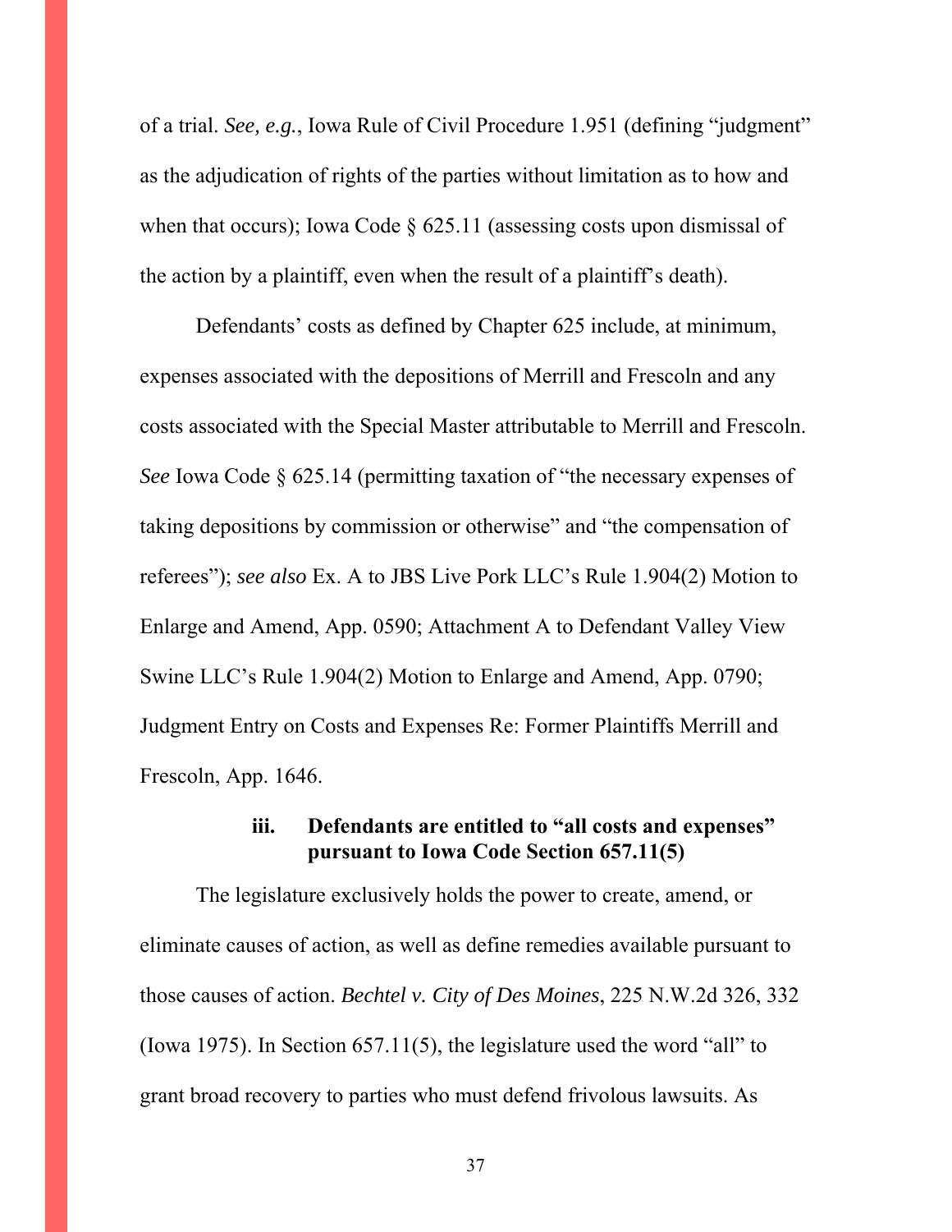of a trial. *See, e.g.*, Iowa Rule of Civil Procedure 1.951 (defining "judgment" as the adjudication of rights of the parties without limitation as to how and when that occurs); Iowa Code § 625.11 (assessing costs upon dismissal of the action by a plaintiff, even when the result of a plaintiff's death).

Defendants' costs as defined by Chapter 625 include, at minimum, expenses associated with the depositions of Merrill and Frescoln and any costs associated with the Special Master attributable to Merrill and Frescoln. *See* Iowa Code § 625.14 (permitting taxation of "the necessary expenses of taking depositions by commission or otherwise" and "the compensation of referees"); *see also* Ex. A to JBS Live Pork LLC's Rule 1.904(2) Motion to Enlarge and Amend, App. 0590; Attachment A to Defendant Valley View Swine LLC's Rule 1.904(2) Motion to Enlarge and Amend, App. 0790; Judgment Entry on Costs and Expenses Re: Former Plaintiffs Merrill and Frescoln, App. 1646.

#### iii. Defendants are entitled to "all costs and expenses" pursuant to Iowa Code Section 657.11(5)

The legislature exclusively holds the power to create, amend, or eliminate causes of action, as well as define remedies available pursuant to those causes of action. *Bechtel v. City of Des Moines*, 225 N.W.2d 326, 332 (Iowa 1975). In Section 657.11(5), the legislature used the word "all" to grant broad recovery to parties who must defend frivolous lawsuits. As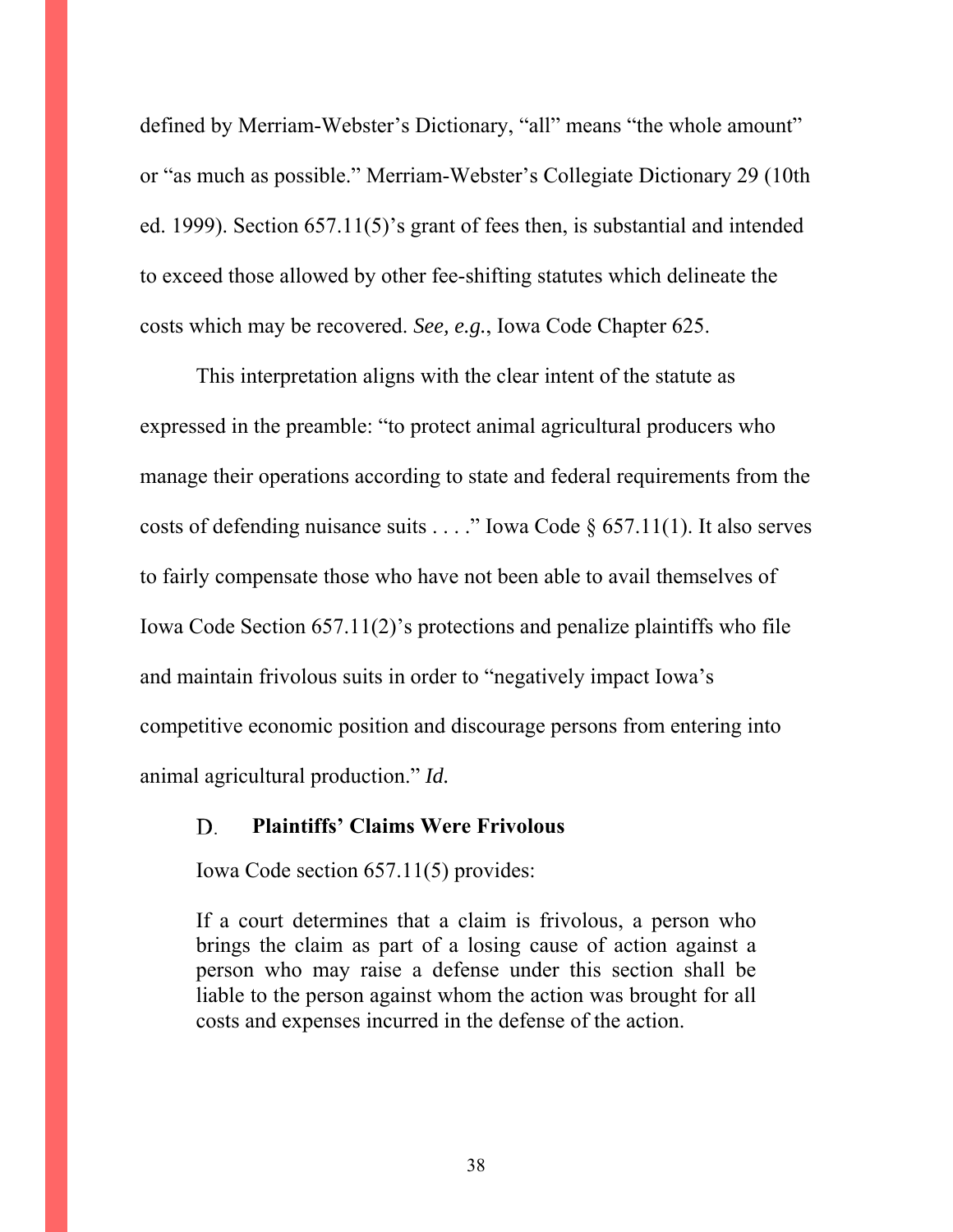defined by Merriam-Webster's Dictionary, "all" means "the whole amount" or "as much as possible." Merriam-Webster's Collegiate Dictionary 29 (10th ed. 1999). Section 657.11(5)'s grant of fees then, is substantial and intended to exceed those allowed by other fee-shifting statutes which delineate the costs which may be recovered. *See, e.g.*, Iowa Code Chapter 625.

This interpretation aligns with the clear intent of the statute as expressed in the preamble: "to protect animal agricultural producers who manage their operations according to state and federal requirements from the costs of defending nuisance suits . . . ." Iowa Code § 657.11(1). It also serves to fairly compensate those who have not been able to avail themselves of Iowa Code Section 657.11(2)'s protections and penalize plaintiffs who file and maintain frivolous suits in order to "negatively impact Iowa's competitive economic position and discourage persons from entering into animal agricultural production." *Id.*

### D. Plaintiffs' Claims Were Frivolous

Iowa Code section 657.11(5) provides:

> If a court determines that a claim is frivolous, a person who brings the claim as part of a losing cause of action against a person who may raise a defense under this section shall be liable to the person against whom the action was brought for all costs and expenses incurred in the defense of the action.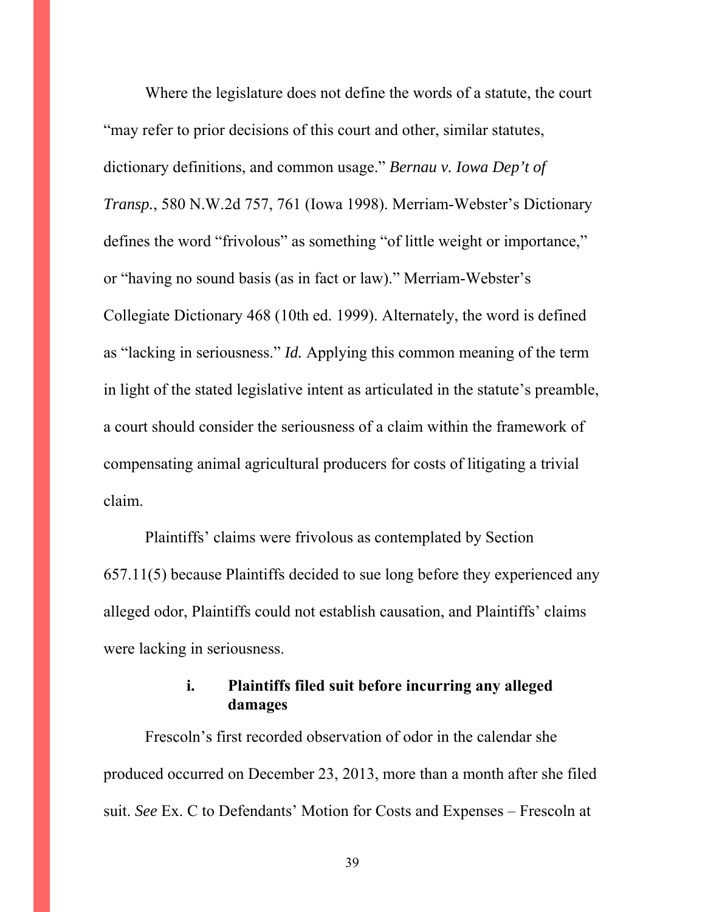Where the legislature does not define the words of a statute, the court "may refer to prior decisions of this court and other, similar statutes, dictionary definitions, and common usage." *Bernau v. Iowa Dep't of Transp.*, 580 N.W.2d 757, 761 (Iowa 1998). Merriam-Webster's Dictionary defines the word "frivolous" as something "of little weight or importance," or "having no sound basis (as in fact or law)." Merriam-Webster's Collegiate Dictionary 468 (10th ed. 1999). Alternately, the word is defined as "lacking in seriousness." *Id.* Applying this common meaning of the term in light of the stated legislative intent as articulated in the statute's preamble, a court should consider the seriousness of a claim within the framework of compensating animal agricultural producers for costs of litigating a trivial claim.

Plaintiffs' claims were frivolous as contemplated by Section 657.11(5) because Plaintiffs decided to sue long before they experienced any alleged odor, Plaintiffs could not establish causation, and Plaintiffs' claims were lacking in seriousness.

**i. Plaintiffs filed suit before incurring any alleged damages**

Frescoln's first recorded observation of odor in the calendar she produced occurred on December 23, 2013, more than a month after she filed suit. *See* Ex. C to Defendants' Motion for Costs and Expenses – Frescoln at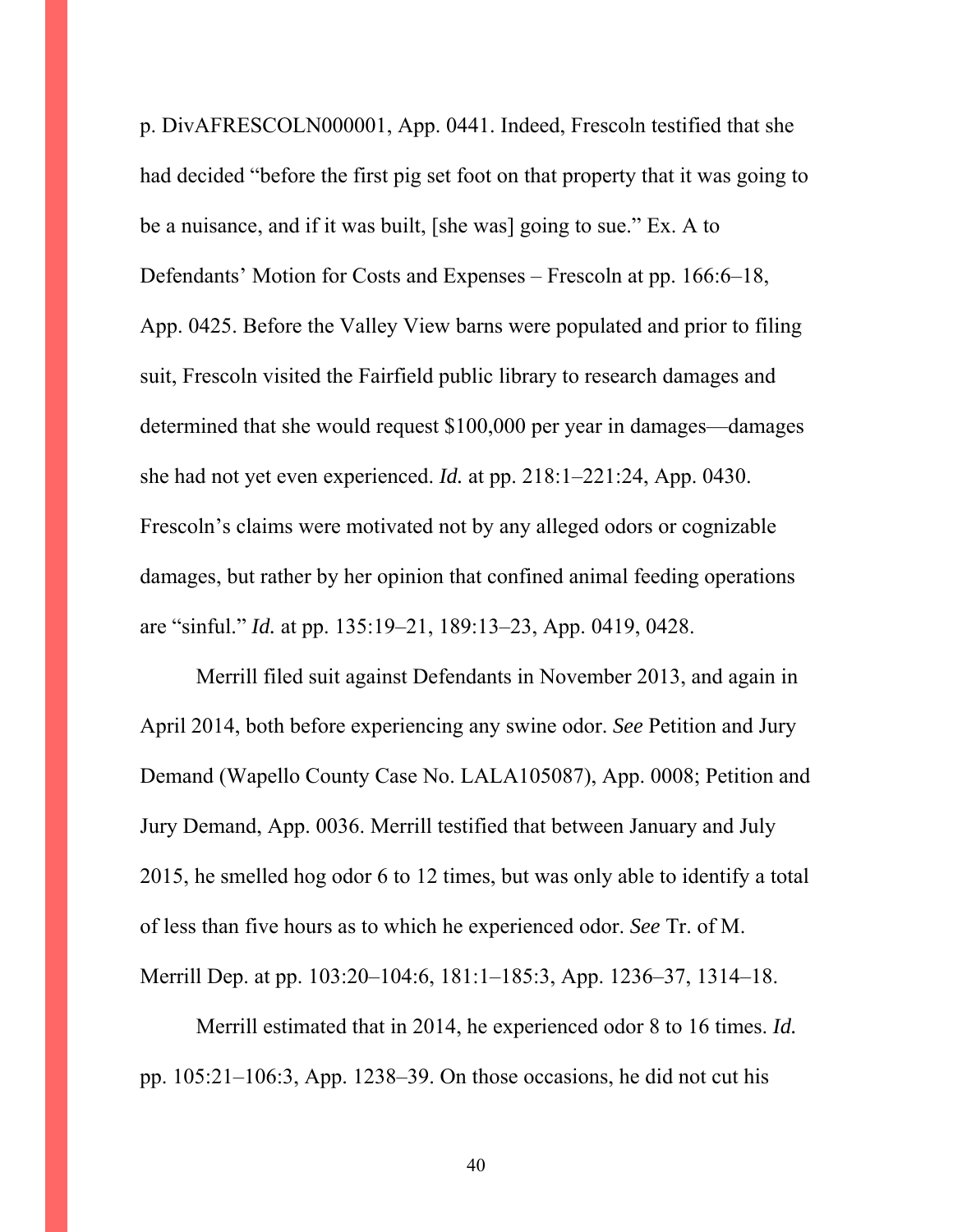p. DivAFRESCOLN000001, App. 0441. Indeed, Frescoln testified that she had decided "before the first pig set foot on that property that it was going to be a nuisance, and if it was built, [she was] going to sue." Ex. A to Defendants' Motion for Costs and Expenses – Frescoln at pp. 166:6–18, App. 0425. Before the Valley View barns were populated and prior to filing suit, Frescoln visited the Fairfield public library to research damages and determined that she would request $100,000 per year in damages—damages she had not yet even experienced. *Id.* at pp. 218:1–221:24, App. 0430. Frescoln's claims were motivated not by any alleged odors or cognizable damages, but rather by her opinion that confined animal feeding operations are "sinful." *Id.* at pp. 135:19–21, 189:13–23, App. 0419, 0428.

Merrill filed suit against Defendants in November 2013, and again in April 2014, both before experiencing any swine odor. *See* Petition and Jury Demand (Wapello County Case No. LALA105087), App. 0008; Petition and Jury Demand, App. 0036. Merrill testified that between January and July 2015, he smelled hog odor 6 to 12 times, but was only able to identify a total of less than five hours as to which he experienced odor. *See* Tr. of M. Merrill Dep. at pp. 103:20–104:6, 181:1–185:3, App. 1236–37, 1314–18.

Merrill estimated that in 2014, he experienced odor 8 to 16 times. *Id.* pp. 105:21–106:3, App. 1238–39. On those occasions, he did not cut his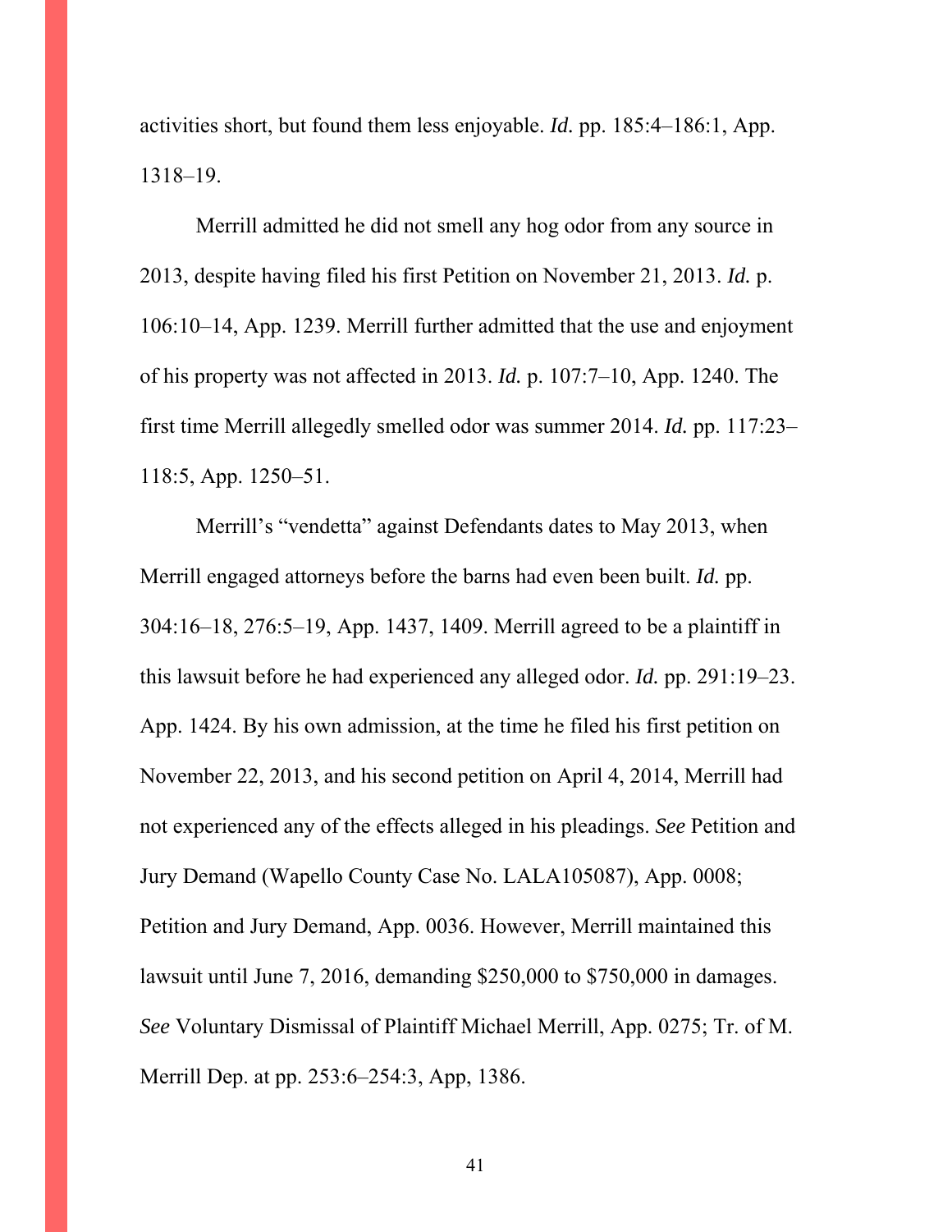activities short, but found them less enjoyable. *Id.* pp. 185:4–186:1, App. 1318–19.

Merrill admitted he did not smell any hog odor from any source in 2013, despite having filed his first Petition on November 21, 2013. *Id.* p. 106:10–14, App. 1239. Merrill further admitted that the use and enjoyment of his property was not affected in 2013. *Id.* p. 107:7–10, App. 1240. The first time Merrill allegedly smelled odor was summer 2014. *Id.* pp. 117:23–118:5, App. 1250–51.

Merrill's "vendetta" against Defendants dates to May 2013, when Merrill engaged attorneys before the barns had even been built. *Id.* pp. 304:16–18, 276:5–19, App. 1437, 1409. Merrill agreed to be a plaintiff in this lawsuit before he had experienced any alleged odor. *Id.* pp. 291:19–23. App. 1424. By his own admission, at the time he filed his first petition on November 22, 2013, and his second petition on April 4, 2014, Merrill had not experienced any of the effects alleged in his pleadings. *See* Petition and Jury Demand (Wapello County Case No. LALA105087), App. 0008; Petition and Jury Demand, App. 0036. However, Merrill maintained this lawsuit until June 7, 2016, demanding $250,000 to $750,000 in damages. *See* Voluntary Dismissal of Plaintiff Michael Merrill, App. 0275; Tr. of M. Merrill Dep. at pp. 253:6–254:3, App, 1386.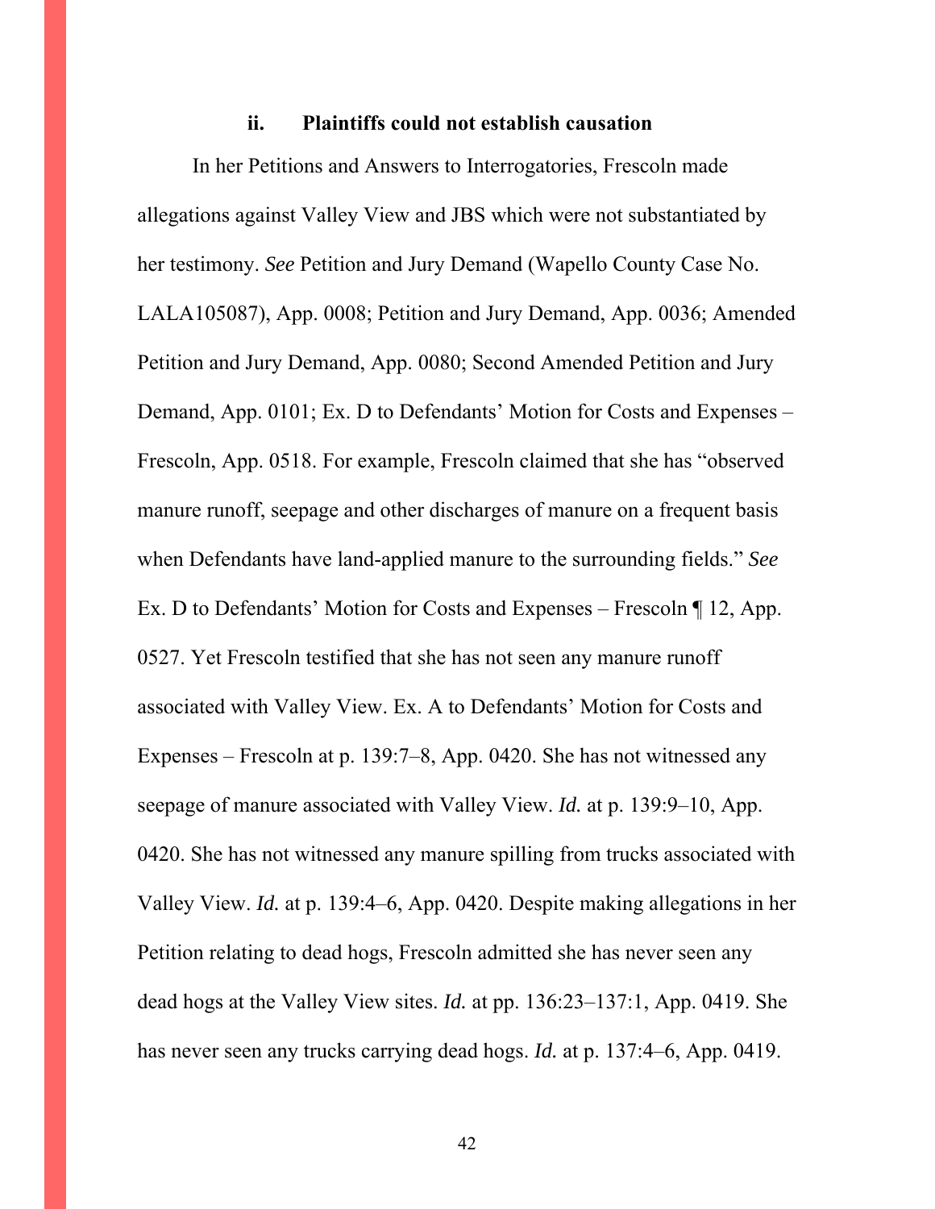### ii. Plaintiffs could not establish causation

In her Petitions and Answers to Interrogatories, Frescoln made allegations against Valley View and JBS which were not substantiated by her testimony. *See* Petition and Jury Demand (Wapello County Case No. LALA105087), App. 0008; Petition and Jury Demand, App. 0036; Amended Petition and Jury Demand, App. 0080; Second Amended Petition and Jury Demand, App. 0101; Ex. D to Defendants' Motion for Costs and Expenses – Frescoln, App. 0518. For example, Frescoln claimed that she has "observed manure runoff, seepage and other discharges of manure on a frequent basis when Defendants have land-applied manure to the surrounding fields." *See* Ex. D to Defendants' Motion for Costs and Expenses – Frescoln ¶ 12, App. 0527. Yet Frescoln testified that she has not seen any manure runoff associated with Valley View. Ex. A to Defendants' Motion for Costs and Expenses – Frescoln at p. 139:7–8, App. 0420. She has not witnessed any seepage of manure associated with Valley View. *Id.* at p. 139:9–10, App. 0420. She has not witnessed any manure spilling from trucks associated with Valley View. *Id.* at p. 139:4–6, App. 0420. Despite making allegations in her Petition relating to dead hogs, Frescoln admitted she has never seen any dead hogs at the Valley View sites. *Id.* at pp. 136:23–137:1, App. 0419. She has never seen any trucks carrying dead hogs. *Id.* at p. 137:4–6, App. 0419.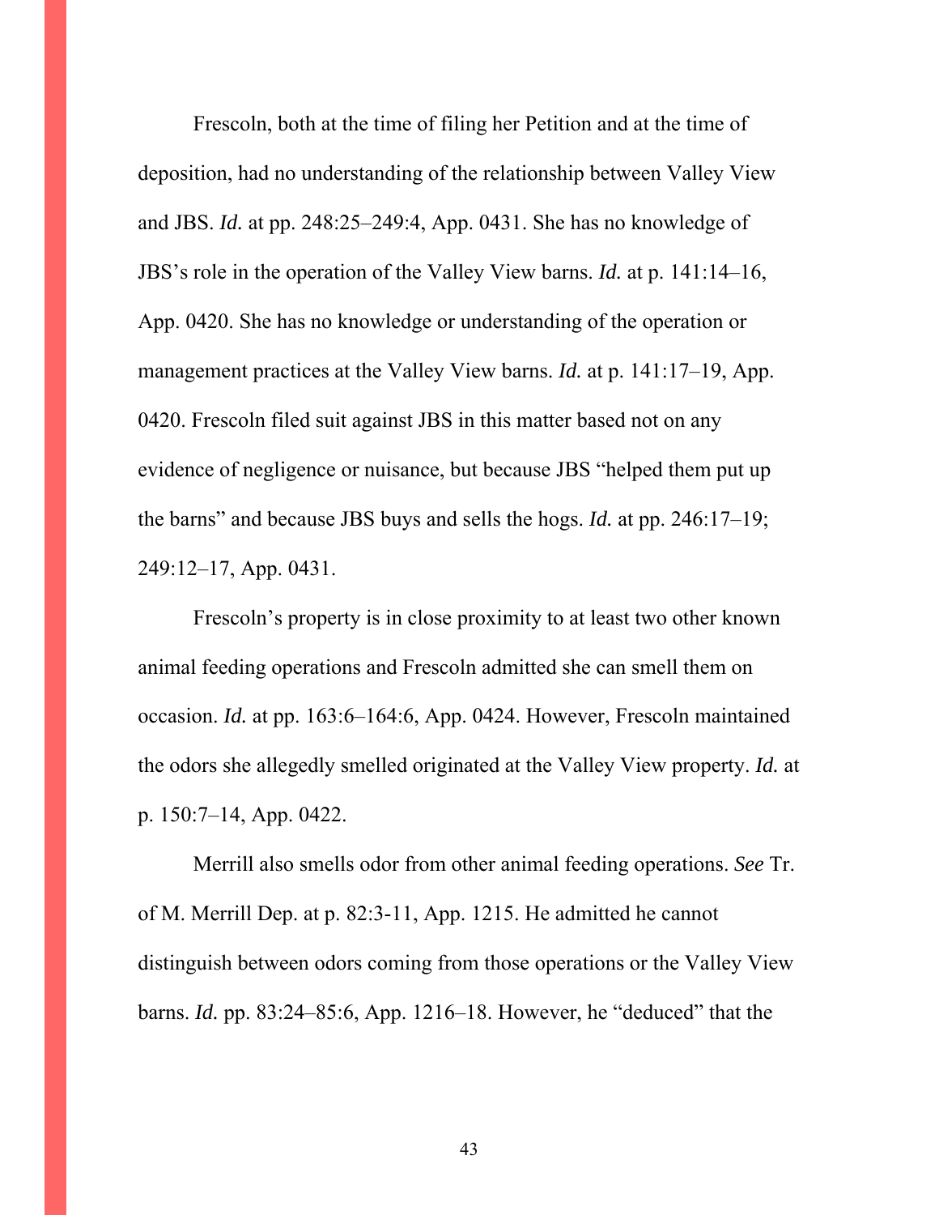Frescoln, both at the time of filing her Petition and at the time of deposition, had no understanding of the relationship between Valley View and JBS. *Id.* at pp. 248:25–249:4, App. 0431. She has no knowledge of JBS's role in the operation of the Valley View barns. *Id.* at p. 141:14–16, App. 0420. She has no knowledge or understanding of the operation or management practices at the Valley View barns. *Id.* at p. 141:17–19, App. 0420. Frescoln filed suit against JBS in this matter based not on any evidence of negligence or nuisance, but because JBS "helped them put up the barns" and because JBS buys and sells the hogs. *Id.* at pp. 246:17–19; 249:12–17, App. 0431.

Frescoln's property is in close proximity to at least two other known animal feeding operations and Frescoln admitted she can smell them on occasion. *Id.* at pp. 163:6–164:6, App. 0424. However, Frescoln maintained the odors she allegedly smelled originated at the Valley View property. *Id.* at p. 150:7–14, App. 0422.

Merrill also smells odor from other animal feeding operations. *See* Tr. of M. Merrill Dep. at p. 82:3-11, App. 1215. He admitted he cannot distinguish between odors coming from those operations or the Valley View barns. *Id.* pp. 83:24–85:6, App. 1216–18. However, he "deduced" that the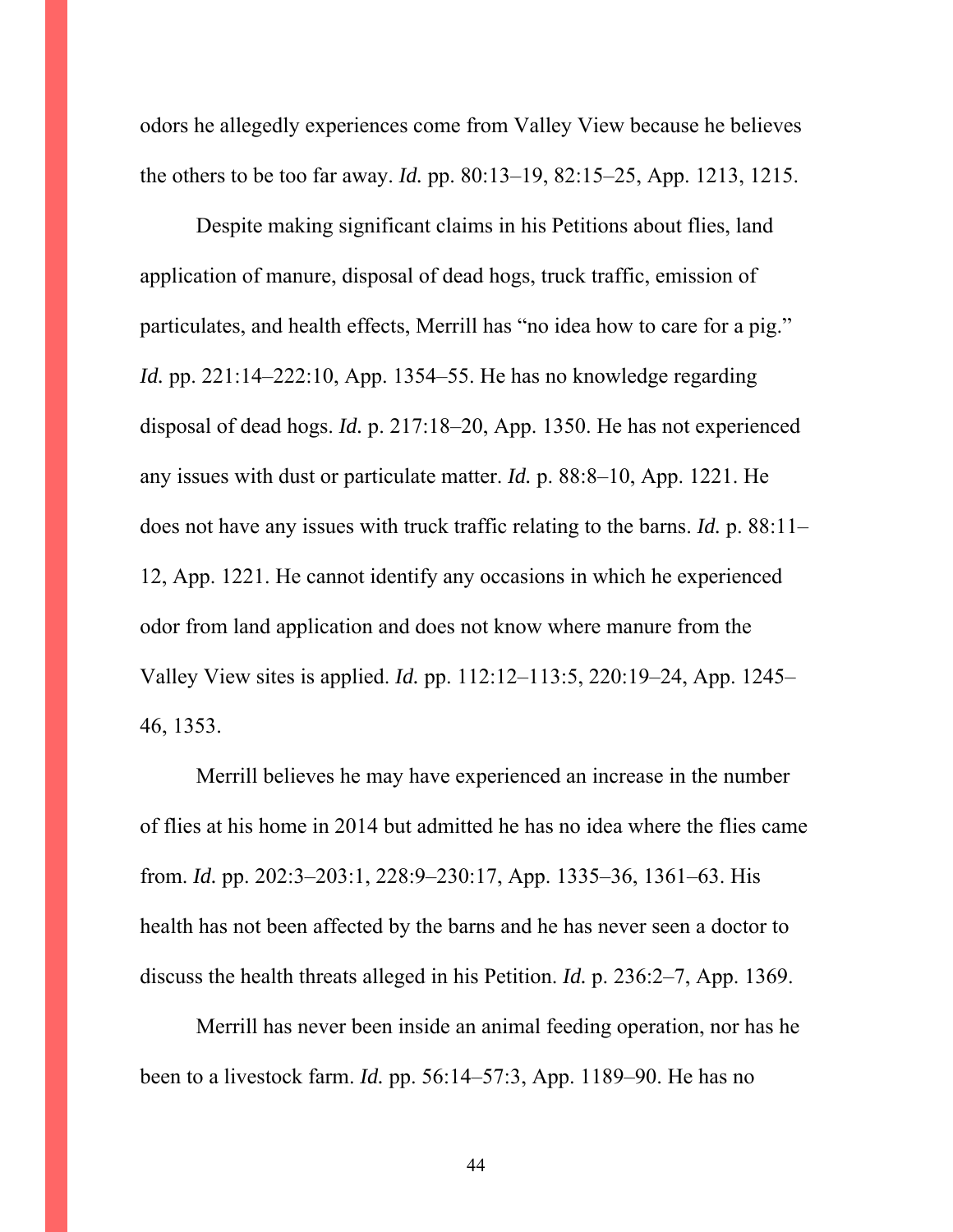odors he allegedly experiences come from Valley View because he believes the others to be too far away. *Id.* pp. 80:13–19, 82:15–25, App. 1213, 1215.

Despite making significant claims in his Petitions about flies, land application of manure, disposal of dead hogs, truck traffic, emission of particulates, and health effects, Merrill has "no idea how to care for a pig." *Id.* pp. 221:14–222:10, App. 1354–55. He has no knowledge regarding disposal of dead hogs. *Id.* p. 217:18–20, App. 1350. He has not experienced any issues with dust or particulate matter. *Id.* p. 88:8–10, App. 1221. He does not have any issues with truck traffic relating to the barns. *Id.* p. 88:11–12, App. 1221. He cannot identify any occasions in which he experienced odor from land application and does not know where manure from the Valley View sites is applied. *Id.* pp. 112:12–113:5, 220:19–24, App. 1245–46, 1353.

Merrill believes he may have experienced an increase in the number of flies at his home in 2014 but admitted he has no idea where the flies came from. *Id.* pp. 202:3–203:1, 228:9–230:17, App. 1335–36, 1361–63. His health has not been affected by the barns and he has never seen a doctor to discuss the health threats alleged in his Petition. *Id.* p. 236:2–7, App. 1369.

Merrill has never been inside an animal feeding operation, nor has he been to a livestock farm. *Id.* pp. 56:14–57:3, App. 1189–90. He has no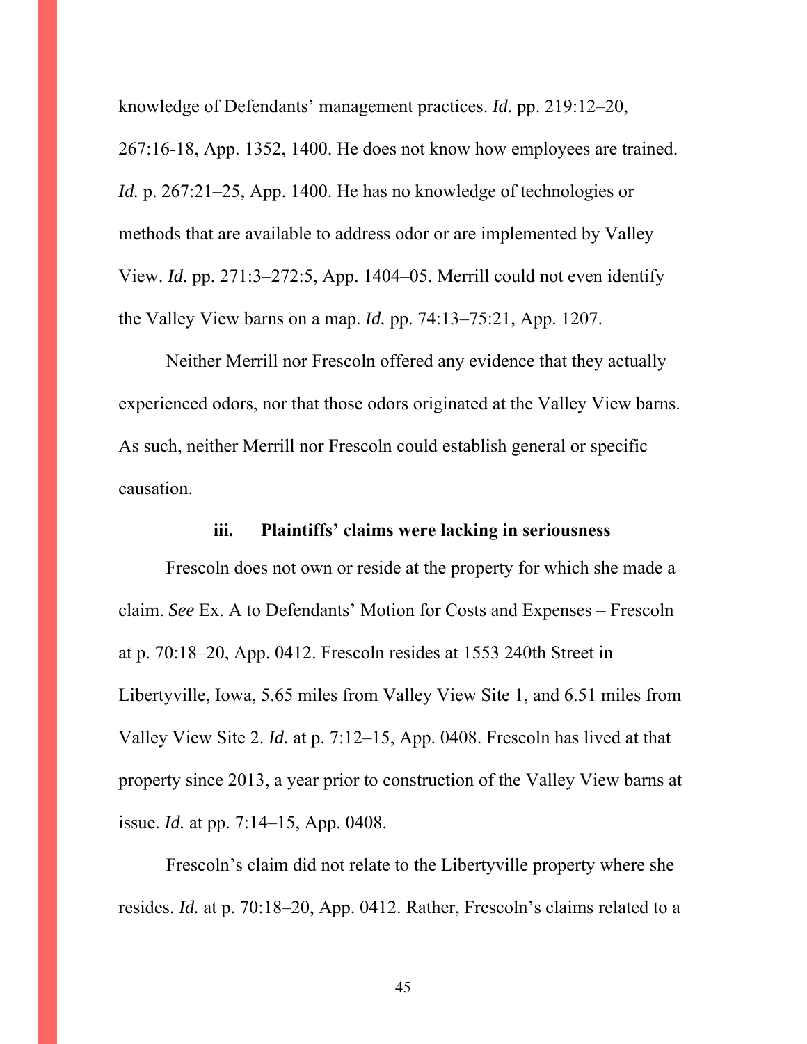knowledge of Defendants' management practices. *Id.* pp. 219:12–20, 267:16-18, App. 1352, 1400. He does not know how employees are trained. *Id.* p. 267:21–25, App. 1400. He has no knowledge of technologies or methods that are available to address odor or are implemented by Valley View. *Id.* pp. 271:3–272:5, App. 1404–05. Merrill could not even identify the Valley View barns on a map. *Id.* pp. 74:13–75:21, App. 1207.

Neither Merrill nor Frescoln offered any evidence that they actually experienced odors, nor that those odors originated at the Valley View barns. As such, neither Merrill nor Frescoln could establish general or specific causation.

#### iii. Plaintiffs' claims were lacking in seriousness

Frescoln does not own or reside at the property for which she made a claim. *See* Ex. A to Defendants' Motion for Costs and Expenses – Frescoln at p. 70:18–20, App. 0412. Frescoln resides at 1553 240th Street in Libertyville, Iowa, 5.65 miles from Valley View Site 1, and 6.51 miles from Valley View Site 2. *Id.* at p. 7:12–15, App. 0408. Frescoln has lived at that property since 2013, a year prior to construction of the Valley View barns at issue. *Id.* at pp. 7:14–15, App. 0408.

Frescoln's claim did not relate to the Libertyville property where she resides. *Id.* at p. 70:18–20, App. 0412. Rather, Frescoln's claims related to a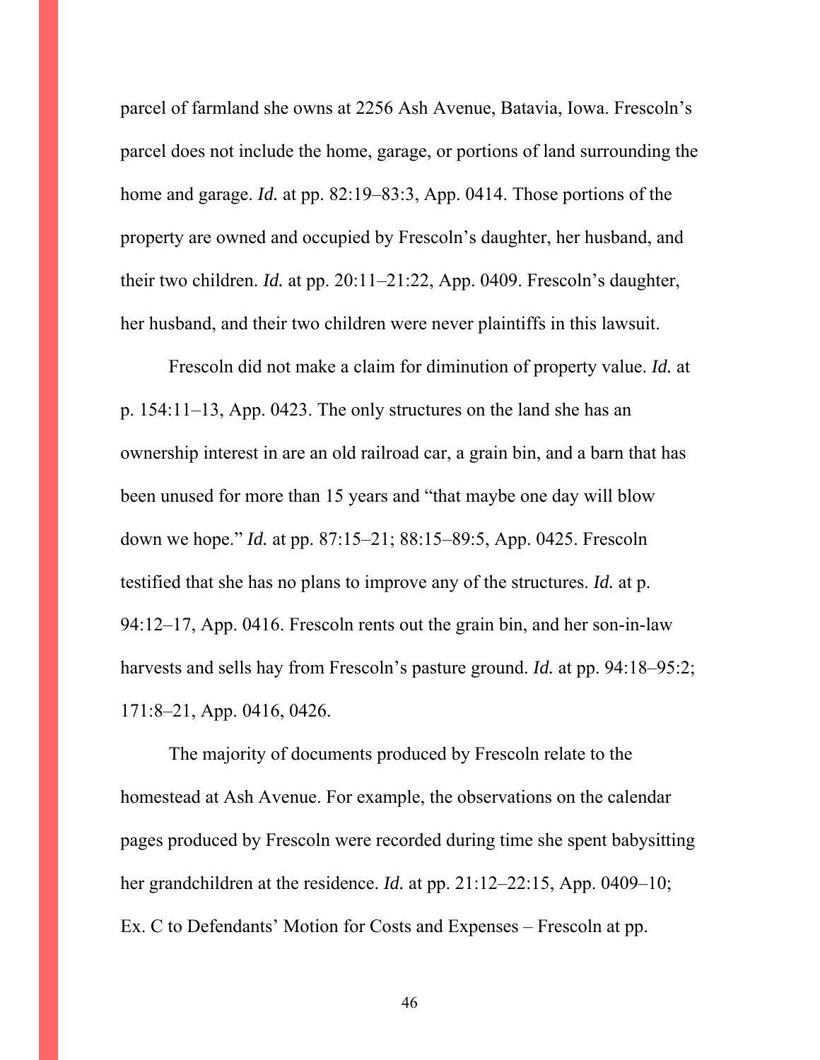parcel of farmland she owns at 2256 Ash Avenue, Batavia, Iowa. Frescoln's parcel does not include the home, garage, or portions of land surrounding the home and garage. *Id.* at pp. 82:19–83:3, App. 0414. Those portions of the property are owned and occupied by Frescoln's daughter, her husband, and their two children. *Id.* at pp. 20:11–21:22, App. 0409. Frescoln's daughter, her husband, and their two children were never plaintiffs in this lawsuit.

Frescoln did not make a claim for diminution of property value. *Id.* at p. 154:11–13, App. 0423. The only structures on the land she has an ownership interest in are an old railroad car, a grain bin, and a barn that has been unused for more than 15 years and "that maybe one day will blow down we hope." *Id.* at pp. 87:15–21; 88:15–89:5, App. 0425. Frescoln testified that she has no plans to improve any of the structures. *Id.* at p. 94:12–17, App. 0416. Frescoln rents out the grain bin, and her son-in-law harvests and sells hay from Frescoln's pasture ground. *Id.* at pp. 94:18–95:2; 171:8–21, App. 0416, 0426.

The majority of documents produced by Frescoln relate to the homestead at Ash Avenue. For example, the observations on the calendar pages produced by Frescoln were recorded during time she spent babysitting her grandchildren at the residence. *Id.* at pp. 21:12–22:15, App. 0409–10; Ex. C to Defendants' Motion for Costs and Expenses – Frescoln at pp.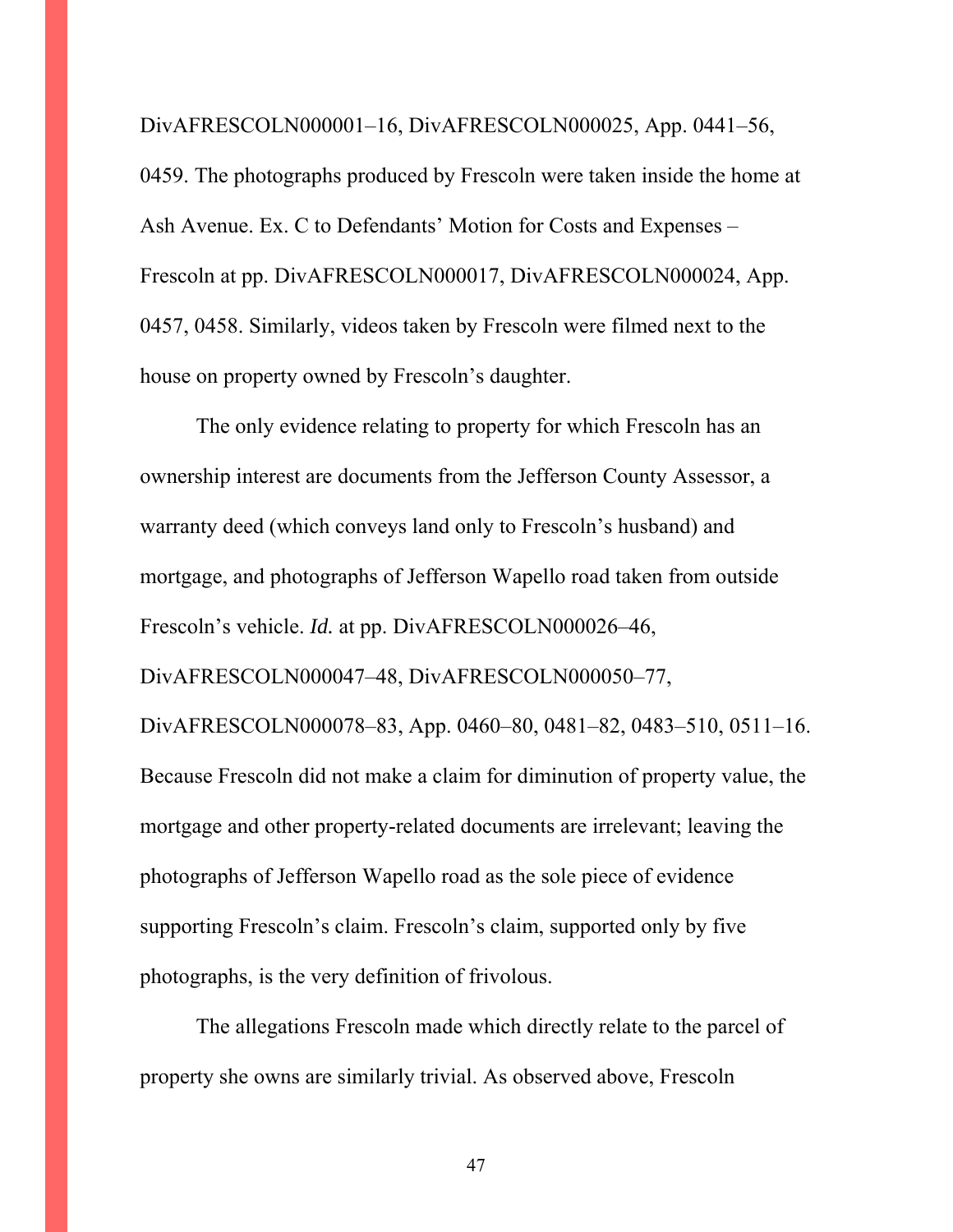DivAFRESCOLN000001–16, DivAFRESCOLN000025, App. 0441–56, 0459. The photographs produced by Frescoln were taken inside the home at Ash Avenue. Ex. C to Defendants' Motion for Costs and Expenses – Frescoln at pp. DivAFRESCOLN000017, DivAFRESCOLN000024, App. 0457, 0458. Similarly, videos taken by Frescoln were filmed next to the house on property owned by Frescoln's daughter.

The only evidence relating to property for which Frescoln has an ownership interest are documents from the Jefferson County Assessor, a warranty deed (which conveys land only to Frescoln's husband) and mortgage, and photographs of Jefferson Wapello road taken from outside Frescoln's vehicle. *Id.* at pp. DivAFRESCOLN000026–46, DivAFRESCOLN000047–48, DivAFRESCOLN000050–77, DivAFRESCOLN000078–83, App. 0460–80, 0481–82, 0483–510, 0511–16. Because Frescoln did not make a claim for diminution of property value, the mortgage and other property-related documents are irrelevant; leaving the photographs of Jefferson Wapello road as the sole piece of evidence supporting Frescoln's claim. Frescoln's claim, supported only by five photographs, is the very definition of frivolous.

The allegations Frescoln made which directly relate to the parcel of property she owns are similarly trivial. As observed above, Frescoln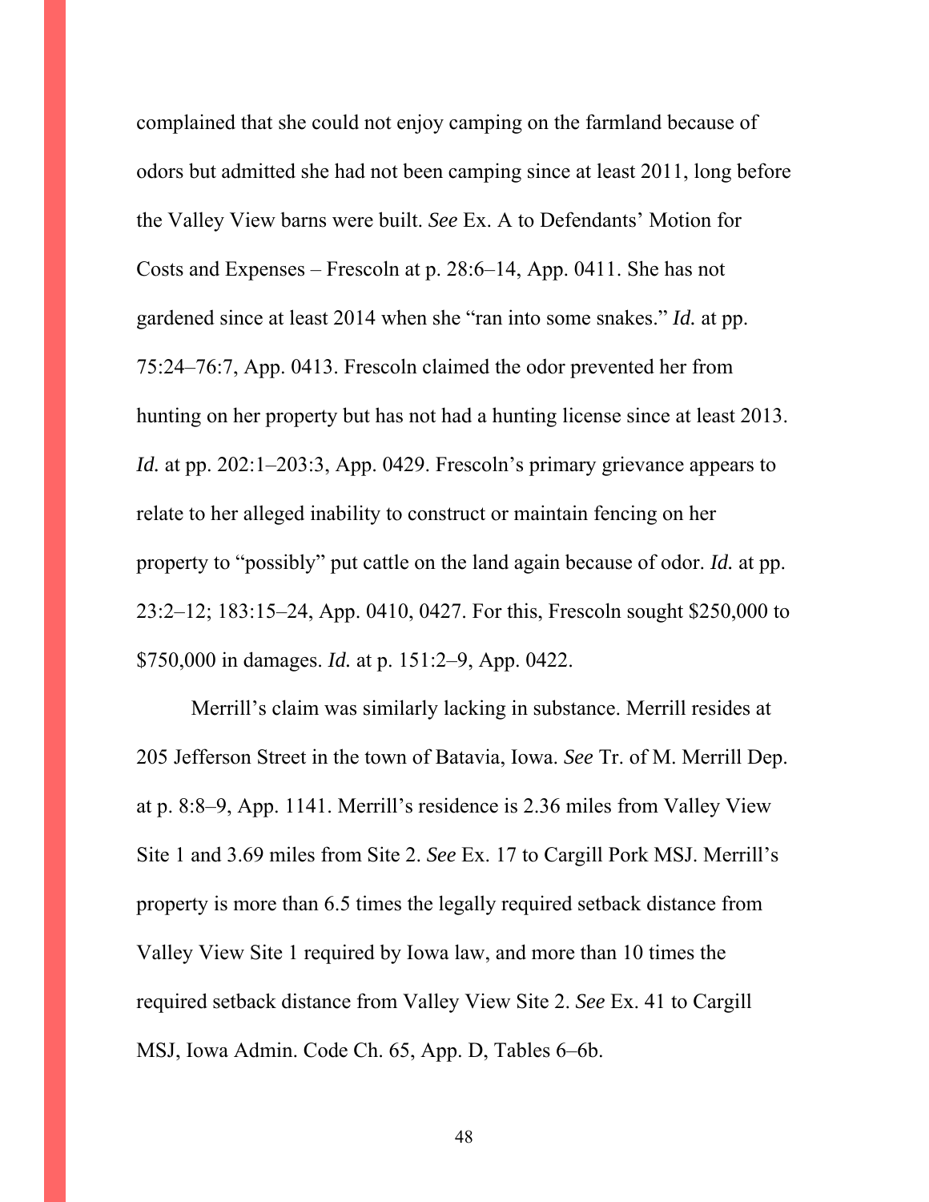complained that she could not enjoy camping on the farmland because of odors but admitted she had not been camping since at least 2011, long before the Valley View barns were built. *See* Ex. A to Defendants' Motion for Costs and Expenses – Frescoln at p. 28:6–14, App. 0411. She has not gardened since at least 2014 when she "ran into some snakes." *Id.* at pp. 75:24–76:7, App. 0413. Frescoln claimed the odor prevented her from hunting on her property but has not had a hunting license since at least 2013. *Id.* at pp. 202:1–203:3, App. 0429. Frescoln's primary grievance appears to relate to her alleged inability to construct or maintain fencing on her property to "possibly" put cattle on the land again because of odor. *Id.* at pp. 23:2–12; 183:15–24, App. 0410, 0427. For this, Frescoln sought $250,000 to $750,000 in damages. *Id.* at p. 151:2–9, App. 0422.

Merrill's claim was similarly lacking in substance. Merrill resides at 205 Jefferson Street in the town of Batavia, Iowa. *See* Tr. of M. Merrill Dep. at p. 8:8–9, App. 1141. Merrill's residence is 2.36 miles from Valley View Site 1 and 3.69 miles from Site 2. *See* Ex. 17 to Cargill Pork MSJ. Merrill's property is more than 6.5 times the legally required setback distance from Valley View Site 1 required by Iowa law, and more than 10 times the required setback distance from Valley View Site 2. *See* Ex. 41 to Cargill MSJ, Iowa Admin. Code Ch. 65, App. D, Tables 6–6b.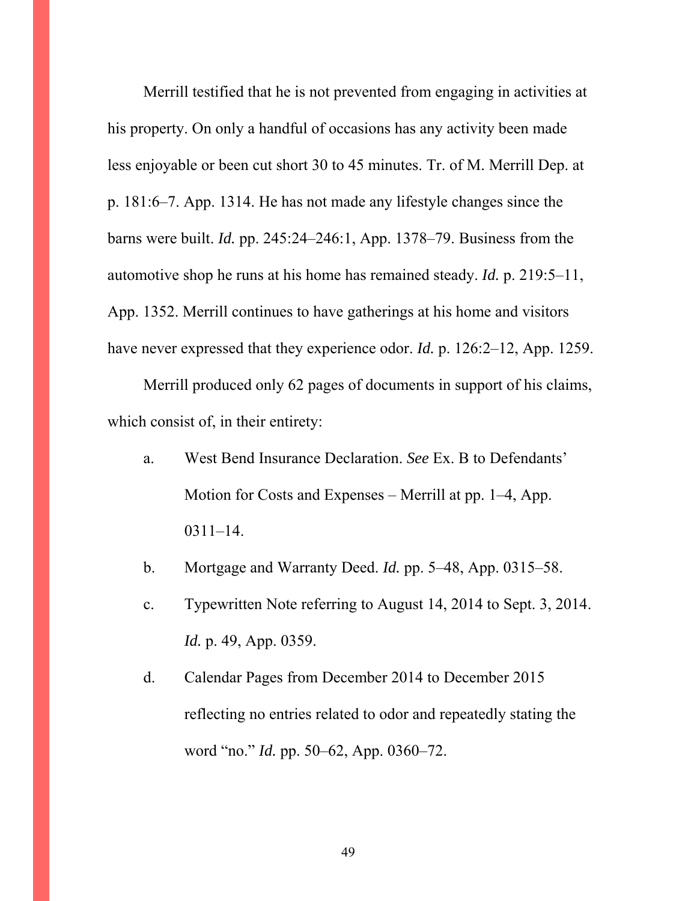Merrill testified that he is not prevented from engaging in activities at his property. On only a handful of occasions has any activity been made less enjoyable or been cut short 30 to 45 minutes. Tr. of M. Merrill Dep. at p. 181:6–7. App. 1314. He has not made any lifestyle changes since the barns were built. *Id.* pp. 245:24–246:1, App. 1378–79. Business from the automotive shop he runs at his home has remained steady. *Id.* p. 219:5–11, App. 1352. Merrill continues to have gatherings at his home and visitors have never expressed that they experience odor. *Id.* p. 126:2–12, App. 1259.

Merrill produced only 62 pages of documents in support of his claims, which consist of, in their entirety:

a. West Bend Insurance Declaration. *See* Ex. B to Defendants' Motion for Costs and Expenses – Merrill at pp. 1–4, App. 0311–14.

b. Mortgage and Warranty Deed. *Id.* pp. 5–48, App. 0315–58.

c. Typewritten Note referring to August 14, 2014 to Sept. 3, 2014. *Id.* p. 49, App. 0359.

d. Calendar Pages from December 2014 to December 2015 reflecting no entries related to odor and repeatedly stating the word "no." *Id.* pp. 50–62, App. 0360–72.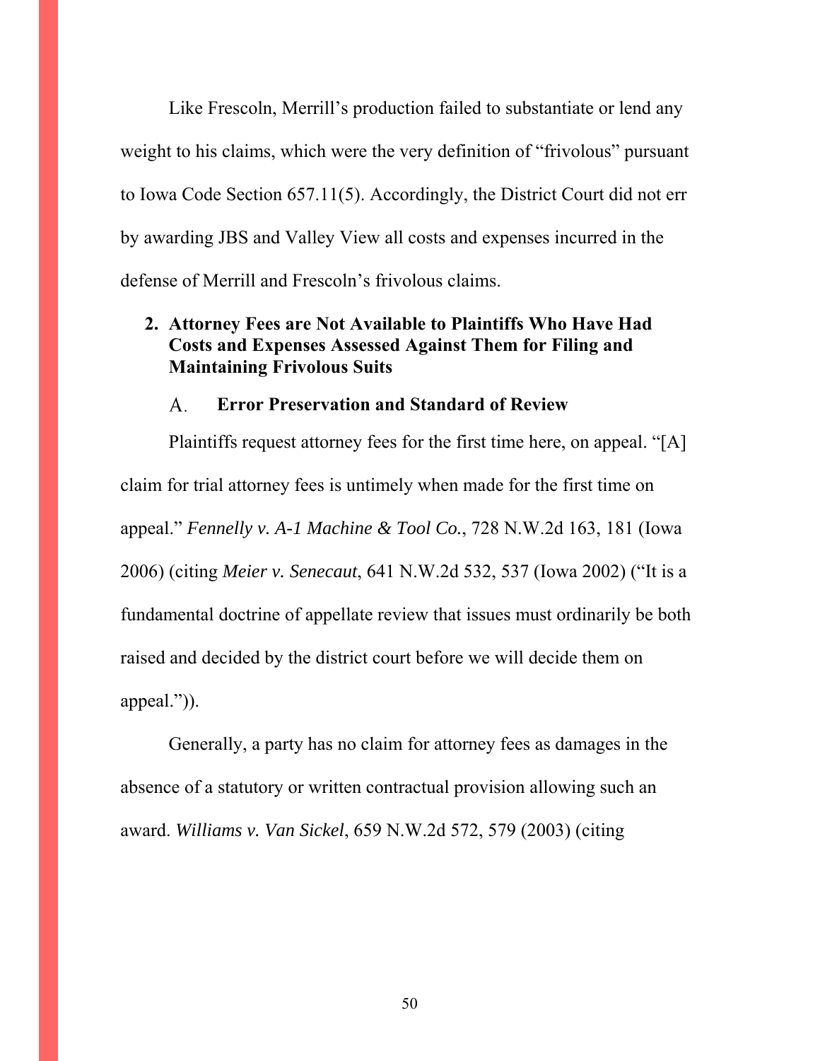Like Frescoln, Merrill's production failed to substantiate or lend any weight to his claims, which were the very definition of "frivolous" pursuant to Iowa Code Section 657.11(5). Accordingly, the District Court did not err by awarding JBS and Valley View all costs and expenses incurred in the defense of Merrill and Frescoln's frivolous claims.

## 2. Attorney Fees are Not Available to Plaintiffs Who Have Had Costs and Expenses Assessed Against Them for Filing and Maintaining Frivolous Suits

### A. Error Preservation and Standard of Review

Plaintiffs request attorney fees for the first time here, on appeal. "[A] claim for trial attorney fees is untimely when made for the first time on appeal." *Fennelly v. A-1 Machine & Tool Co.*, 728 N.W.2d 163, 181 (Iowa 2006) (citing *Meier v. Senecaut*, 641 N.W.2d 532, 537 (Iowa 2002) ("It is a fundamental doctrine of appellate review that issues must ordinarily be both raised and decided by the district court before we will decide them on appeal.")).

Generally, a party has no claim for attorney fees as damages in the absence of a statutory or written contractual provision allowing such an award. *Williams v. Van Sickel*, 659 N.W.2d 572, 579 (2003) (citing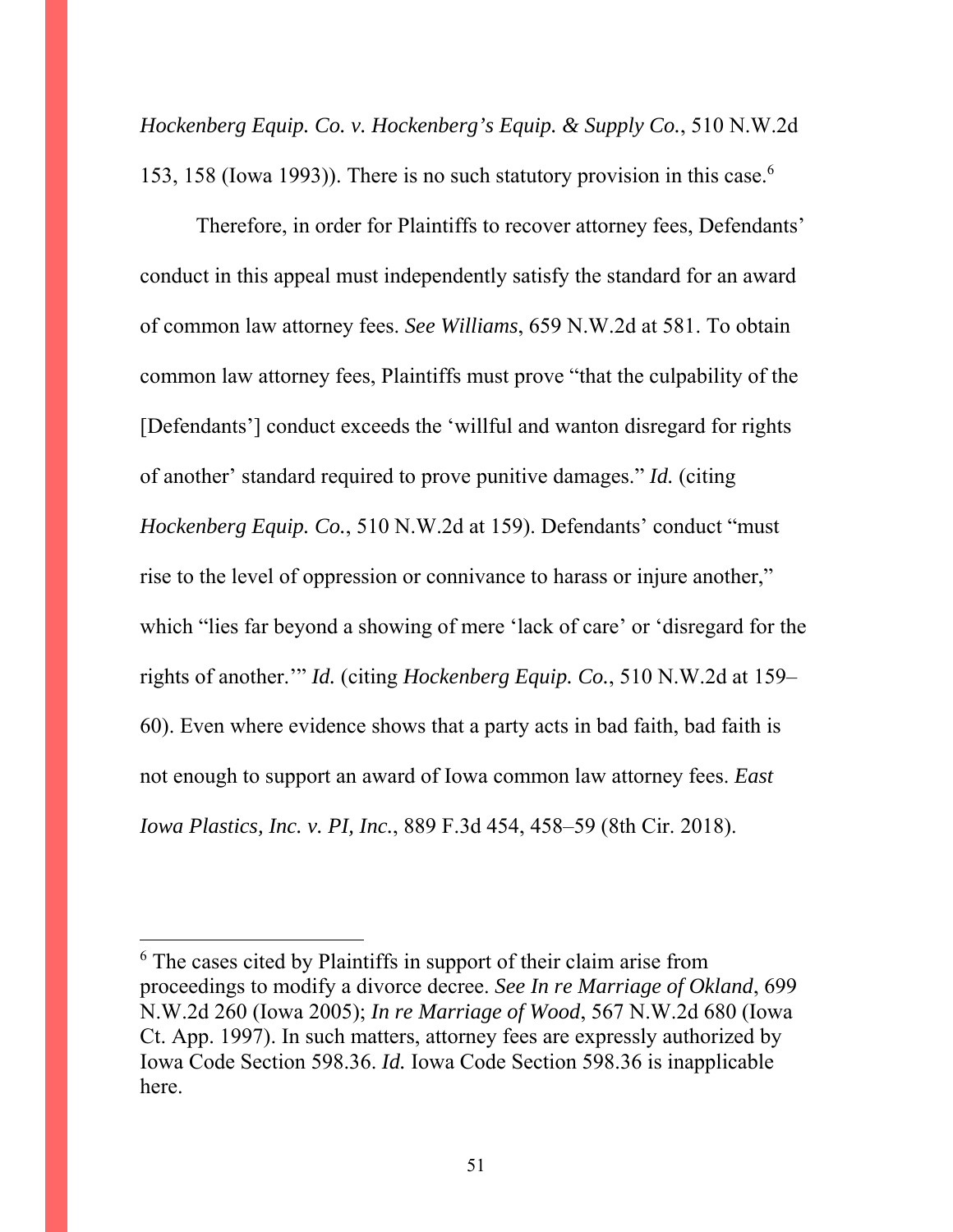*Hockenberg Equip. Co. v. Hockenberg's Equip. & Supply Co.*, 510 N.W.2d 153, 158 (Iowa 1993)). There is no such statutory provision in this case.[6]

Therefore, in order for Plaintiffs to recover attorney fees, Defendants' conduct in this appeal must independently satisfy the standard for an award of common law attorney fees. *See Williams*, 659 N.W.2d at 581. To obtain common law attorney fees, Plaintiffs must prove "that the culpability of the [Defendants'] conduct exceeds the 'willful and wanton disregard for rights of another' standard required to prove punitive damages." *Id.* (citing *Hockenberg Equip. Co.*, 510 N.W.2d at 159). Defendants' conduct "must rise to the level of oppression or connivance to harass or injure another," which "lies far beyond a showing of mere 'lack of care' or 'disregard for the rights of another.'" *Id.* (citing *Hockenberg Equip. Co.*, 510 N.W.2d at 159–60). Even where evidence shows that a party acts in bad faith, bad faith is not enough to support an award of Iowa common law attorney fees. *East Iowa Plastics, Inc. v. PI, Inc.*, 889 F.3d 454, 458–59 (8th Cir. 2018).

---

[6] The cases cited by Plaintiffs in support of their claim arise from proceedings to modify a divorce decree. *See In re Marriage of Okland*, 699 N.W.2d 260 (Iowa 2005); *In re Marriage of Wood*, 567 N.W.2d 680 (Iowa Ct. App. 1997). In such matters, attorney fees are expressly authorized by Iowa Code Section 598.36. *Id.* Iowa Code Section 598.36 is inapplicable here.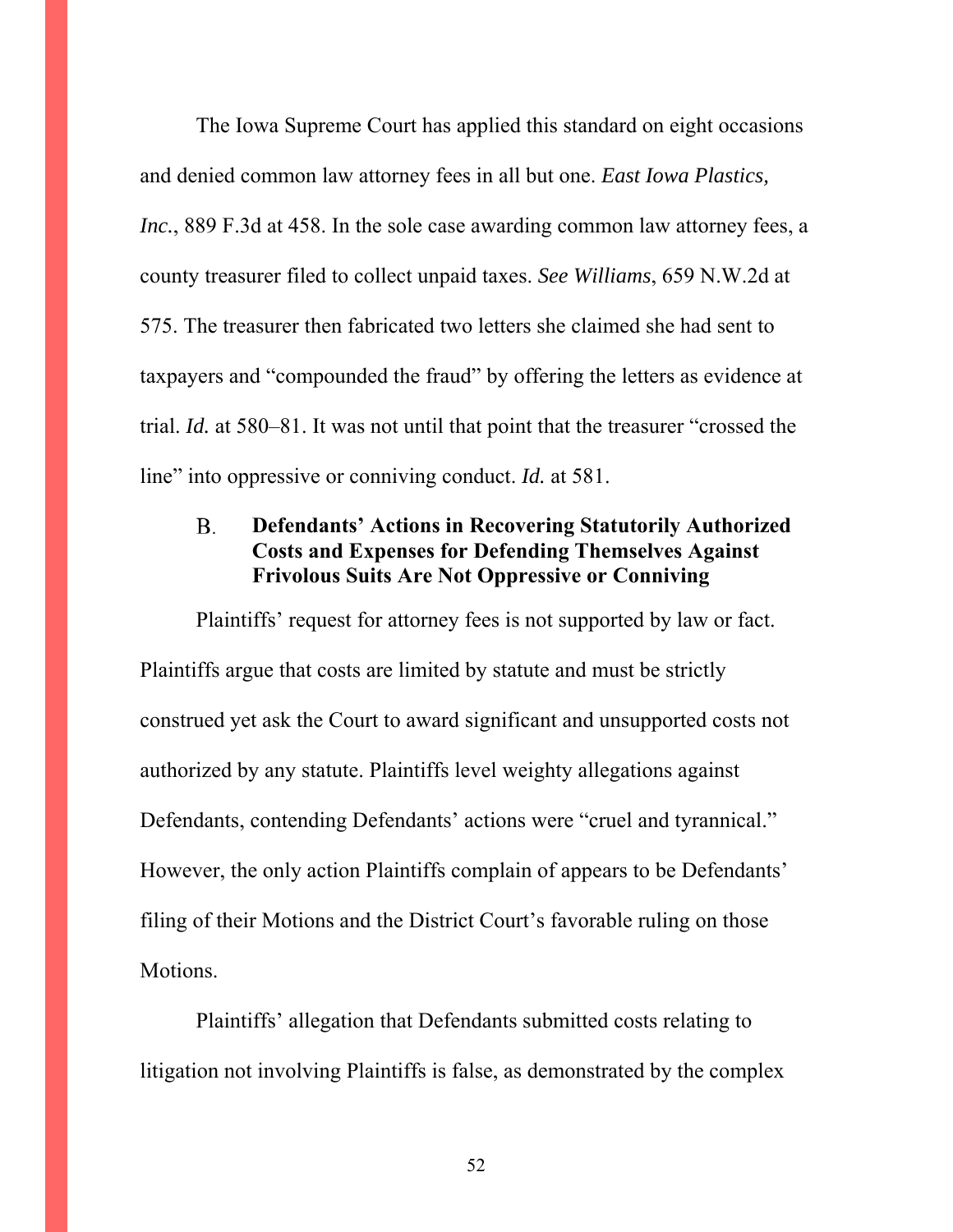The Iowa Supreme Court has applied this standard on eight occasions and denied common law attorney fees in all but one. *East Iowa Plastics, Inc.*, 889 F.3d at 458. In the sole case awarding common law attorney fees, a county treasurer filed to collect unpaid taxes. *See Williams*, 659 N.W.2d at 575. The treasurer then fabricated two letters she claimed she had sent to taxpayers and "compounded the fraud" by offering the letters as evidence at trial. *Id.* at 580–81. It was not until that point that the treasurer "crossed the line" into oppressive or conniving conduct. *Id.* at 581.

### B. Defendants' Actions in Recovering Statutorily Authorized Costs and Expenses for Defending Themselves Against Frivolous Suits Are Not Oppressive or Conniving

Plaintiffs' request for attorney fees is not supported by law or fact. Plaintiffs argue that costs are limited by statute and must be strictly construed yet ask the Court to award significant and unsupported costs not authorized by any statute. Plaintiffs level weighty allegations against Defendants, contending Defendants' actions were "cruel and tyrannical." However, the only action Plaintiffs complain of appears to be Defendants' filing of their Motions and the District Court's favorable ruling on those Motions.

Plaintiffs' allegation that Defendants submitted costs relating to litigation not involving Plaintiffs is false, as demonstrated by the complex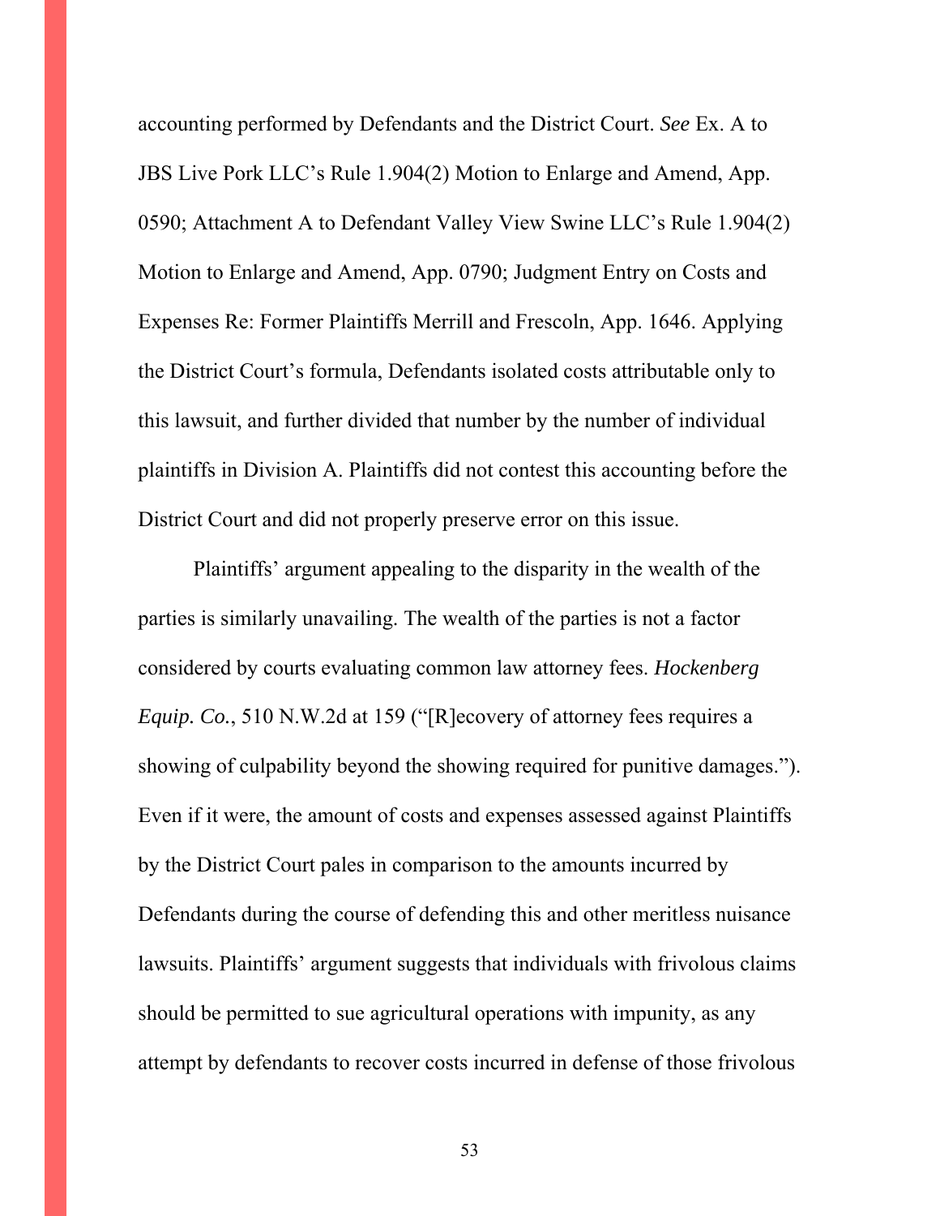accounting performed by Defendants and the District Court. *See* Ex. A to JBS Live Pork LLC's Rule 1.904(2) Motion to Enlarge and Amend, App. 0590; Attachment A to Defendant Valley View Swine LLC's Rule 1.904(2) Motion to Enlarge and Amend, App. 0790; Judgment Entry on Costs and Expenses Re: Former Plaintiffs Merrill and Frescoln, App. 1646. Applying the District Court's formula, Defendants isolated costs attributable only to this lawsuit, and further divided that number by the number of individual plaintiffs in Division A. Plaintiffs did not contest this accounting before the District Court and did not properly preserve error on this issue.

Plaintiffs' argument appealing to the disparity in the wealth of the parties is similarly unavailing. The wealth of the parties is not a factor considered by courts evaluating common law attorney fees. *Hockenberg Equip. Co.*, 510 N.W.2d at 159 ("[R]ecovery of attorney fees requires a showing of culpability beyond the showing required for punitive damages."). Even if it were, the amount of costs and expenses assessed against Plaintiffs by the District Court pales in comparison to the amounts incurred by Defendants during the course of defending this and other meritless nuisance lawsuits. Plaintiffs' argument suggests that individuals with frivolous claims should be permitted to sue agricultural operations with impunity, as any attempt by defendants to recover costs incurred in defense of those frivolous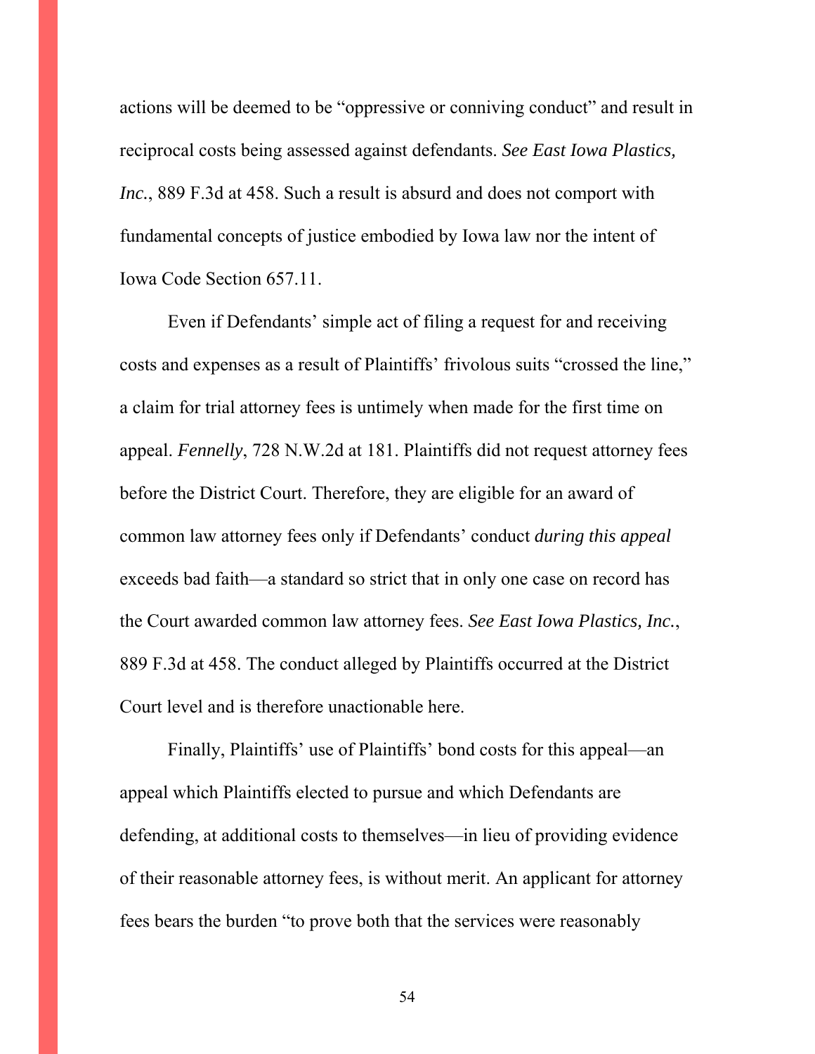actions will be deemed to be "oppressive or conniving conduct" and result in reciprocal costs being assessed against defendants. *See East Iowa Plastics, Inc.*, 889 F.3d at 458. Such a result is absurd and does not comport with fundamental concepts of justice embodied by Iowa law nor the intent of Iowa Code Section 657.11.

Even if Defendants' simple act of filing a request for and receiving costs and expenses as a result of Plaintiffs' frivolous suits "crossed the line," a claim for trial attorney fees is untimely when made for the first time on appeal. *Fennelly*, 728 N.W.2d at 181. Plaintiffs did not request attorney fees before the District Court. Therefore, they are eligible for an award of common law attorney fees only if Defendants' conduct *during this appeal* exceeds bad faith—a standard so strict that in only one case on record has the Court awarded common law attorney fees. *See East Iowa Plastics, Inc.*, 889 F.3d at 458. The conduct alleged by Plaintiffs occurred at the District Court level and is therefore unactionable here.

Finally, Plaintiffs' use of Plaintiffs' bond costs for this appeal—an appeal which Plaintiffs elected to pursue and which Defendants are defending, at additional costs to themselves—in lieu of providing evidence of their reasonable attorney fees, is without merit. An applicant for attorney fees bears the burden "to prove both that the services were reasonably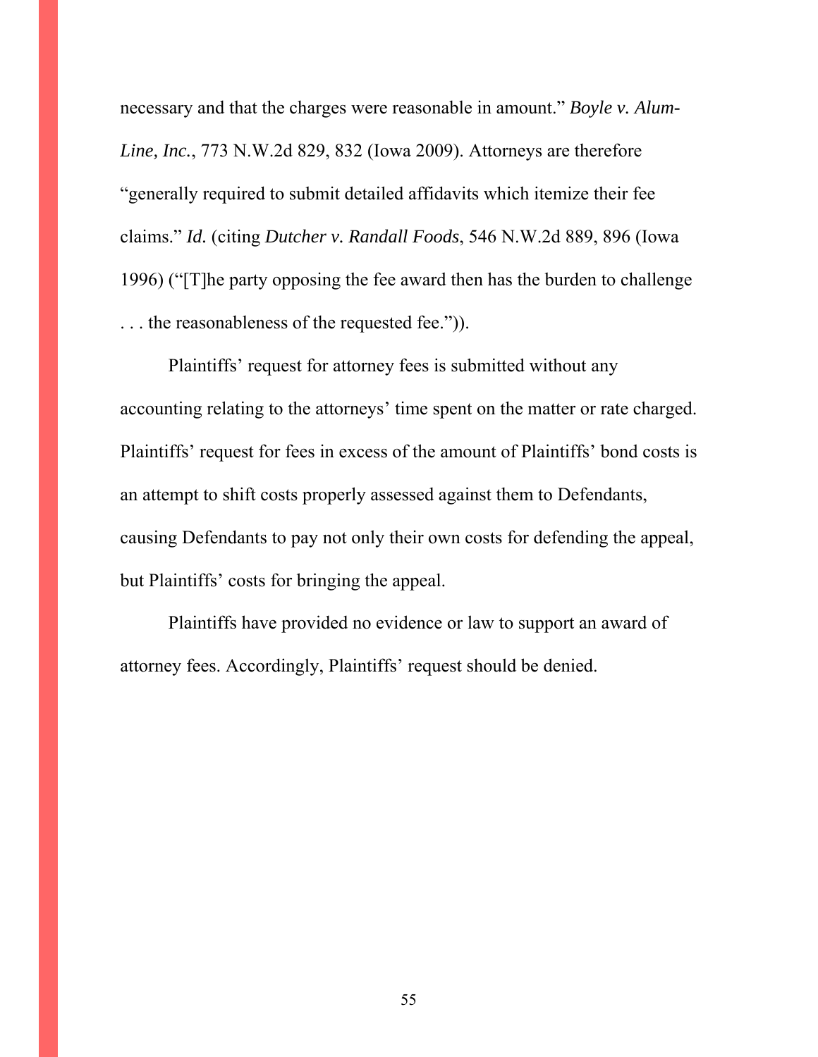necessary and that the charges were reasonable in amount." *Boyle v. Alum-Line, Inc.*, 773 N.W.2d 829, 832 (Iowa 2009). Attorneys are therefore "generally required to submit detailed affidavits which itemize their fee claims." *Id.* (citing *Dutcher v. Randall Foods*, 546 N.W.2d 889, 896 (Iowa 1996) ("[T]he party opposing the fee award then has the burden to challenge . . . the reasonableness of the requested fee.")).

Plaintiffs' request for attorney fees is submitted without any accounting relating to the attorneys' time spent on the matter or rate charged. Plaintiffs' request for fees in excess of the amount of Plaintiffs' bond costs is an attempt to shift costs properly assessed against them to Defendants, causing Defendants to pay not only their own costs for defending the appeal, but Plaintiffs' costs for bringing the appeal.

Plaintiffs have provided no evidence or law to support an award of attorney fees. Accordingly, Plaintiffs' request should be denied.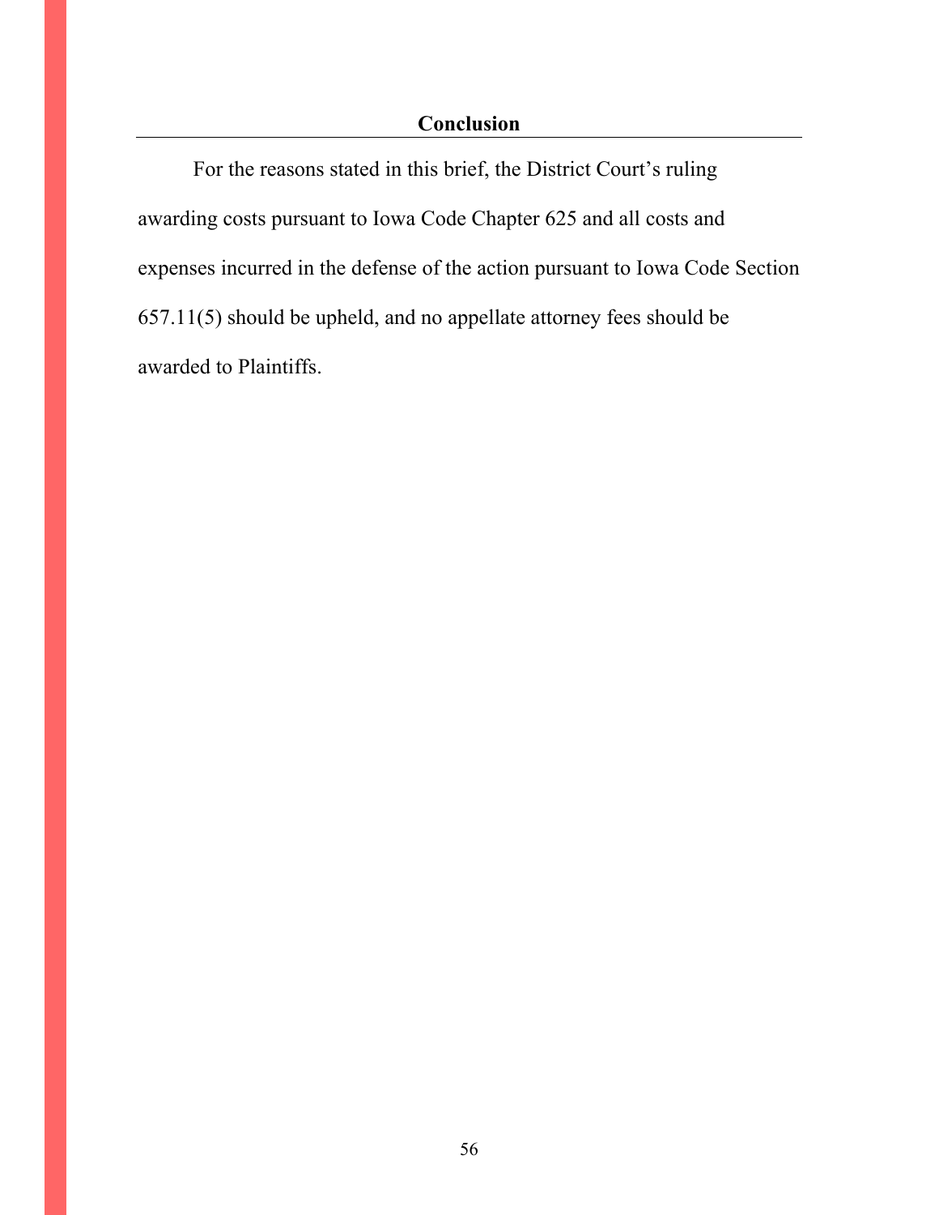## Conclusion

For the reasons stated in this brief, the District Court's ruling awarding costs pursuant to Iowa Code Chapter 625 and all costs and expenses incurred in the defense of the action pursuant to Iowa Code Section 657.11(5) should be upheld, and no appellate attorney fees should be awarded to Plaintiffs.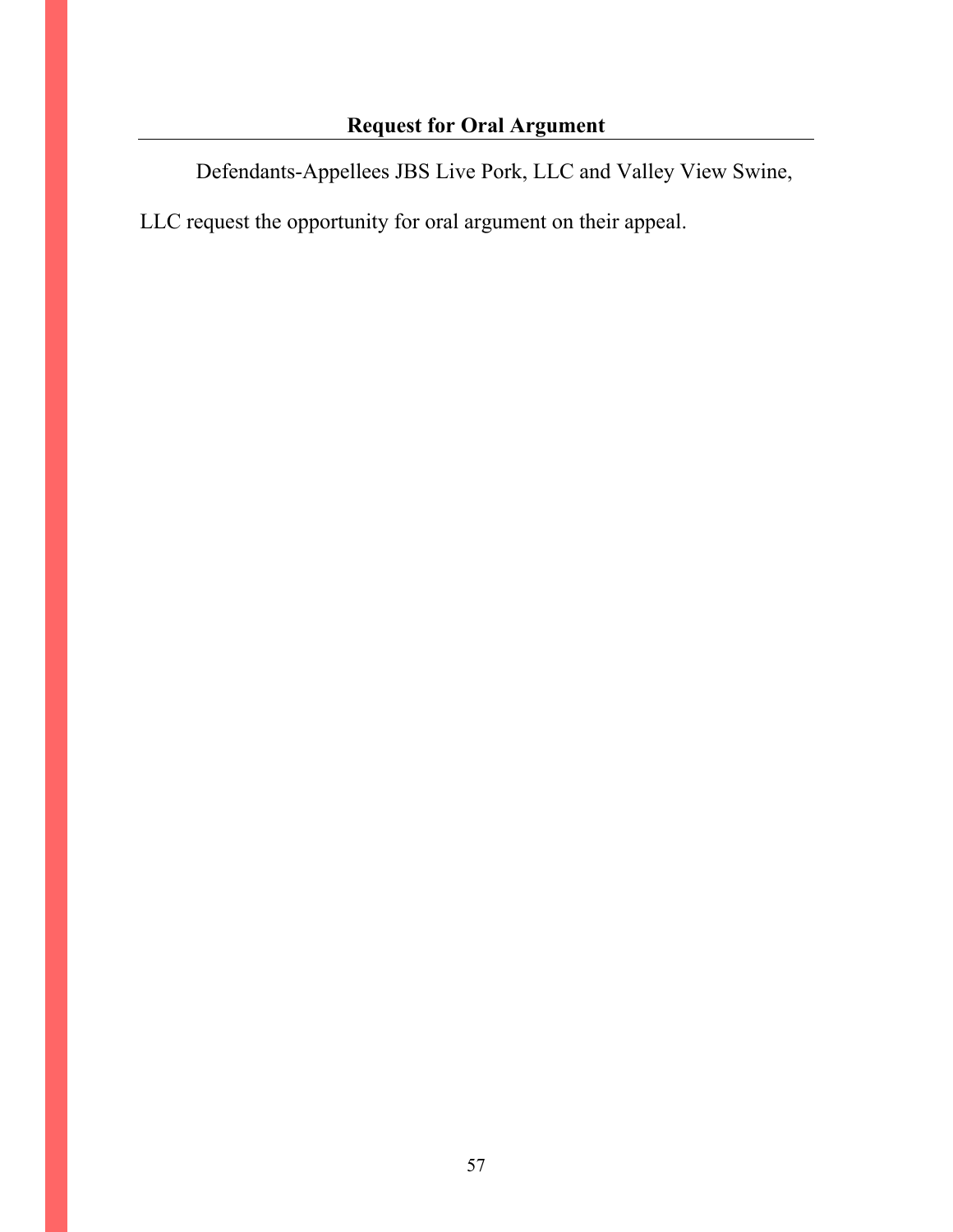## Request for Oral Argument

Defendants-Appellees JBS Live Pork, LLC and Valley View Swine, LLC request the opportunity for oral argument on their appeal.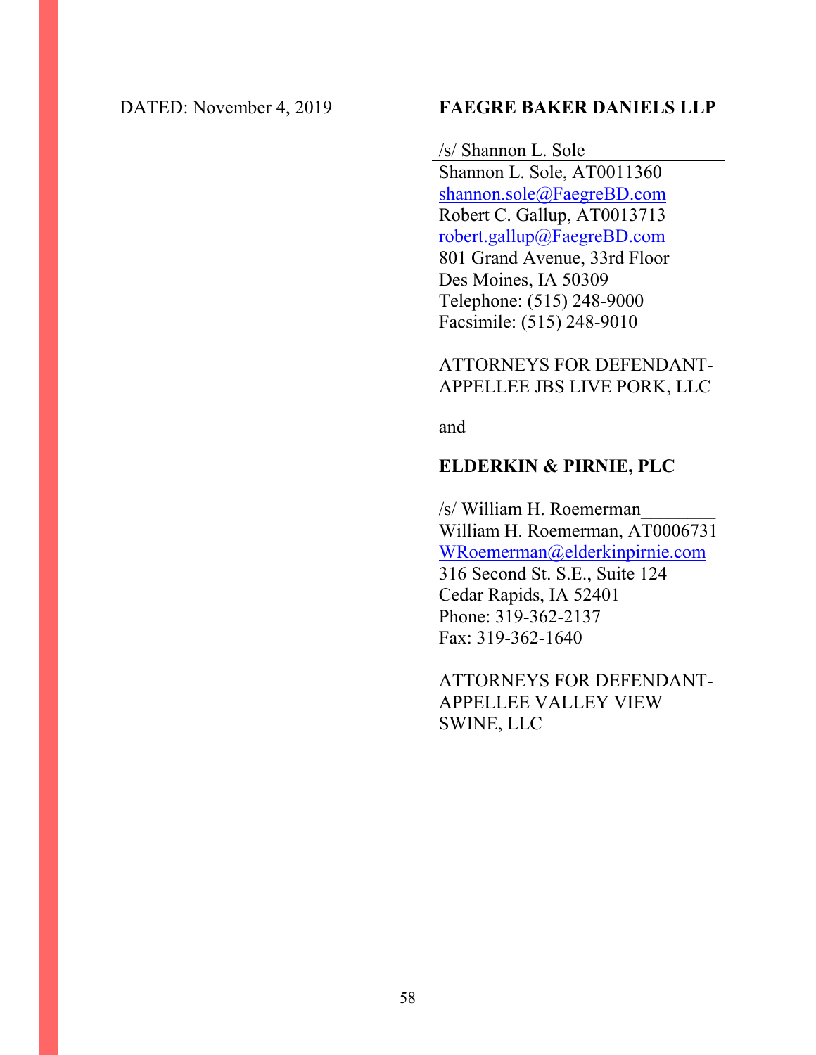DATED: November 4, 2019

**FAEGRE BAKER DANIELS LLP**

/s/ Shannon L. Sole
Shannon L. Sole, AT0011360
shannon.sole@FaegreBD.com
Robert C. Gallup, AT0013713
robert.gallup@FaegreBD.com
801 Grand Avenue, 33rd Floor
Des Moines, IA 50309
Telephone: (515) 248-9000
Facsimile: (515) 248-9010

ATTORNEYS FOR DEFENDANT-APPELLEE JBS LIVE PORK, LLC

and

**ELDERKIN & PIRNIE, PLC**

/s/ William H. Roemerman
William H. Roemerman, AT0006731
WRoemerman@elderkinpirnie.com
316 Second St. S.E., Suite 124
Cedar Rapids, IA 52401
Phone: 319-362-2137
Fax: 319-362-1640

ATTORNEYS FOR DEFENDANT-APPELLEE VALLEY VIEW SWINE, LLC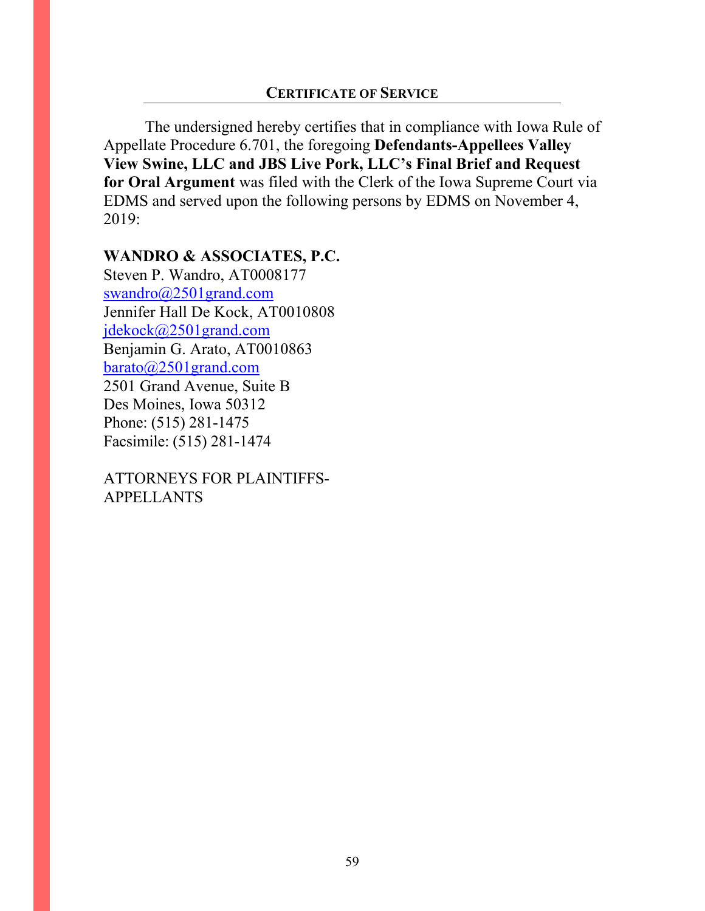## CERTIFICATE OF SERVICE

The undersigned hereby certifies that in compliance with Iowa Rule of Appellate Procedure 6.701, the foregoing **Defendants-Appellees Valley View Swine, LLC and JBS Live Pork, LLC's Final Brief and Request for Oral Argument** was filed with the Clerk of the Iowa Supreme Court via EDMS and served upon the following persons by EDMS on November 4, 2019:

**WANDRO & ASSOCIATES, P.C.**
Steven P. Wandro, AT0008177
swandro@2501grand.com
Jennifer Hall De Kock, AT0010808
jdekock@2501grand.com
Benjamin G. Arato, AT0010863
barato@2501grand.com
2501 Grand Avenue, Suite B
Des Moines, Iowa 50312
Phone: (515) 281-1475
Facsimile: (515) 281-1474

ATTORNEYS FOR PLAINTIFFS-APPELLANTS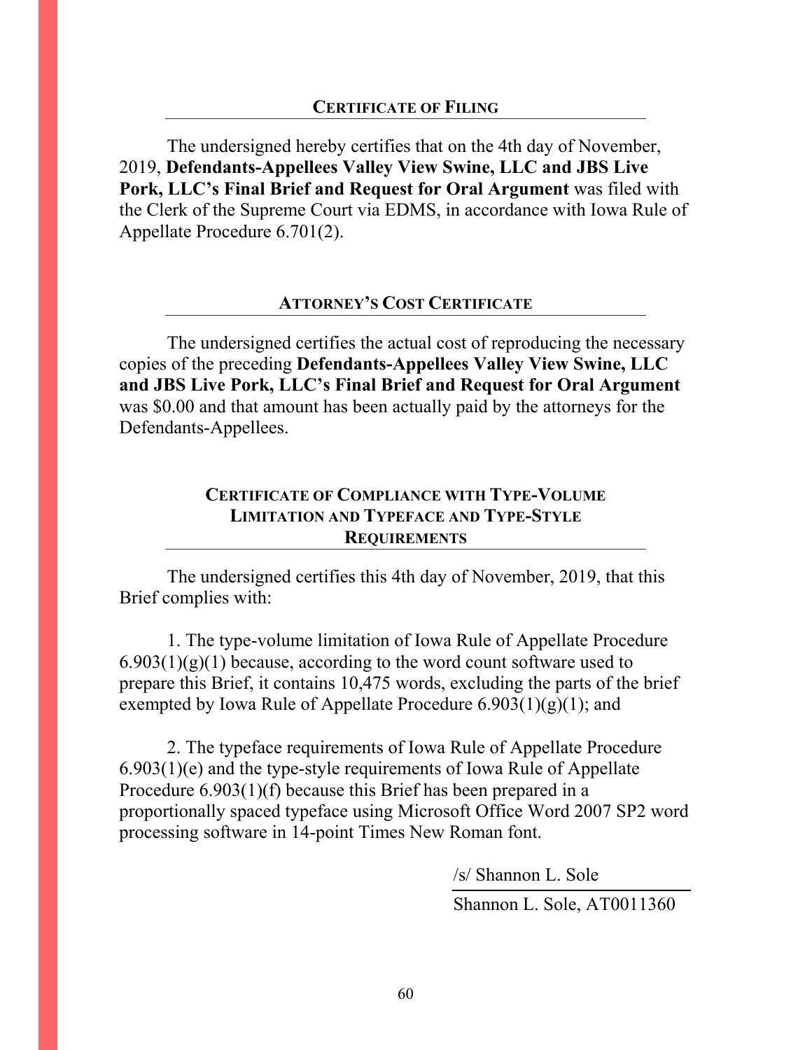## CERTIFICATE OF FILING

The undersigned hereby certifies that on the 4th day of November, 2019, **Defendants-Appellees Valley View Swine, LLC and JBS Live Pork, LLC's Final Brief and Request for Oral Argument** was filed with the Clerk of the Supreme Court via EDMS, in accordance with Iowa Rule of Appellate Procedure 6.701(2).

## ATTORNEY'S COST CERTIFICATE

The undersigned certifies the actual cost of reproducing the necessary copies of the preceding **Defendants-Appellees Valley View Swine, LLC and JBS Live Pork, LLC's Final Brief and Request for Oral Argument** was $0.00 and that amount has been actually paid by the attorneys for the Defendants-Appellees.

## CERTIFICATE OF COMPLIANCE WITH TYPE-VOLUME LIMITATION AND TYPEFACE AND TYPE-STYLE REQUIREMENTS

The undersigned certifies this 4th day of November, 2019, that this Brief complies with:

1. The type-volume limitation of Iowa Rule of Appellate Procedure 6.903(1)(g)(1) because, according to the word count software used to prepare this Brief, it contains 10,475 words, excluding the parts of the brief exempted by Iowa Rule of Appellate Procedure 6.903(1)(g)(1); and

2. The typeface requirements of Iowa Rule of Appellate Procedure 6.903(1)(e) and the type-style requirements of Iowa Rule of Appellate Procedure 6.903(1)(f) because this Brief has been prepared in a proportionally spaced typeface using Microsoft Office Word 2007 SP2 word processing software in 14-point Times New Roman font.

/s/ Shannon L. Sole

Shannon L. Sole, AT0011360